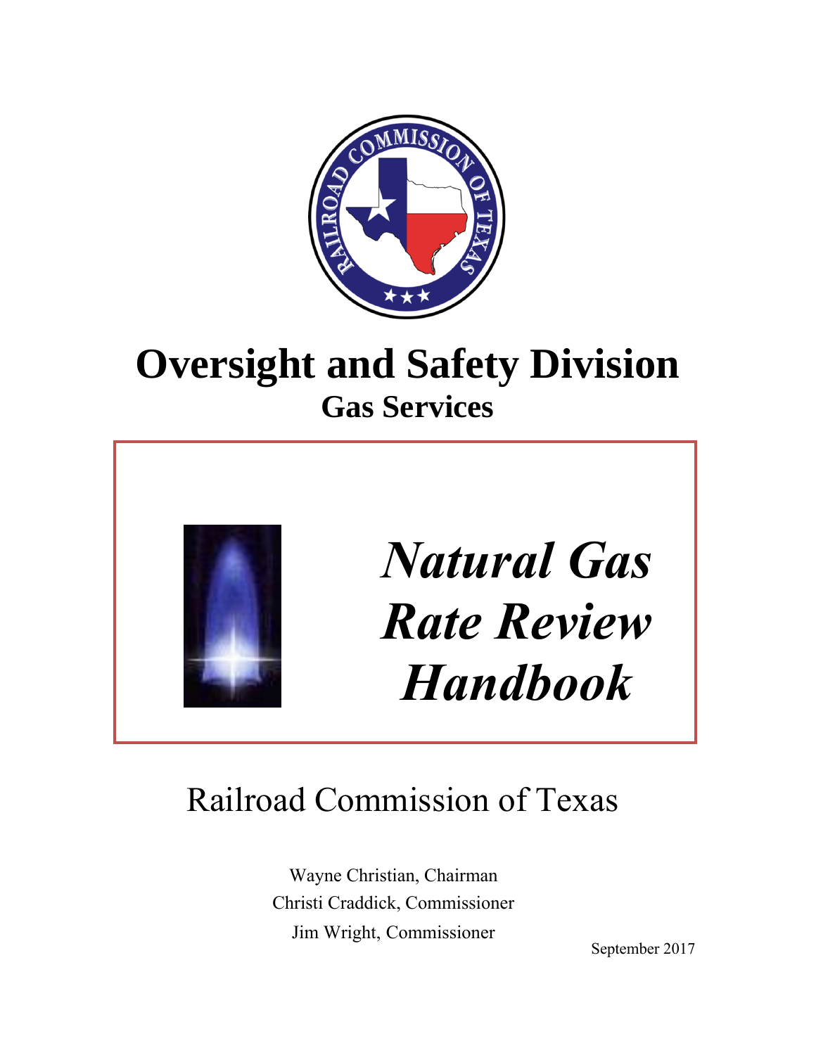# Oversight and Safety Division

## Gas Services

# *Natural Gas Rate Review Handbook*

Railroad Commission of Texas

Wayne Christian, Chairman
Christi Craddick, Commissioner
Jim Wright, Commissioner

September 2017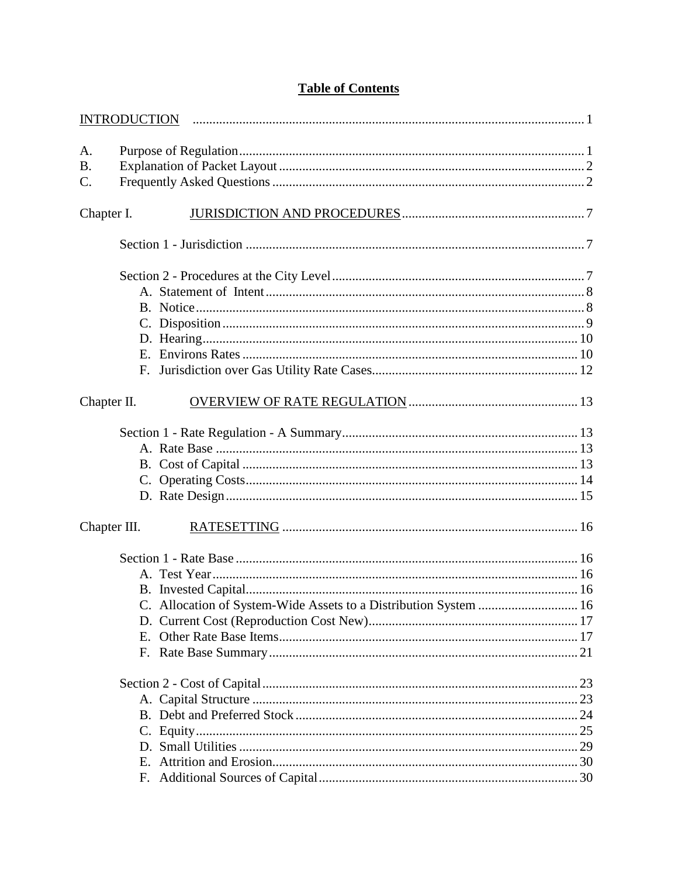# Table of Contents

| | |
|---|---|
| INTRODUCTION | 1 |
| A. Purpose of Regulation | 1 |
| B. Explanation of Packet Layout | 2 |
| C. Frequently Asked Questions | 2 |
| **Chapter I. JURISDICTION AND PROCEDURES** | 7 |
| Section 1 - Jurisdiction | 7 |
| Section 2 - Procedures at the City Level | 7 |
| A. Statement of Intent | 8 |
| B. Notice | 8 |
| C. Disposition | 9 |
| D. Hearing | 10 |
| E. Environs Rates | 10 |
| F. Jurisdiction over Gas Utility Rate Cases | 12 |
| **Chapter II. OVERVIEW OF RATE REGULATION** | 13 |
| Section 1 - Rate Regulation - A Summary | 13 |
| A. Rate Base | 13 |
| B. Cost of Capital | 13 |
| C. Operating Costs | 14 |
| D. Rate Design | 15 |
| **Chapter III. RATESETTING** | 16 |
| Section 1 - Rate Base | 16 |
| A. Test Year | 16 |
| B. Invested Capital | 16 |
| C. Allocation of System-Wide Assets to a Distribution System | 16 |
| D. Current Cost (Reproduction Cost New) | 17 |
| E. Other Rate Base Items | 17 |
| F. Rate Base Summary | 21 |
| Section 2 - Cost of Capital | 23 |
| A. Capital Structure | 23 |
| B. Debt and Preferred Stock | 24 |
| C. Equity | 25 |
| D. Small Utilities | 29 |
| E. Attrition and Erosion | 30 |
| F. Additional Sources of Capital | 30 |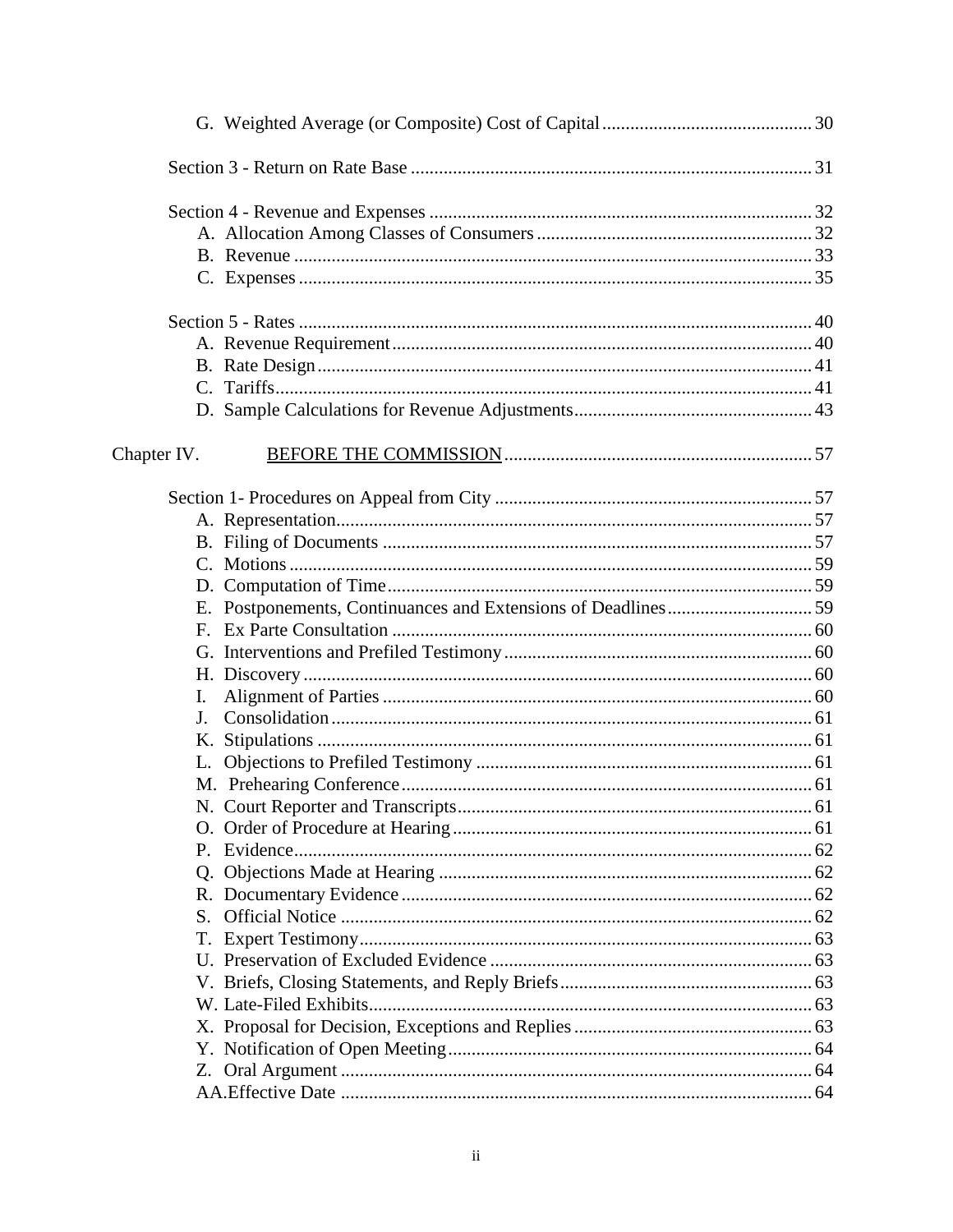G. Weighted Average (or Composite) Cost of Capital ............................................ 30

Section 3 - Return on Rate Base ..................................................................................... 31

Section 4 - Revenue and Expenses ................................................................................. 32
- A. Allocation Among Classes of Consumers .......................................................... 32
- B. Revenue ............................................................................................................. 33
- C. Expenses ............................................................................................................ 35

Section 5 - Rates ............................................................................................................ 40
- A. Revenue Requirement ........................................................................................ 40
- B. Rate Design ........................................................................................................ 41
- C. Tariffs ................................................................................................................. 41
- D. Sample Calculations for Revenue Adjustments .................................................. 43

Chapter IV. <u>BEFORE THE COMMISSION</u> ................................................................ 57

Section 1- Procedures on Appeal from City ................................................................... 57
- A. Representation .................................................................................................... 57
- B. Filing of Documents ........................................................................................... 57
- C. Motions .............................................................................................................. 59
- D. Computation of Time ......................................................................................... 59
- E. Postponements, Continuances and Extensions of Deadlines ............................... 59
- F. Ex Parte Consultation ......................................................................................... 60
- G. Interventions and Prefiled Testimony ................................................................. 60
- H. Discovery ........................................................................................................... 60
- I. Alignment of Parties ........................................................................................... 60
- J. Consolidation ...................................................................................................... 61
- K. Stipulations ......................................................................................................... 61
- L. Objections to Prefiled Testimony ....................................................................... 61
- M. Prehearing Conference ....................................................................................... 61
- N. Court Reporter and Transcripts ........................................................................... 61
- O. Order of Procedure at Hearing ............................................................................ 61
- P. Evidence ............................................................................................................. 62
- Q. Objections Made at Hearing ............................................................................... 62
- R. Documentary Evidence ....................................................................................... 62
- S. Official Notice .................................................................................................... 62
- T. Expert Testimony ................................................................................................ 63
- U. Preservation of Excluded Evidence .................................................................... 63
- V. Briefs, Closing Statements, and Reply Briefs ..................................................... 63
- W. Late-Filed Exhibits .............................................................................................. 63
- X. Proposal for Decision, Exceptions and Replies ................................................... 63
- Y. Notification of Open Meeting ............................................................................. 64
- Z. Oral Argument .................................................................................................... 64
- AA. Effective Date .................................................................................................... 64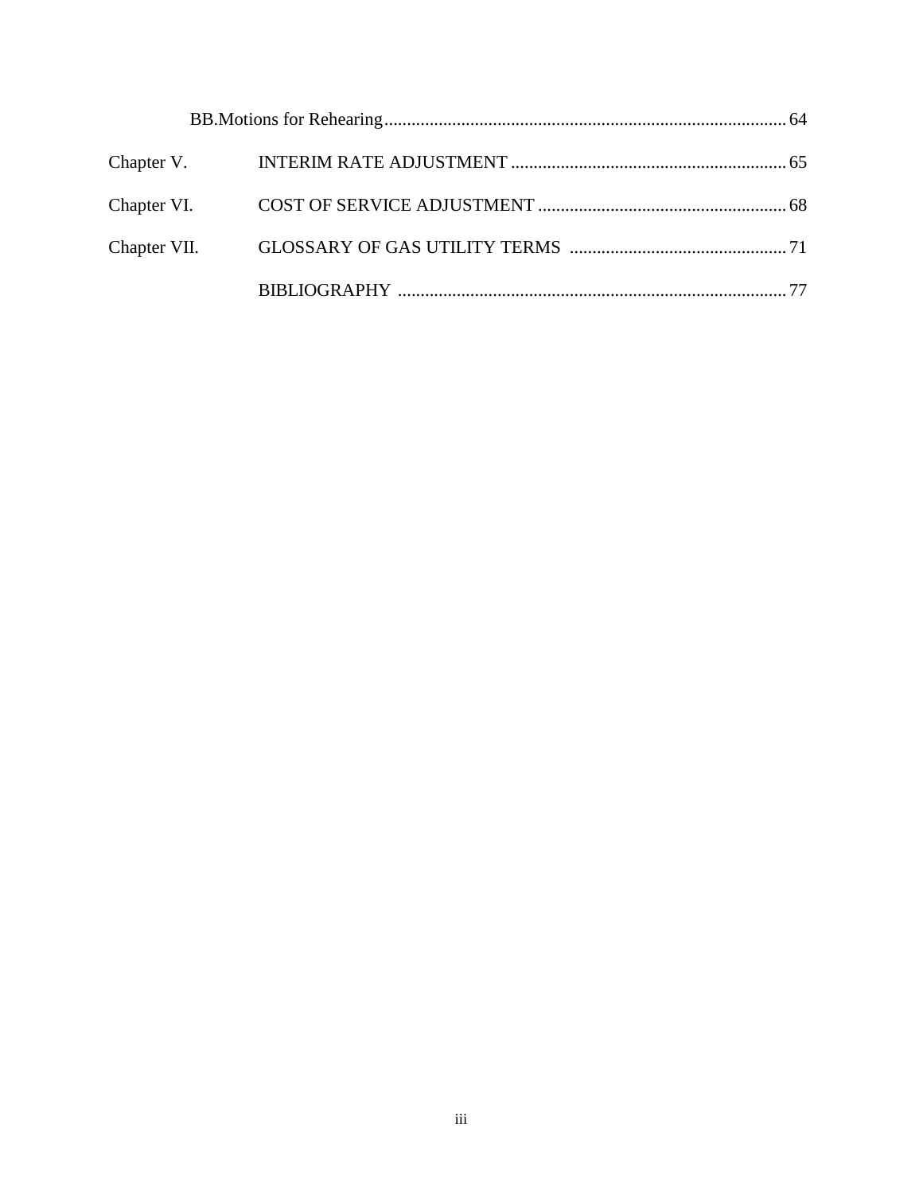BB. Motions for Rehearing ........................................................................................ 64

Chapter V. INTERIM RATE ADJUSTMENT ............................................................ 65

Chapter VI. COST OF SERVICE ADJUSTMENT ...................................................... 68

Chapter VII. GLOSSARY OF GAS UTILITY TERMS ................................................ 71

BIBLIOGRAPHY ..................................................................................... 77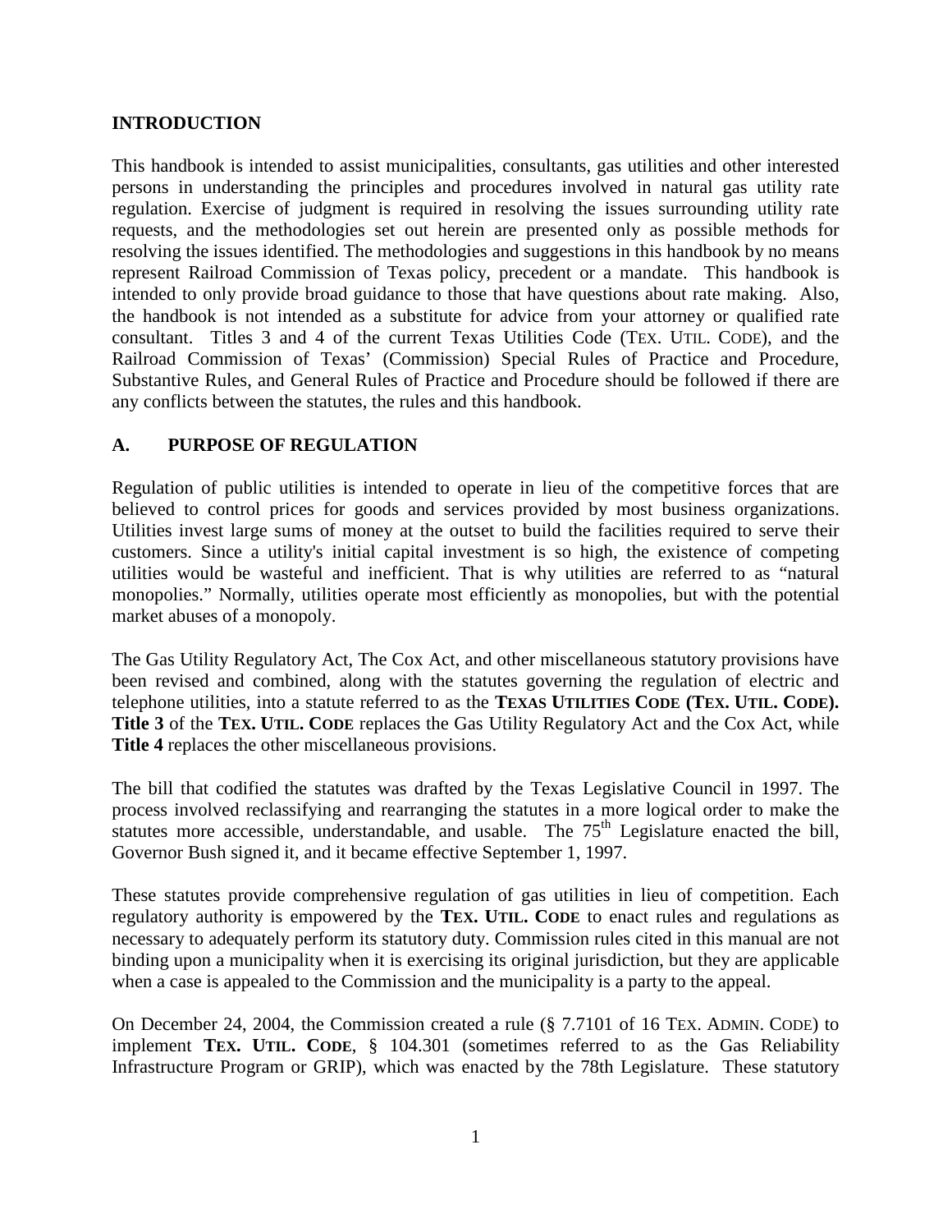## INTRODUCTION

This handbook is intended to assist municipalities, consultants, gas utilities and other interested persons in understanding the principles and procedures involved in natural gas utility rate regulation. Exercise of judgment is required in resolving the issues surrounding utility rate requests, and the methodologies set out herein are presented only as possible methods for resolving the issues identified. The methodologies and suggestions in this handbook by no means represent Railroad Commission of Texas policy, precedent or a mandate. This handbook is intended to only provide broad guidance to those that have questions about rate making. Also, the handbook is not intended as a substitute for advice from your attorney or qualified rate consultant. Titles 3 and 4 of the current Texas Utilities Code (TEX. UTIL. CODE), and the Railroad Commission of Texas' (Commission) Special Rules of Practice and Procedure, Substantive Rules, and General Rules of Practice and Procedure should be followed if there are any conflicts between the statutes, the rules and this handbook.

## A. PURPOSE OF REGULATION

Regulation of public utilities is intended to operate in lieu of the competitive forces that are believed to control prices for goods and services provided by most business organizations. Utilities invest large sums of money at the outset to build the facilities required to serve their customers. Since a utility's initial capital investment is so high, the existence of competing utilities would be wasteful and inefficient. That is why utilities are referred to as "natural monopolies." Normally, utilities operate most efficiently as monopolies, but with the potential market abuses of a monopoly.

The Gas Utility Regulatory Act, The Cox Act, and other miscellaneous statutory provisions have been revised and combined, along with the statutes governing the regulation of electric and telephone utilities, into a statute referred to as the **TEXAS UTILITIES CODE (TEX. UTIL. CODE). Title 3** of the **TEX. UTIL. CODE** replaces the Gas Utility Regulatory Act and the Cox Act, while **Title 4** replaces the other miscellaneous provisions.

The bill that codified the statutes was drafted by the Texas Legislative Council in 1997. The process involved reclassifying and rearranging the statutes in a more logical order to make the statutes more accessible, understandable, and usable. The 75th Legislature enacted the bill, Governor Bush signed it, and it became effective September 1, 1997.

These statutes provide comprehensive regulation of gas utilities in lieu of competition. Each regulatory authority is empowered by the **TEX. UTIL. CODE** to enact rules and regulations as necessary to adequately perform its statutory duty. Commission rules cited in this manual are not binding upon a municipality when it is exercising its original jurisdiction, but they are applicable when a case is appealed to the Commission and the municipality is a party to the appeal.

On December 24, 2004, the Commission created a rule (§ 7.7101 of 16 TEX. ADMIN. CODE) to implement **TEX. UTIL. CODE**, § 104.301 (sometimes referred to as the Gas Reliability Infrastructure Program or GRIP), which was enacted by the 78th Legislature. These statutory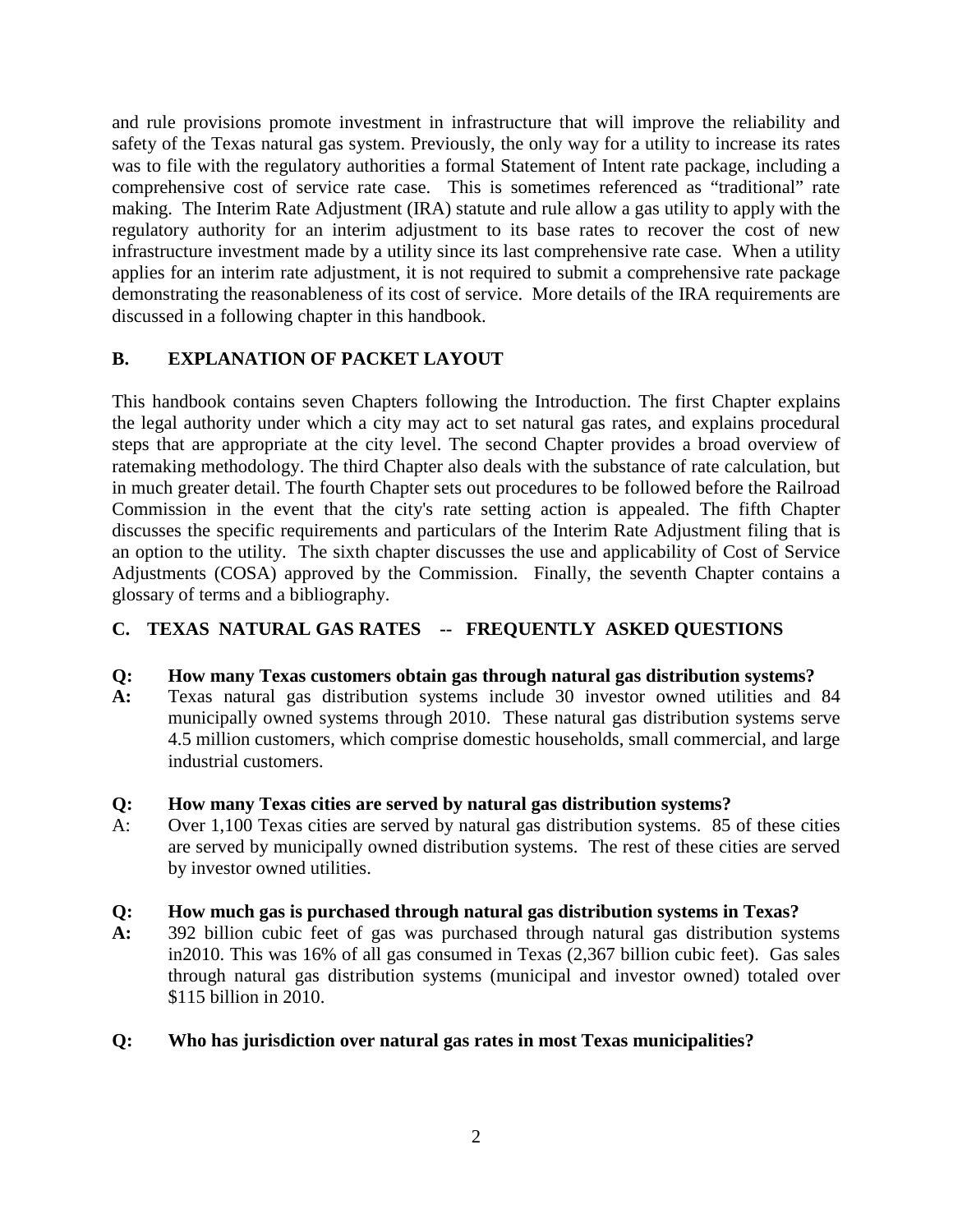and rule provisions promote investment in infrastructure that will improve the reliability and safety of the Texas natural gas system. Previously, the only way for a utility to increase its rates was to file with the regulatory authorities a formal Statement of Intent rate package, including a comprehensive cost of service rate case. This is sometimes referenced as "traditional" rate making. The Interim Rate Adjustment (IRA) statute and rule allow a gas utility to apply with the regulatory authority for an interim adjustment to its base rates to recover the cost of new infrastructure investment made by a utility since its last comprehensive rate case. When a utility applies for an interim rate adjustment, it is not required to submit a comprehensive rate package demonstrating the reasonableness of its cost of service. More details of the IRA requirements are discussed in a following chapter in this handbook.

## B. EXPLANATION OF PACKET LAYOUT

This handbook contains seven Chapters following the Introduction. The first Chapter explains the legal authority under which a city may act to set natural gas rates, and explains procedural steps that are appropriate at the city level. The second Chapter provides a broad overview of ratemaking methodology. The third Chapter also deals with the substance of rate calculation, but in much greater detail. The fourth Chapter sets out procedures to be followed before the Railroad Commission in the event that the city's rate setting action is appealed. The fifth Chapter discusses the specific requirements and particulars of the Interim Rate Adjustment filing that is an option to the utility. The sixth chapter discusses the use and applicability of Cost of Service Adjustments (COSA) approved by the Commission. Finally, the seventh Chapter contains a glossary of terms and a bibliography.

## C. TEXAS NATURAL GAS RATES -- FREQUENTLY ASKED QUESTIONS

**Q: How many Texas customers obtain gas through natural gas distribution systems?**

**A:** Texas natural gas distribution systems include 30 investor owned utilities and 84 municipally owned systems through 2010. These natural gas distribution systems serve 4.5 million customers, which comprise domestic households, small commercial, and large industrial customers.

**Q: How many Texas cities are served by natural gas distribution systems?**

A: Over 1,100 Texas cities are served by natural gas distribution systems. 85 of these cities are served by municipally owned distribution systems. The rest of these cities are served by investor owned utilities.

**Q: How much gas is purchased through natural gas distribution systems in Texas?**

**A:** 392 billion cubic feet of gas was purchased through natural gas distribution systems in2010. This was 16% of all gas consumed in Texas (2,367 billion cubic feet). Gas sales through natural gas distribution systems (municipal and investor owned) totaled over $115 billion in 2010.

**Q: Who has jurisdiction over natural gas rates in most Texas municipalities?**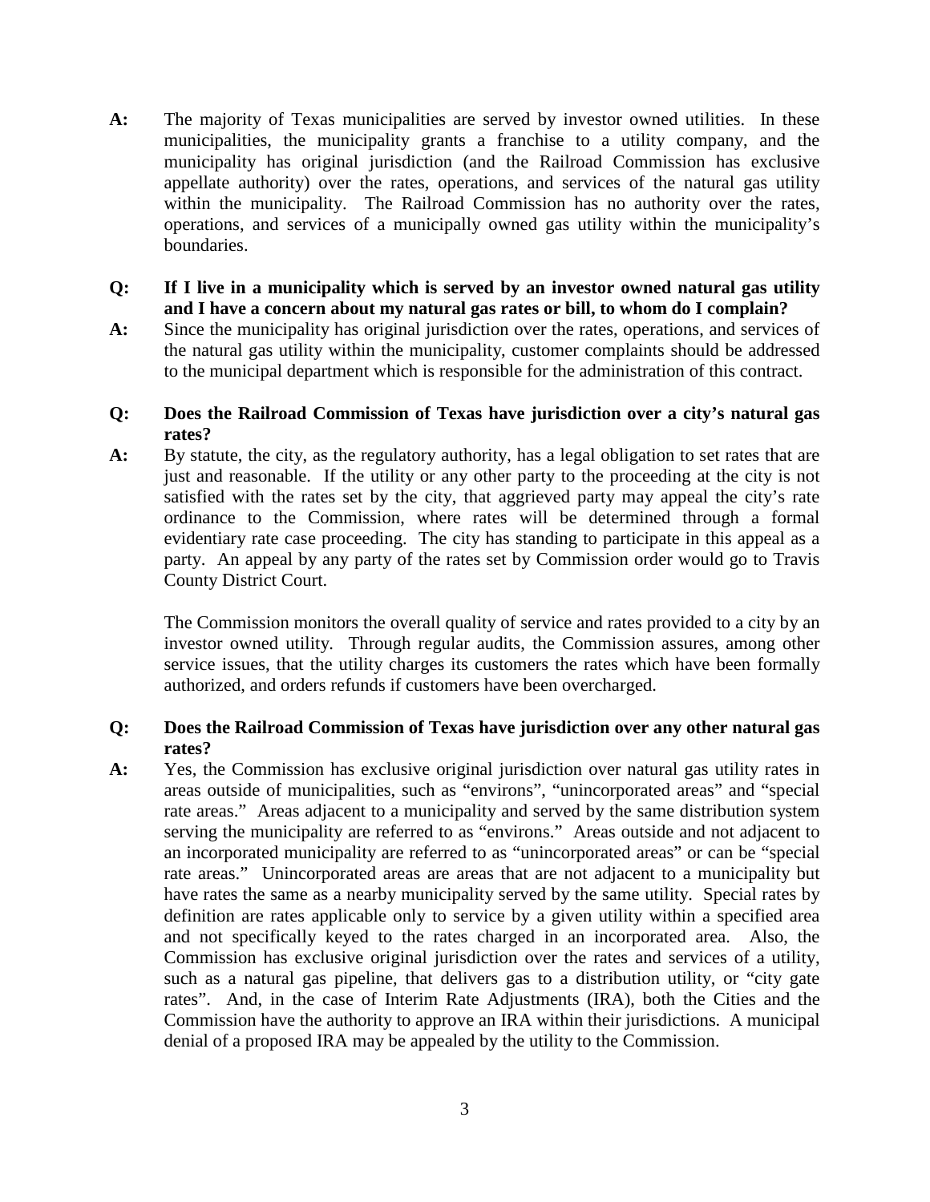**A:** The majority of Texas municipalities are served by investor owned utilities. In these municipalities, the municipality grants a franchise to a utility company, and the municipality has original jurisdiction (and the Railroad Commission has exclusive appellate authority) over the rates, operations, and services of the natural gas utility within the municipality. The Railroad Commission has no authority over the rates, operations, and services of a municipally owned gas utility within the municipality's boundaries.

**Q: If I live in a municipality which is served by an investor owned natural gas utility and I have a concern about my natural gas rates or bill, to whom do I complain?**

**A:** Since the municipality has original jurisdiction over the rates, operations, and services of the natural gas utility within the municipality, customer complaints should be addressed to the municipal department which is responsible for the administration of this contract.

**Q: Does the Railroad Commission of Texas have jurisdiction over a city's natural gas rates?**

**A:** By statute, the city, as the regulatory authority, has a legal obligation to set rates that are just and reasonable. If the utility or any other party to the proceeding at the city is not satisfied with the rates set by the city, that aggrieved party may appeal the city's rate ordinance to the Commission, where rates will be determined through a formal evidentiary rate case proceeding. The city has standing to participate in this appeal as a party. An appeal by any party of the rates set by Commission order would go to Travis County District Court.

The Commission monitors the overall quality of service and rates provided to a city by an investor owned utility. Through regular audits, the Commission assures, among other service issues, that the utility charges its customers the rates which have been formally authorized, and orders refunds if customers have been overcharged.

**Q: Does the Railroad Commission of Texas have jurisdiction over any other natural gas rates?**

**A:** Yes, the Commission has exclusive original jurisdiction over natural gas utility rates in areas outside of municipalities, such as "environs", "unincorporated areas" and "special rate areas." Areas adjacent to a municipality and served by the same distribution system serving the municipality are referred to as "environs." Areas outside and not adjacent to an incorporated municipality are referred to as "unincorporated areas" or can be "special rate areas." Unincorporated areas are areas that are not adjacent to a municipality but have rates the same as a nearby municipality served by the same utility. Special rates by definition are rates applicable only to service by a given utility within a specified area and not specifically keyed to the rates charged in an incorporated area. Also, the Commission has exclusive original jurisdiction over the rates and services of a utility, such as a natural gas pipeline, that delivers gas to a distribution utility, or "city gate rates". And, in the case of Interim Rate Adjustments (IRA), both the Cities and the Commission have the authority to approve an IRA within their jurisdictions. A municipal denial of a proposed IRA may be appealed by the utility to the Commission.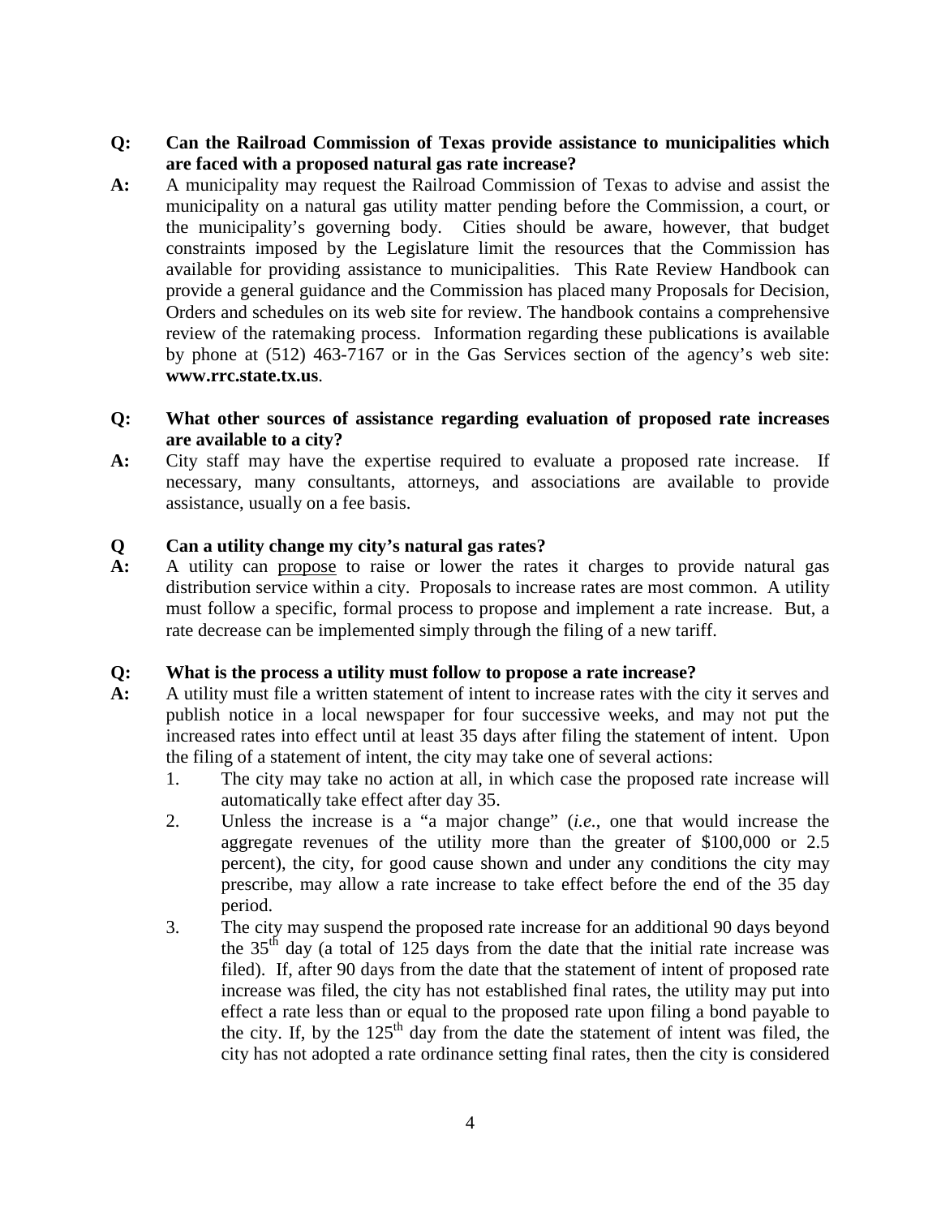**Q: Can the Railroad Commission of Texas provide assistance to municipalities which are faced with a proposed natural gas rate increase?**

**A:** A municipality may request the Railroad Commission of Texas to advise and assist the municipality on a natural gas utility matter pending before the Commission, a court, or the municipality's governing body. Cities should be aware, however, that budget constraints imposed by the Legislature limit the resources that the Commission has available for providing assistance to municipalities. This Rate Review Handbook can provide a general guidance and the Commission has placed many Proposals for Decision, Orders and schedules on its web site for review. The handbook contains a comprehensive review of the ratemaking process. Information regarding these publications is available by phone at (512) 463-7167 or in the Gas Services section of the agency's web site: **www.rrc.state.tx.us**.

**Q: What other sources of assistance regarding evaluation of proposed rate increases are available to a city?**

**A:** City staff may have the expertise required to evaluate a proposed rate increase. If necessary, many consultants, attorneys, and associations are available to provide assistance, usually on a fee basis.

**Q Can a utility change my city's natural gas rates?**

**A:** A utility can <u>propose</u> to raise or lower the rates it charges to provide natural gas distribution service within a city. Proposals to increase rates are most common. A utility must follow a specific, formal process to propose and implement a rate increase. But, a rate decrease can be implemented simply through the filing of a new tariff.

**Q: What is the process a utility must follow to propose a rate increase?**

**A:** A utility must file a written statement of intent to increase rates with the city it serves and publish notice in a local newspaper for four successive weeks, and may not put the increased rates into effect until at least 35 days after filing the statement of intent. Upon the filing of a statement of intent, the city may take one of several actions:

1. The city may take no action at all, in which case the proposed rate increase will automatically take effect after day 35.
2. Unless the increase is a "a major change" (*i.e.*, one that would increase the aggregate revenues of the utility more than the greater of $100,000 or 2.5 percent), the city, for good cause shown and under any conditions the city may prescribe, may allow a rate increase to take effect before the end of the 35 day period.
3. The city may suspend the proposed rate increase for an additional 90 days beyond the 35th day (a total of 125 days from the date that the initial rate increase was filed). If, after 90 days from the date that the statement of intent of proposed rate increase was filed, the city has not established final rates, the utility may put into effect a rate less than or equal to the proposed rate upon filing a bond payable to the city. If, by the 125th day from the date the statement of intent was filed, the city has not adopted a rate ordinance setting final rates, then the city is considered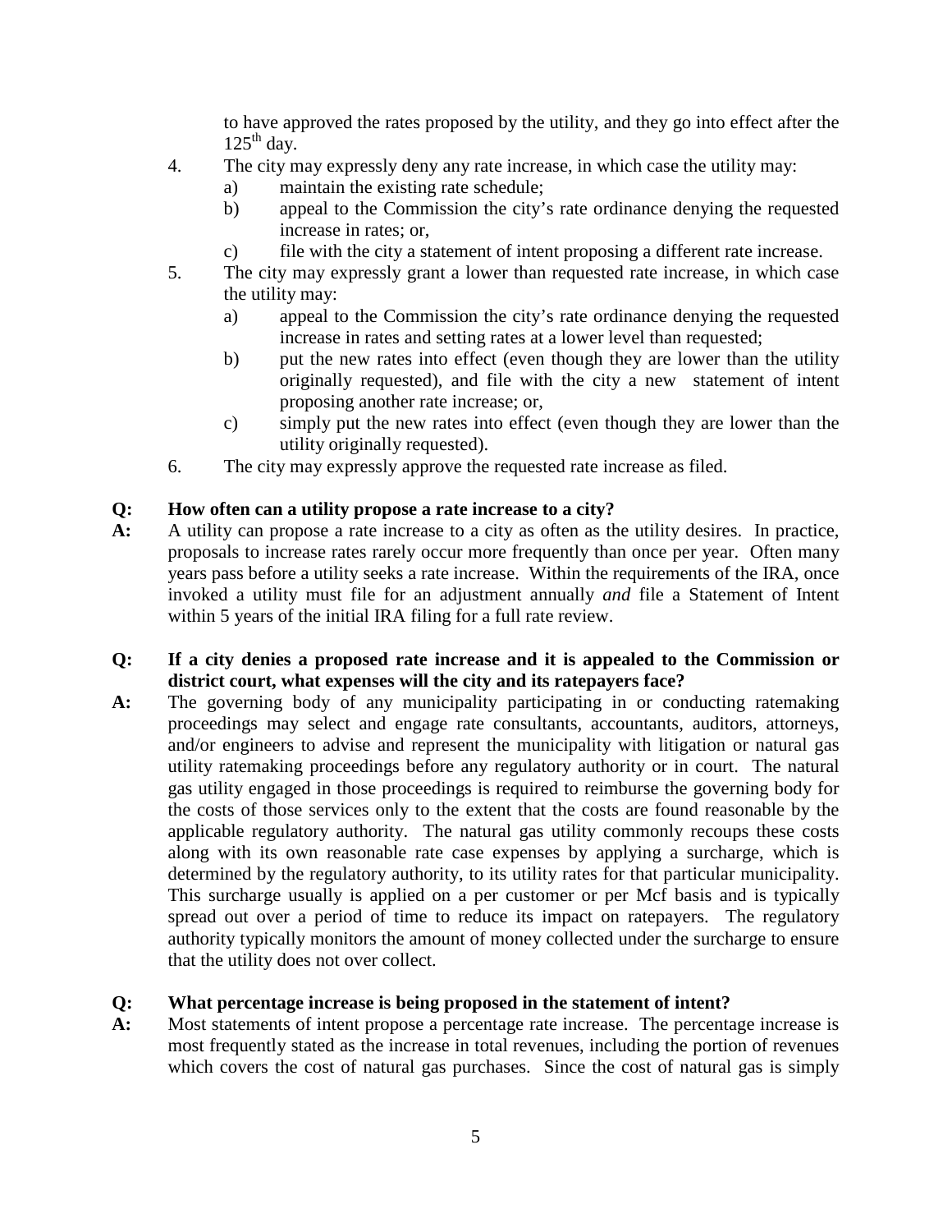to have approved the rates proposed by the utility, and they go into effect after the 125th day.

4. The city may expressly deny any rate increase, in which case the utility may:
   a) maintain the existing rate schedule;
   b) appeal to the Commission the city's rate ordinance denying the requested increase in rates; or,
   c) file with the city a statement of intent proposing a different rate increase.
5. The city may expressly grant a lower than requested rate increase, in which case the utility may:
   a) appeal to the Commission the city's rate ordinance denying the requested increase in rates and setting rates at a lower level than requested;
   b) put the new rates into effect (even though they are lower than the utility originally requested), and file with the city a new statement of intent proposing another rate increase; or,
   c) simply put the new rates into effect (even though they are lower than the utility originally requested).
6. The city may expressly approve the requested rate increase as filed.

**Q: How often can a utility propose a rate increase to a city?**

**A:** A utility can propose a rate increase to a city as often as the utility desires. In practice, proposals to increase rates rarely occur more frequently than once per year. Often many years pass before a utility seeks a rate increase. Within the requirements of the IRA, once invoked a utility must file for an adjustment annually *and* file a Statement of Intent within 5 years of the initial IRA filing for a full rate review.

**Q: If a city denies a proposed rate increase and it is appealed to the Commission or district court, what expenses will the city and its ratepayers face?**

**A:** The governing body of any municipality participating in or conducting ratemaking proceedings may select and engage rate consultants, accountants, auditors, attorneys, and/or engineers to advise and represent the municipality with litigation or natural gas utility ratemaking proceedings before any regulatory authority or in court. The natural gas utility engaged in those proceedings is required to reimburse the governing body for the costs of those services only to the extent that the costs are found reasonable by the applicable regulatory authority. The natural gas utility commonly recoups these costs along with its own reasonable rate case expenses by applying a surcharge, which is determined by the regulatory authority, to its utility rates for that particular municipality. This surcharge usually is applied on a per customer or per Mcf basis and is typically spread out over a period of time to reduce its impact on ratepayers. The regulatory authority typically monitors the amount of money collected under the surcharge to ensure that the utility does not over collect.

**Q: What percentage increase is being proposed in the statement of intent?**

**A:** Most statements of intent propose a percentage rate increase. The percentage increase is most frequently stated as the increase in total revenues, including the portion of revenues which covers the cost of natural gas purchases. Since the cost of natural gas is simply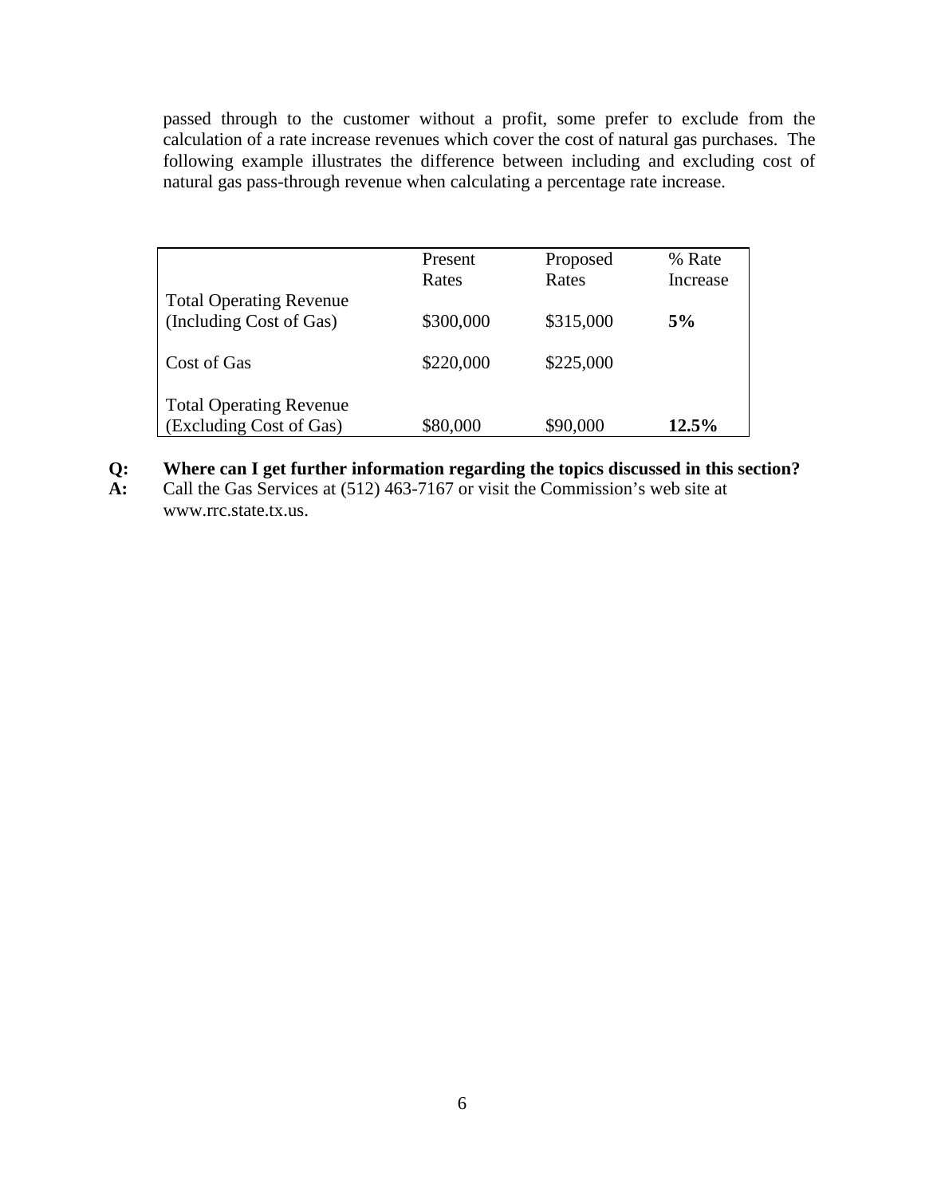passed through to the customer without a profit, some prefer to exclude from the calculation of a rate increase revenues which cover the cost of natural gas purchases. The following example illustrates the difference between including and excluding cost of natural gas pass-through revenue when calculating a percentage rate increase.

| | Present Rates | Proposed Rates | % Rate Increase |
|---|---|---|---|
| Total Operating Revenue (Including Cost of Gas) | $300,000 | $315,000 | **5%** |
| Cost of Gas | $220,000 | $225,000 | |
| Total Operating Revenue (Excluding Cost of Gas) | $80,000 | $90,000 | **12.5%** |

**Q: Where can I get further information regarding the topics discussed in this section?**

**A:** Call the Gas Services at (512) 463-7167 or visit the Commission's web site at www.rrc.state.tx.us.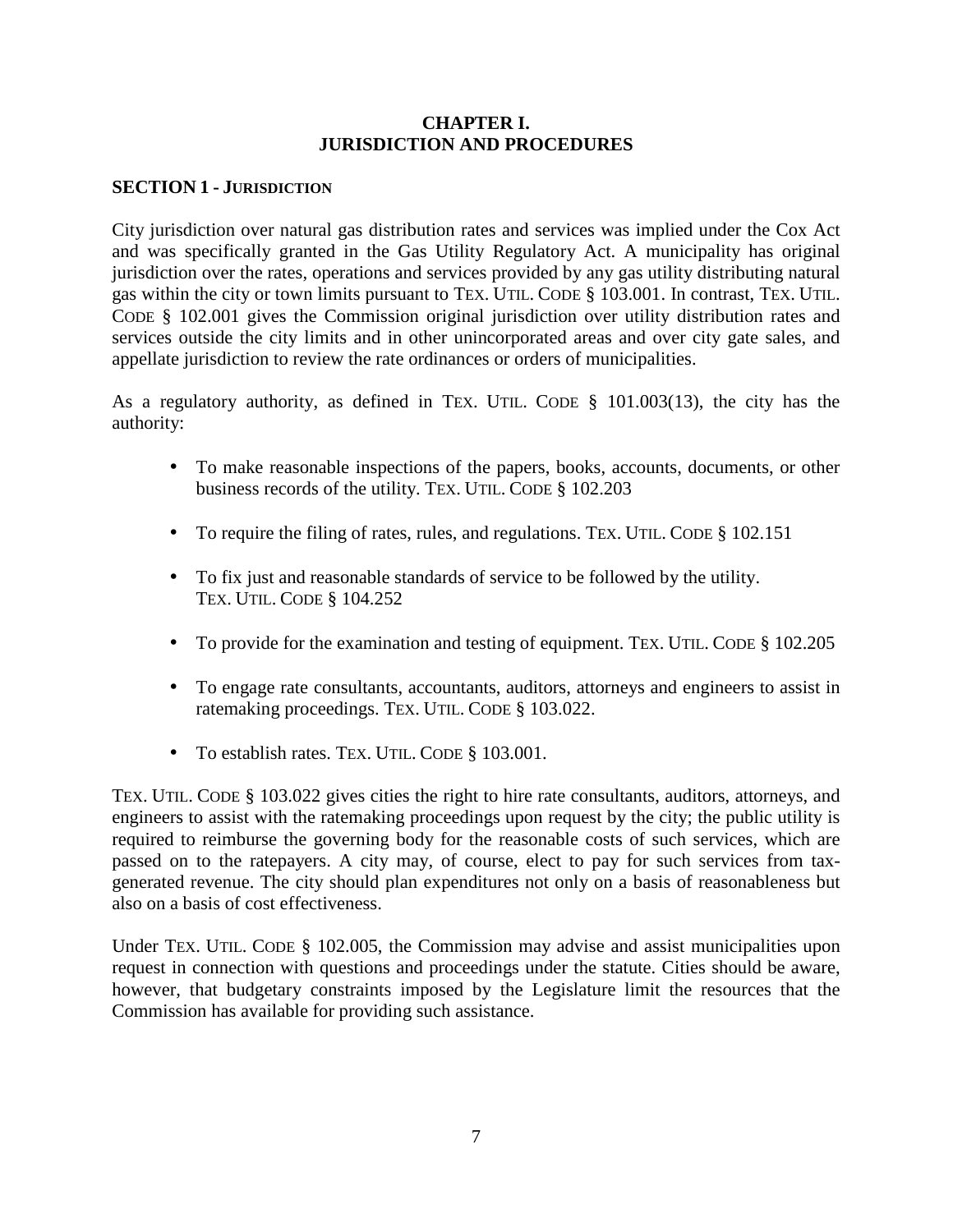# CHAPTER I.
# JURISDICTION AND PROCEDURES

## SECTION 1 - JURISDICTION

City jurisdiction over natural gas distribution rates and services was implied under the Cox Act and was specifically granted in the Gas Utility Regulatory Act. A municipality has original jurisdiction over the rates, operations and services provided by any gas utility distributing natural gas within the city or town limits pursuant to TEX. UTIL. CODE § 103.001. In contrast, TEX. UTIL. CODE § 102.001 gives the Commission original jurisdiction over utility distribution rates and services outside the city limits and in other unincorporated areas and over city gate sales, and appellate jurisdiction to review the rate ordinances or orders of municipalities.

As a regulatory authority, as defined in TEX. UTIL. CODE § 101.003(13), the city has the authority:

- To make reasonable inspections of the papers, books, accounts, documents, or other business records of the utility. TEX. UTIL. CODE § 102.203
- To require the filing of rates, rules, and regulations. TEX. UTIL. CODE § 102.151
- To fix just and reasonable standards of service to be followed by the utility. TEX. UTIL. CODE § 104.252
- To provide for the examination and testing of equipment. TEX. UTIL. CODE § 102.205
- To engage rate consultants, accountants, auditors, attorneys and engineers to assist in ratemaking proceedings. TEX. UTIL. CODE § 103.022.
- To establish rates. TEX. UTIL. CODE § 103.001.

TEX. UTIL. CODE § 103.022 gives cities the right to hire rate consultants, auditors, attorneys, and engineers to assist with the ratemaking proceedings upon request by the city; the public utility is required to reimburse the governing body for the reasonable costs of such services, which are passed on to the ratepayers. A city may, of course, elect to pay for such services from tax-generated revenue. The city should plan expenditures not only on a basis of reasonableness but also on a basis of cost effectiveness.

Under TEX. UTIL. CODE § 102.005, the Commission may advise and assist municipalities upon request in connection with questions and proceedings under the statute. Cities should be aware, however, that budgetary constraints imposed by the Legislature limit the resources that the Commission has available for providing such assistance.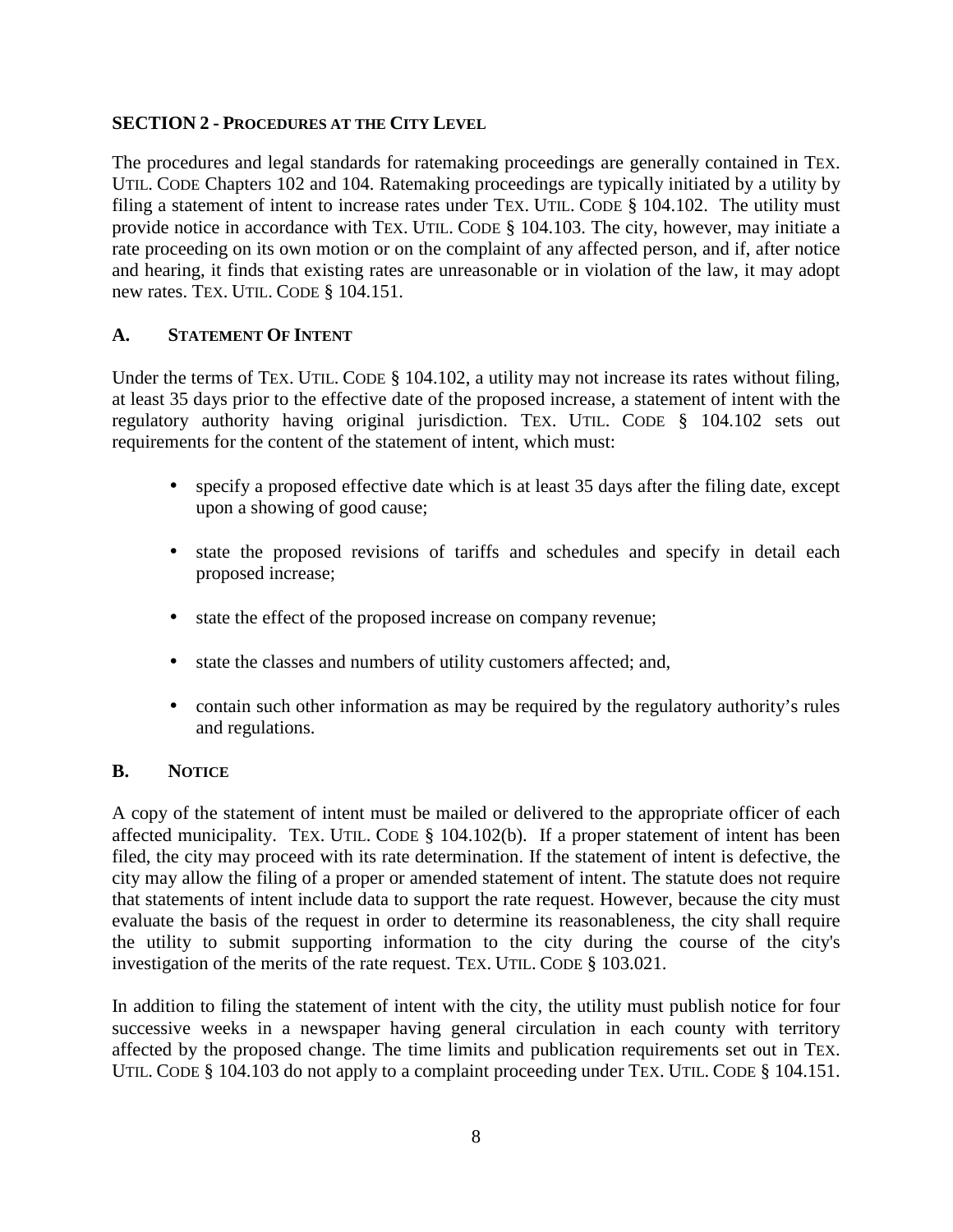## SECTION 2 - PROCEDURES AT THE CITY LEVEL

The procedures and legal standards for ratemaking proceedings are generally contained in TEX. UTIL. CODE Chapters 102 and 104. Ratemaking proceedings are typically initiated by a utility by filing a statement of intent to increase rates under TEX. UTIL. CODE § 104.102. The utility must provide notice in accordance with TEX. UTIL. CODE § 104.103. The city, however, may initiate a rate proceeding on its own motion or on the complaint of any affected person, and if, after notice and hearing, it finds that existing rates are unreasonable or in violation of the law, it may adopt new rates. TEX. UTIL. CODE § 104.151.

### A. STATEMENT OF INTENT

Under the terms of TEX. UTIL. CODE § 104.102, a utility may not increase its rates without filing, at least 35 days prior to the effective date of the proposed increase, a statement of intent with the regulatory authority having original jurisdiction. TEX. UTIL. CODE § 104.102 sets out requirements for the content of the statement of intent, which must:

- specify a proposed effective date which is at least 35 days after the filing date, except upon a showing of good cause;
- state the proposed revisions of tariffs and schedules and specify in detail each proposed increase;
- state the effect of the proposed increase on company revenue;
- state the classes and numbers of utility customers affected; and,
- contain such other information as may be required by the regulatory authority's rules and regulations.

### B. NOTICE

A copy of the statement of intent must be mailed or delivered to the appropriate officer of each affected municipality. TEX. UTIL. CODE § 104.102(b). If a proper statement of intent has been filed, the city may proceed with its rate determination. If the statement of intent is defective, the city may allow the filing of a proper or amended statement of intent. The statute does not require that statements of intent include data to support the rate request. However, because the city must evaluate the basis of the request in order to determine its reasonableness, the city shall require the utility to submit supporting information to the city during the course of the city's investigation of the merits of the rate request. TEX. UTIL. CODE § 103.021.

In addition to filing the statement of intent with the city, the utility must publish notice for four successive weeks in a newspaper having general circulation in each county with territory affected by the proposed change. The time limits and publication requirements set out in TEX. UTIL. CODE § 104.103 do not apply to a complaint proceeding under TEX. UTIL. CODE § 104.151.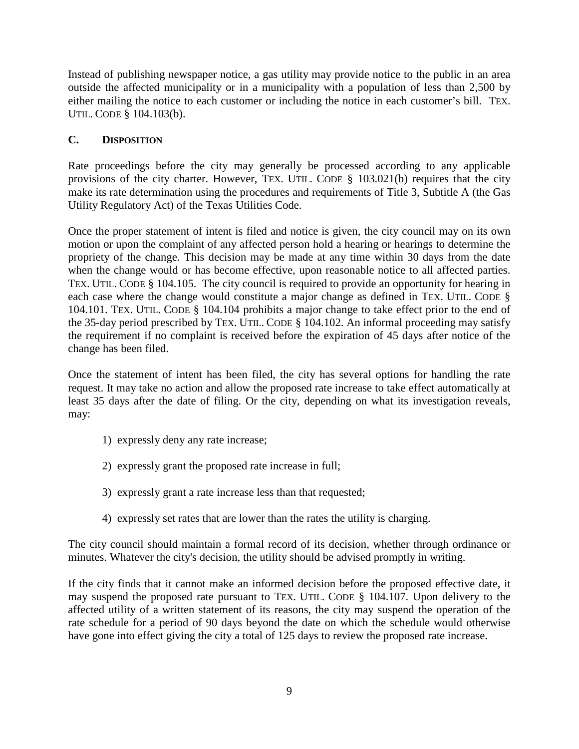Instead of publishing newspaper notice, a gas utility may provide notice to the public in an area outside the affected municipality or in a municipality with a population of less than 2,500 by either mailing the notice to each customer or including the notice in each customer's bill. TEX. UTIL. CODE § 104.103(b).

### C. DISPOSITION

Rate proceedings before the city may generally be processed according to any applicable provisions of the city charter. However, TEX. UTIL. CODE § 103.021(b) requires that the city make its rate determination using the procedures and requirements of Title 3, Subtitle A (the Gas Utility Regulatory Act) of the Texas Utilities Code.

Once the proper statement of intent is filed and notice is given, the city council may on its own motion or upon the complaint of any affected person hold a hearing or hearings to determine the propriety of the change. This decision may be made at any time within 30 days from the date when the change would or has become effective, upon reasonable notice to all affected parties. TEX. UTIL. CODE § 104.105. The city council is required to provide an opportunity for hearing in each case where the change would constitute a major change as defined in TEX. UTIL. CODE § 104.101. TEX. UTIL. CODE § 104.104 prohibits a major change to take effect prior to the end of the 35-day period prescribed by TEX. UTIL. CODE § 104.102. An informal proceeding may satisfy the requirement if no complaint is received before the expiration of 45 days after notice of the change has been filed.

Once the statement of intent has been filed, the city has several options for handling the rate request. It may take no action and allow the proposed rate increase to take effect automatically at least 35 days after the date of filing. Or the city, depending on what its investigation reveals, may:

1) expressly deny any rate increase;

2) expressly grant the proposed rate increase in full;

3) expressly grant a rate increase less than that requested;

4) expressly set rates that are lower than the rates the utility is charging.

The city council should maintain a formal record of its decision, whether through ordinance or minutes. Whatever the city's decision, the utility should be advised promptly in writing.

If the city finds that it cannot make an informed decision before the proposed effective date, it may suspend the proposed rate pursuant to TEX. UTIL. CODE § 104.107. Upon delivery to the affected utility of a written statement of its reasons, the city may suspend the operation of the rate schedule for a period of 90 days beyond the date on which the schedule would otherwise have gone into effect giving the city a total of 125 days to review the proposed rate increase.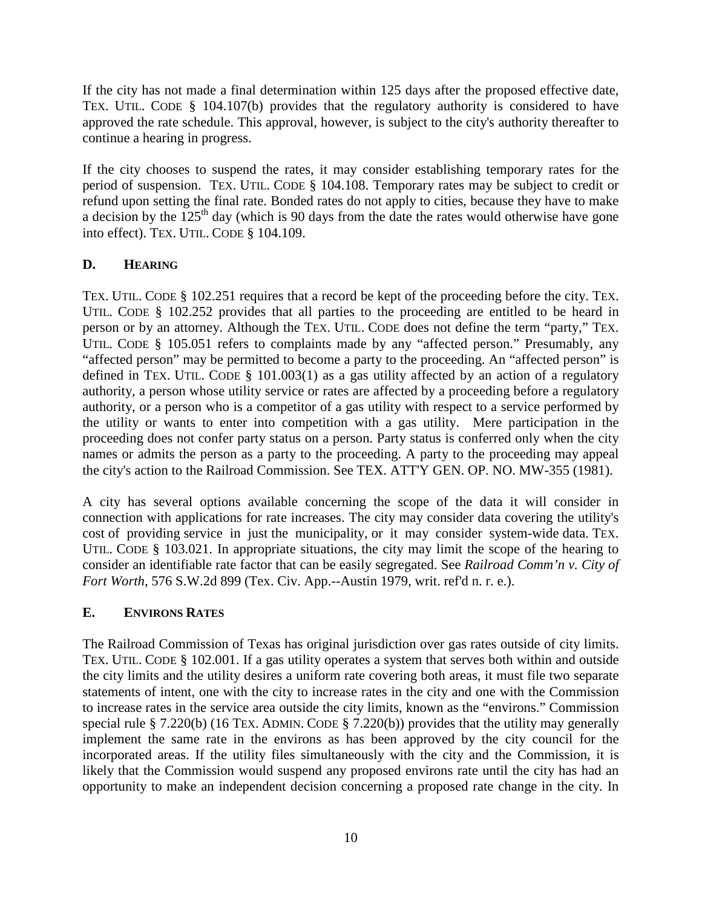If the city has not made a final determination within 125 days after the proposed effective date, TEX. UTIL. CODE § 104.107(b) provides that the regulatory authority is considered to have approved the rate schedule. This approval, however, is subject to the city's authority thereafter to continue a hearing in progress.

If the city chooses to suspend the rates, it may consider establishing temporary rates for the period of suspension. TEX. UTIL. CODE § 104.108. Temporary rates may be subject to credit or refund upon setting the final rate. Bonded rates do not apply to cities, because they have to make a decision by the 125th day (which is 90 days from the date the rates would otherwise have gone into effect). TEX. UTIL. CODE § 104.109.

### D. HEARING

TEX. UTIL. CODE § 102.251 requires that a record be kept of the proceeding before the city. TEX. UTIL. CODE § 102.252 provides that all parties to the proceeding are entitled to be heard in person or by an attorney. Although the TEX. UTIL. CODE does not define the term "party," TEX. UTIL. CODE § 105.051 refers to complaints made by any "affected person." Presumably, any "affected person" may be permitted to become a party to the proceeding. An "affected person" is defined in TEX. UTIL. CODE § 101.003(1) as a gas utility affected by an action of a regulatory authority, a person whose utility service or rates are affected by a proceeding before a regulatory authority, or a person who is a competitor of a gas utility with respect to a service performed by the utility or wants to enter into competition with a gas utility. Mere participation in the proceeding does not confer party status on a person. Party status is conferred only when the city names or admits the person as a party to the proceeding. A party to the proceeding may appeal the city's action to the Railroad Commission. See TEX. ATT'Y GEN. OP. NO. MW-355 (1981).

A city has several options available concerning the scope of the data it will consider in connection with applications for rate increases. The city may consider data covering the utility's cost of providing service in just the municipality, or it may consider system-wide data. TEX. UTIL. CODE § 103.021. In appropriate situations, the city may limit the scope of the hearing to consider an identifiable rate factor that can be easily segregated. See *Railroad Comm'n v. City of Fort Worth*, 576 S.W.2d 899 (Tex. Civ. App.--Austin 1979, writ. ref'd n. r. e.).

### E. ENVIRONS RATES

The Railroad Commission of Texas has original jurisdiction over gas rates outside of city limits. TEX. UTIL. CODE § 102.001. If a gas utility operates a system that serves both within and outside the city limits and the utility desires a uniform rate covering both areas, it must file two separate statements of intent, one with the city to increase rates in the city and one with the Commission to increase rates in the service area outside the city limits, known as the "environs." Commission special rule § 7.220(b) (16 TEX. ADMIN. CODE § 7.220(b)) provides that the utility may generally implement the same rate in the environs as has been approved by the city council for the incorporated areas. If the utility files simultaneously with the city and the Commission, it is likely that the Commission would suspend any proposed environs rate until the city has had an opportunity to make an independent decision concerning a proposed rate change in the city. In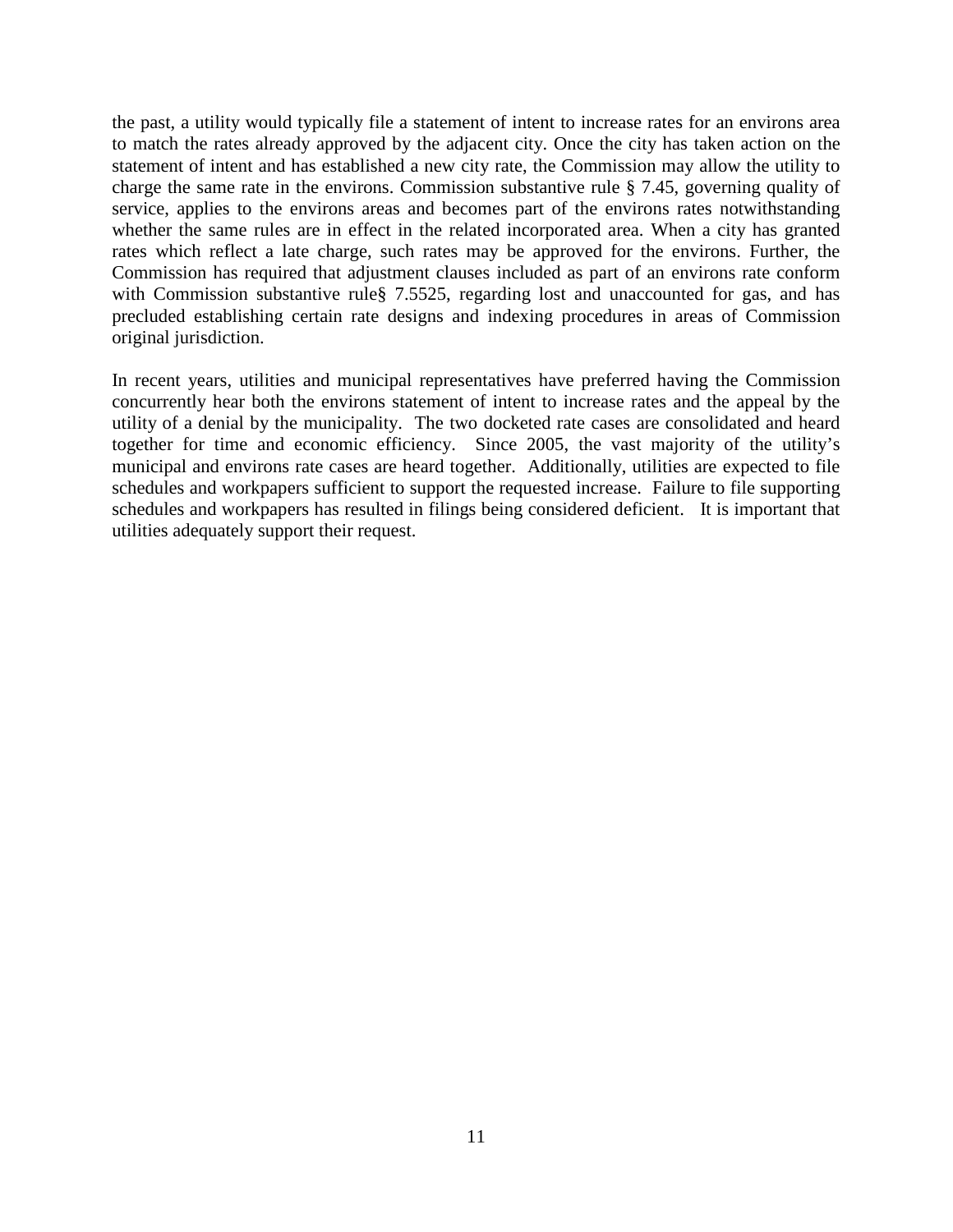the past, a utility would typically file a statement of intent to increase rates for an environs area to match the rates already approved by the adjacent city. Once the city has taken action on the statement of intent and has established a new city rate, the Commission may allow the utility to charge the same rate in the environs. Commission substantive rule § 7.45, governing quality of service, applies to the environs areas and becomes part of the environs rates notwithstanding whether the same rules are in effect in the related incorporated area. When a city has granted rates which reflect a late charge, such rates may be approved for the environs. Further, the Commission has required that adjustment clauses included as part of an environs rate conform with Commission substantive rule§ 7.5525, regarding lost and unaccounted for gas, and has precluded establishing certain rate designs and indexing procedures in areas of Commission original jurisdiction.

In recent years, utilities and municipal representatives have preferred having the Commission concurrently hear both the environs statement of intent to increase rates and the appeal by the utility of a denial by the municipality. The two docketed rate cases are consolidated and heard together for time and economic efficiency. Since 2005, the vast majority of the utility's municipal and environs rate cases are heard together. Additionally, utilities are expected to file schedules and workpapers sufficient to support the requested increase. Failure to file supporting schedules and workpapers has resulted in filings being considered deficient. It is important that utilities adequately support their request.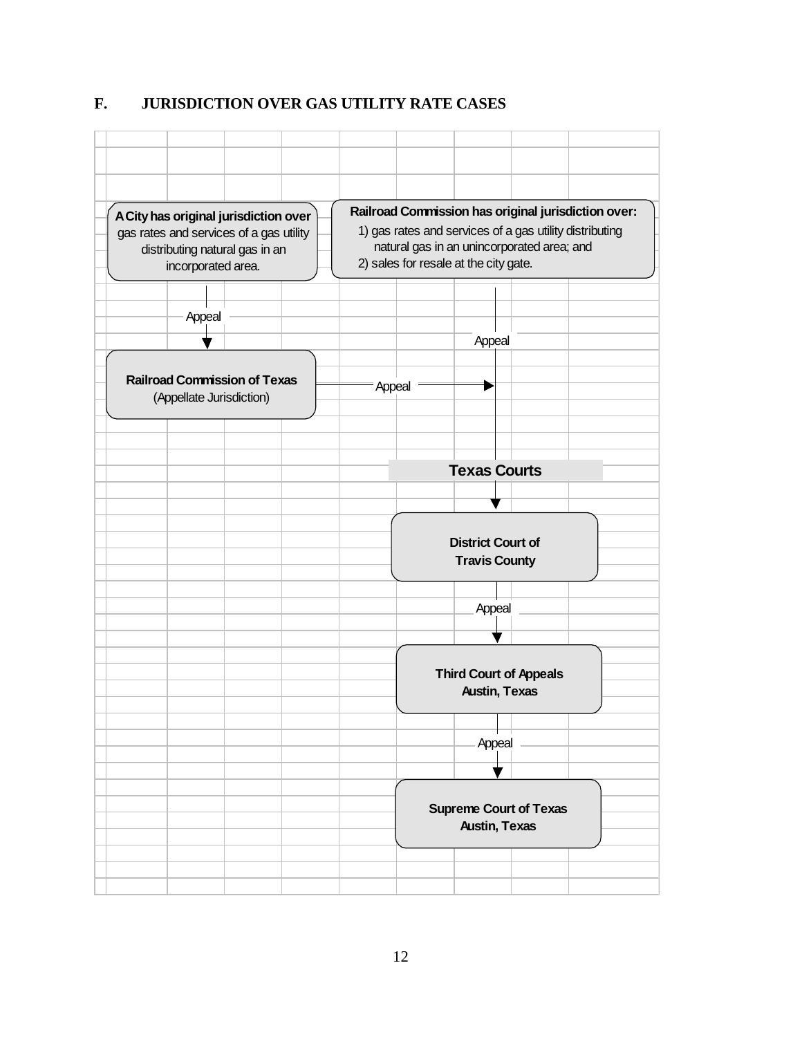## F. JURISDICTION OVER GAS UTILITY RATE CASES

**A City has original jurisdiction over** gas rates and services of a gas utility distributing natural gas in an incorporated area.

**Railroad Commission has original jurisdiction over:**

1) gas rates and services of a gas utility distributing natural gas in an unincorporated area; and
2) sales for resale at the city gate.

Appeal

**Railroad Commission of Texas** (Appellate Jurisdiction)

Appeal

Appeal

**Texas Courts**

**District Court of Travis County**

Appeal

**Third Court of Appeals Austin, Texas**

Appeal

**Supreme Court of Texas Austin, Texas**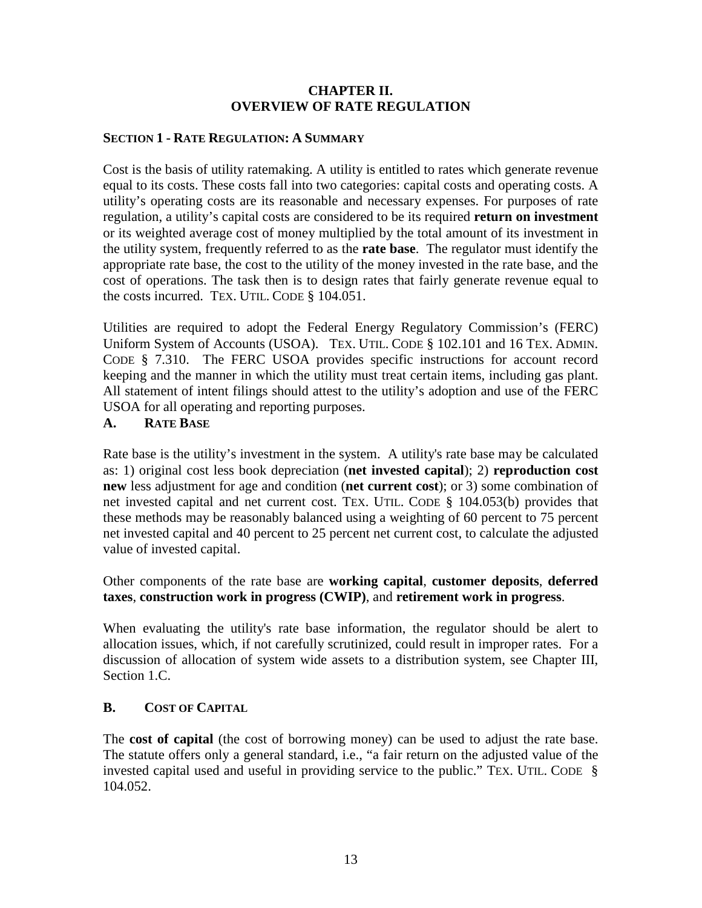# CHAPTER II.
# OVERVIEW OF RATE REGULATION

## SECTION 1 - RATE REGULATION: A SUMMARY

Cost is the basis of utility ratemaking. A utility is entitled to rates which generate revenue equal to its costs. These costs fall into two categories: capital costs and operating costs. A utility's operating costs are its reasonable and necessary expenses. For purposes of rate regulation, a utility's capital costs are considered to be its required **return on investment** or its weighted average cost of money multiplied by the total amount of its investment in the utility system, frequently referred to as the **rate base**. The regulator must identify the appropriate rate base, the cost to the utility of the money invested in the rate base, and the cost of operations. The task then is to design rates that fairly generate revenue equal to the costs incurred. TEX. UTIL. CODE § 104.051.

Utilities are required to adopt the Federal Energy Regulatory Commission's (FERC) Uniform System of Accounts (USOA). TEX. UTIL. CODE § 102.101 and 16 TEX. ADMIN. CODE § 7.310. The FERC USOA provides specific instructions for account record keeping and the manner in which the utility must treat certain items, including gas plant. All statement of intent filings should attest to the utility's adoption and use of the FERC USOA for all operating and reporting purposes.

### A. RATE BASE

Rate base is the utility's investment in the system. A utility's rate base may be calculated as: 1) original cost less book depreciation (**net invested capital**); 2) **reproduction cost new** less adjustment for age and condition (**net current cost**); or 3) some combination of net invested capital and net current cost. TEX. UTIL. CODE § 104.053(b) provides that these methods may be reasonably balanced using a weighting of 60 percent to 75 percent net invested capital and 40 percent to 25 percent net current cost, to calculate the adjusted value of invested capital.

Other components of the rate base are **working capital**, **customer deposits**, **deferred taxes**, **construction work in progress (CWIP)**, and **retirement work in progress**.

When evaluating the utility's rate base information, the regulator should be alert to allocation issues, which, if not carefully scrutinized, could result in improper rates. For a discussion of allocation of system wide assets to a distribution system, see Chapter III, Section 1.C.

### B. COST OF CAPITAL

The **cost of capital** (the cost of borrowing money) can be used to adjust the rate base. The statute offers only a general standard, i.e., "a fair return on the adjusted value of the invested capital used and useful in providing service to the public." TEX. UTIL. CODE § 104.052.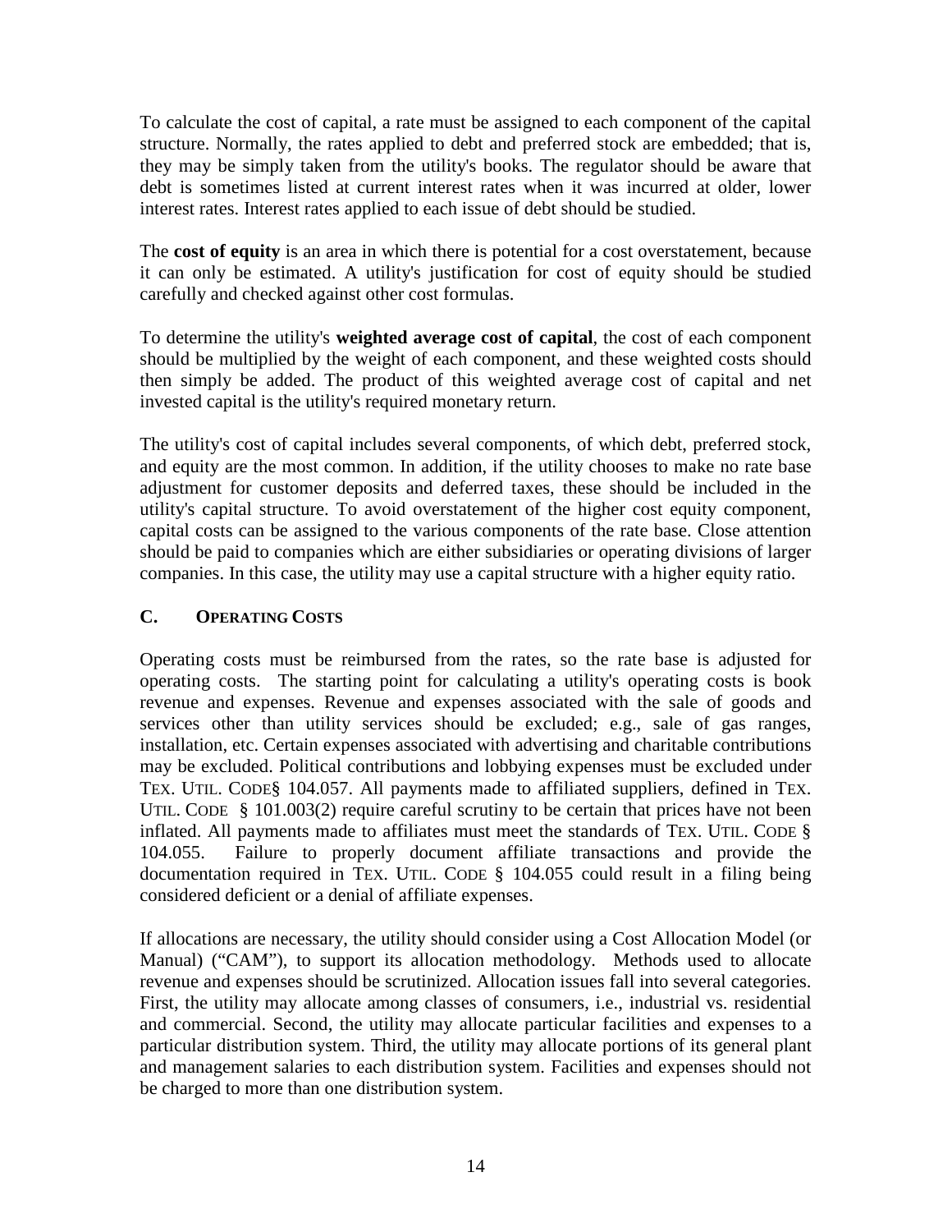To calculate the cost of capital, a rate must be assigned to each component of the capital structure. Normally, the rates applied to debt and preferred stock are embedded; that is, they may be simply taken from the utility's books. The regulator should be aware that debt is sometimes listed at current interest rates when it was incurred at older, lower interest rates. Interest rates applied to each issue of debt should be studied.

The **cost of equity** is an area in which there is potential for a cost overstatement, because it can only be estimated. A utility's justification for cost of equity should be studied carefully and checked against other cost formulas.

To determine the utility's **weighted average cost of capital**, the cost of each component should be multiplied by the weight of each component, and these weighted costs should then simply be added. The product of this weighted average cost of capital and net invested capital is the utility's required monetary return.

The utility's cost of capital includes several components, of which debt, preferred stock, and equity are the most common. In addition, if the utility chooses to make no rate base adjustment for customer deposits and deferred taxes, these should be included in the utility's capital structure. To avoid overstatement of the higher cost equity component, capital costs can be assigned to the various components of the rate base. Close attention should be paid to companies which are either subsidiaries or operating divisions of larger companies. In this case, the utility may use a capital structure with a higher equity ratio.

## C. OPERATING COSTS

Operating costs must be reimbursed from the rates, so the rate base is adjusted for operating costs. The starting point for calculating a utility's operating costs is book revenue and expenses. Revenue and expenses associated with the sale of goods and services other than utility services should be excluded; e.g., sale of gas ranges, installation, etc. Certain expenses associated with advertising and charitable contributions may be excluded. Political contributions and lobbying expenses must be excluded under TEX. UTIL. CODE§ 104.057. All payments made to affiliated suppliers, defined in TEX. UTIL. CODE § 101.003(2) require careful scrutiny to be certain that prices have not been inflated. All payments made to affiliates must meet the standards of TEX. UTIL. CODE § 104.055. Failure to properly document affiliate transactions and provide the documentation required in TEX. UTIL. CODE § 104.055 could result in a filing being considered deficient or a denial of affiliate expenses.

If allocations are necessary, the utility should consider using a Cost Allocation Model (or Manual) ("CAM"), to support its allocation methodology. Methods used to allocate revenue and expenses should be scrutinized. Allocation issues fall into several categories. First, the utility may allocate among classes of consumers, i.e., industrial vs. residential and commercial. Second, the utility may allocate particular facilities and expenses to a particular distribution system. Third, the utility may allocate portions of its general plant and management salaries to each distribution system. Facilities and expenses should not be charged to more than one distribution system.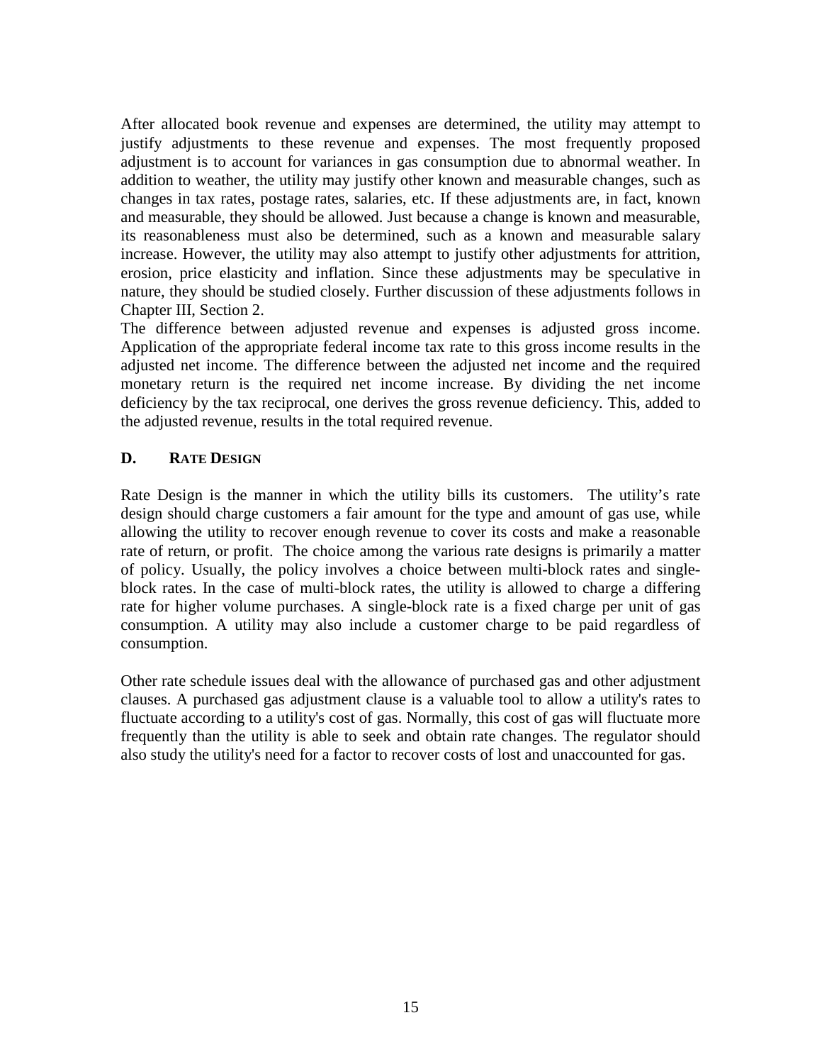After allocated book revenue and expenses are determined, the utility may attempt to justify adjustments to these revenue and expenses. The most frequently proposed adjustment is to account for variances in gas consumption due to abnormal weather. In addition to weather, the utility may justify other known and measurable changes, such as changes in tax rates, postage rates, salaries, etc. If these adjustments are, in fact, known and measurable, they should be allowed. Just because a change is known and measurable, its reasonableness must also be determined, such as a known and measurable salary increase. However, the utility may also attempt to justify other adjustments for attrition, erosion, price elasticity and inflation. Since these adjustments may be speculative in nature, they should be studied closely. Further discussion of these adjustments follows in Chapter III, Section 2.

The difference between adjusted revenue and expenses is adjusted gross income. Application of the appropriate federal income tax rate to this gross income results in the adjusted net income. The difference between the adjusted net income and the required monetary return is the required net income increase. By dividing the net income deficiency by the tax reciprocal, one derives the gross revenue deficiency. This, added to the adjusted revenue, results in the total required revenue.

### D. RATE DESIGN

Rate Design is the manner in which the utility bills its customers. The utility's rate design should charge customers a fair amount for the type and amount of gas use, while allowing the utility to recover enough revenue to cover its costs and make a reasonable rate of return, or profit. The choice among the various rate designs is primarily a matter of policy. Usually, the policy involves a choice between multi-block rates and single-block rates. In the case of multi-block rates, the utility is allowed to charge a differing rate for higher volume purchases. A single-block rate is a fixed charge per unit of gas consumption. A utility may also include a customer charge to be paid regardless of consumption.

Other rate schedule issues deal with the allowance of purchased gas and other adjustment clauses. A purchased gas adjustment clause is a valuable tool to allow a utility's rates to fluctuate according to a utility's cost of gas. Normally, this cost of gas will fluctuate more frequently than the utility is able to seek and obtain rate changes. The regulator should also study the utility's need for a factor to recover costs of lost and unaccounted for gas.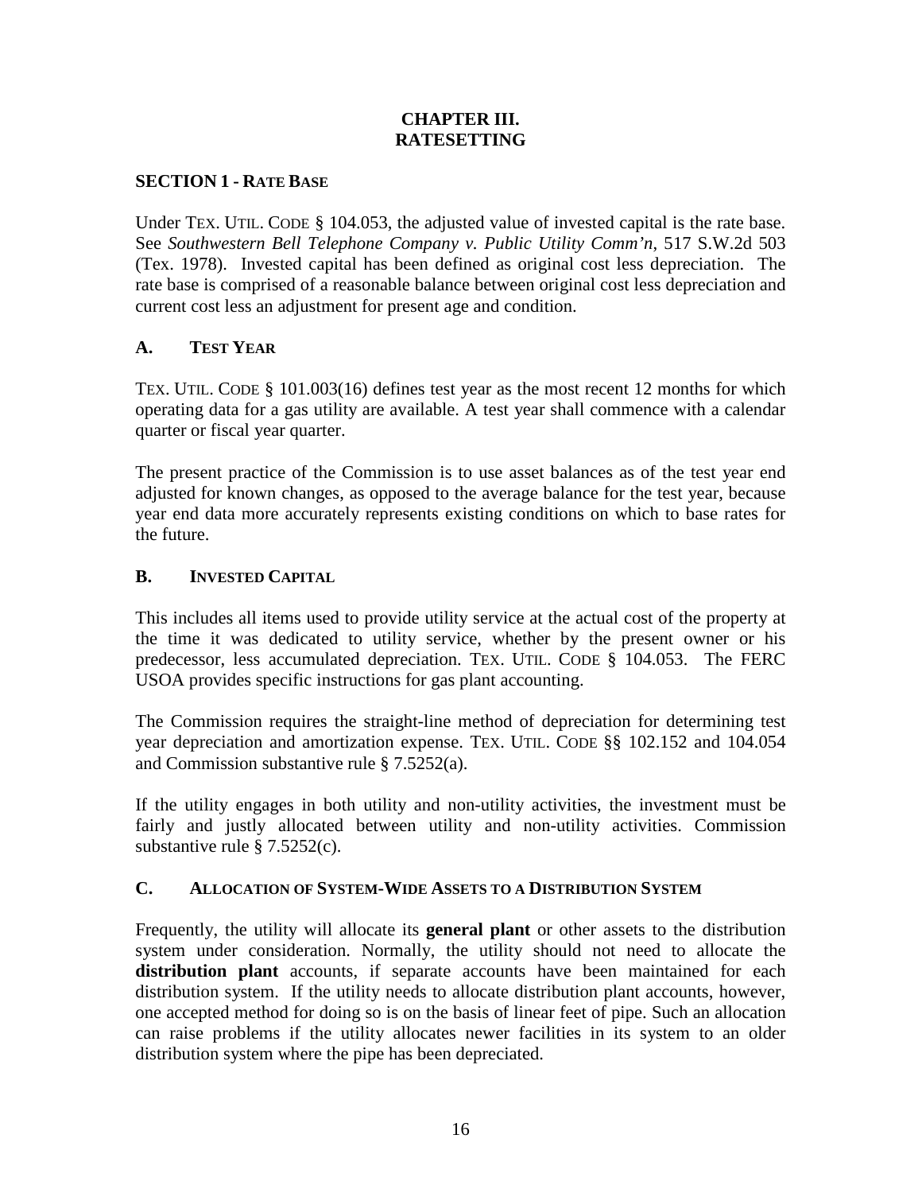# CHAPTER III.
# RATESETTING

## SECTION 1 - RATE BASE

Under TEX. UTIL. CODE § 104.053, the adjusted value of invested capital is the rate base. See *Southwestern Bell Telephone Company v. Public Utility Comm'n*, 517 S.W.2d 503 (Tex. 1978). Invested capital has been defined as original cost less depreciation. The rate base is comprised of a reasonable balance between original cost less depreciation and current cost less an adjustment for present age and condition.

### A. TEST YEAR

TEX. UTIL. CODE § 101.003(16) defines test year as the most recent 12 months for which operating data for a gas utility are available. A test year shall commence with a calendar quarter or fiscal year quarter.

The present practice of the Commission is to use asset balances as of the test year end adjusted for known changes, as opposed to the average balance for the test year, because year end data more accurately represents existing conditions on which to base rates for the future.

### B. INVESTED CAPITAL

This includes all items used to provide utility service at the actual cost of the property at the time it was dedicated to utility service, whether by the present owner or his predecessor, less accumulated depreciation. TEX. UTIL. CODE § 104.053. The FERC USOA provides specific instructions for gas plant accounting.

The Commission requires the straight-line method of depreciation for determining test year depreciation and amortization expense. TEX. UTIL. CODE §§ 102.152 and 104.054 and Commission substantive rule § 7.5252(a).

If the utility engages in both utility and non-utility activities, the investment must be fairly and justly allocated between utility and non-utility activities. Commission substantive rule § 7.5252(c).

### C. ALLOCATION OF SYSTEM-WIDE ASSETS TO A DISTRIBUTION SYSTEM

Frequently, the utility will allocate its **general plant** or other assets to the distribution system under consideration. Normally, the utility should not need to allocate the **distribution plant** accounts, if separate accounts have been maintained for each distribution system. If the utility needs to allocate distribution plant accounts, however, one accepted method for doing so is on the basis of linear feet of pipe. Such an allocation can raise problems if the utility allocates newer facilities in its system to an older distribution system where the pipe has been depreciated.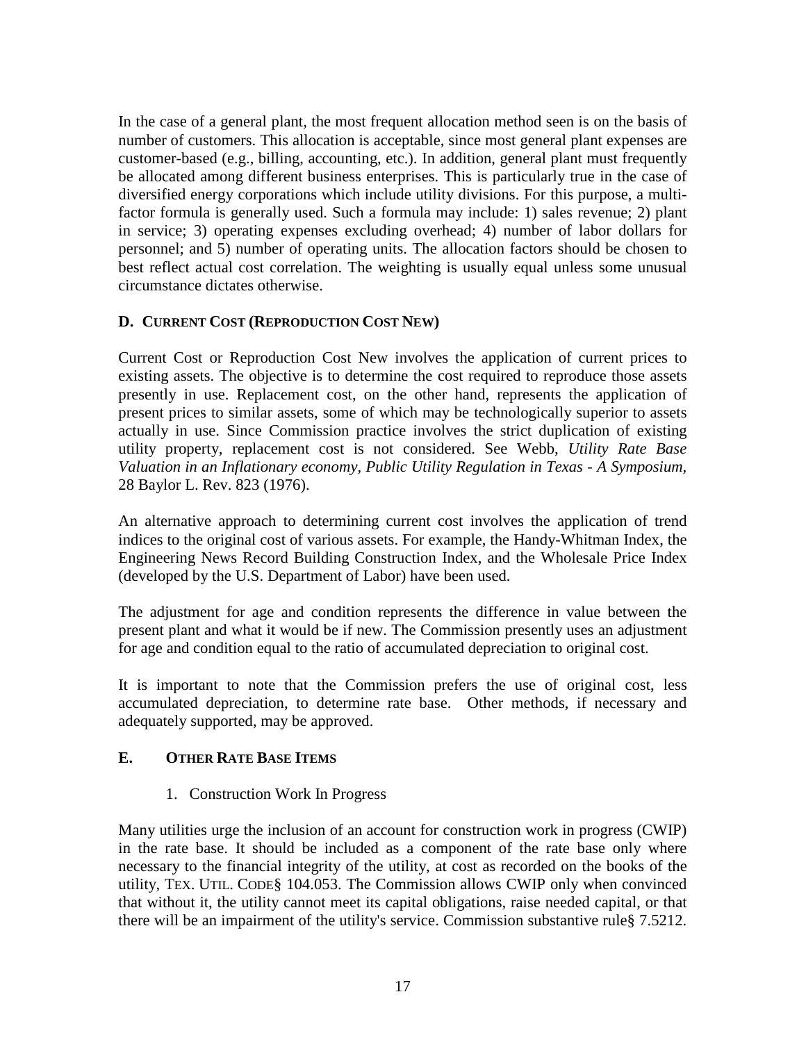In the case of a general plant, the most frequent allocation method seen is on the basis of number of customers. This allocation is acceptable, since most general plant expenses are customer-based (e.g., billing, accounting, etc.). In addition, general plant must frequently be allocated among different business enterprises. This is particularly true in the case of diversified energy corporations which include utility divisions. For this purpose, a multi-factor formula is generally used. Such a formula may include: 1) sales revenue; 2) plant in service; 3) operating expenses excluding overhead; 4) number of labor dollars for personnel; and 5) number of operating units. The allocation factors should be chosen to best reflect actual cost correlation. The weighting is usually equal unless some unusual circumstance dictates otherwise.

### D. CURRENT COST (REPRODUCTION COST NEW)

Current Cost or Reproduction Cost New involves the application of current prices to existing assets. The objective is to determine the cost required to reproduce those assets presently in use. Replacement cost, on the other hand, represents the application of present prices to similar assets, some of which may be technologically superior to assets actually in use. Since Commission practice involves the strict duplication of existing utility property, replacement cost is not considered. See Webb, *Utility Rate Base Valuation in an Inflationary economy, Public Utility Regulation in Texas - A Symposium*, 28 Baylor L. Rev. 823 (1976).

An alternative approach to determining current cost involves the application of trend indices to the original cost of various assets. For example, the Handy-Whitman Index, the Engineering News Record Building Construction Index, and the Wholesale Price Index (developed by the U.S. Department of Labor) have been used.

The adjustment for age and condition represents the difference in value between the present plant and what it would be if new. The Commission presently uses an adjustment for age and condition equal to the ratio of accumulated depreciation to original cost.

It is important to note that the Commission prefers the use of original cost, less accumulated depreciation, to determine rate base. Other methods, if necessary and adequately supported, may be approved.

### E. OTHER RATE BASE ITEMS

1. Construction Work In Progress

Many utilities urge the inclusion of an account for construction work in progress (CWIP) in the rate base. It should be included as a component of the rate base only where necessary to the financial integrity of the utility, at cost as recorded on the books of the utility, TEX. UTIL. CODE§ 104.053. The Commission allows CWIP only when convinced that without it, the utility cannot meet its capital obligations, raise needed capital, or that there will be an impairment of the utility's service. Commission substantive rule§ 7.5212.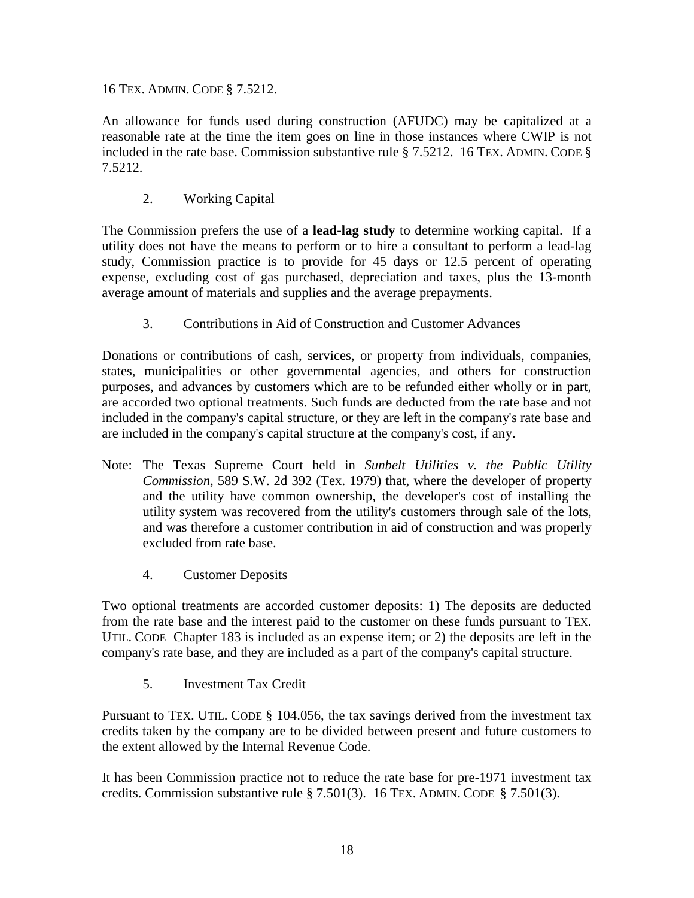16 TEX. ADMIN. CODE § 7.5212.

An allowance for funds used during construction (AFUDC) may be capitalized at a reasonable rate at the time the item goes on line in those instances where CWIP is not included in the rate base. Commission substantive rule § 7.5212. 16 TEX. ADMIN. CODE § 7.5212.

### 2. Working Capital

The Commission prefers the use of a **lead-lag study** to determine working capital. If a utility does not have the means to perform or to hire a consultant to perform a lead-lag study, Commission practice is to provide for 45 days or 12.5 percent of operating expense, excluding cost of gas purchased, depreciation and taxes, plus the 13-month average amount of materials and supplies and the average prepayments.

### 3. Contributions in Aid of Construction and Customer Advances

Donations or contributions of cash, services, or property from individuals, companies, states, municipalities or other governmental agencies, and others for construction purposes, and advances by customers which are to be refunded either wholly or in part, are accorded two optional treatments. Such funds are deducted from the rate base and not included in the company's capital structure, or they are left in the company's rate base and are included in the company's capital structure at the company's cost, if any.

Note: The Texas Supreme Court held in *Sunbelt Utilities v. the Public Utility Commission*, 589 S.W. 2d 392 (Tex. 1979) that, where the developer of property and the utility have common ownership, the developer's cost of installing the utility system was recovered from the utility's customers through sale of the lots, and was therefore a customer contribution in aid of construction and was properly excluded from rate base.

### 4. Customer Deposits

Two optional treatments are accorded customer deposits: 1) The deposits are deducted from the rate base and the interest paid to the customer on these funds pursuant to TEX. UTIL. CODE Chapter 183 is included as an expense item; or 2) the deposits are left in the company's rate base, and they are included as a part of the company's capital structure.

### 5. Investment Tax Credit

Pursuant to TEX. UTIL. CODE § 104.056, the tax savings derived from the investment tax credits taken by the company are to be divided between present and future customers to the extent allowed by the Internal Revenue Code.

It has been Commission practice not to reduce the rate base for pre-1971 investment tax credits. Commission substantive rule § 7.501(3). 16 TEX. ADMIN. CODE § 7.501(3).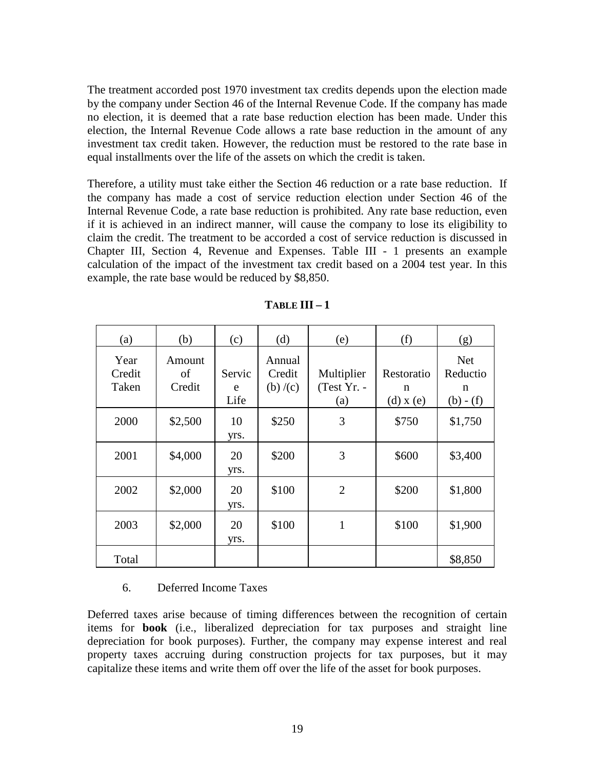The treatment accorded post 1970 investment tax credits depends upon the election made by the company under Section 46 of the Internal Revenue Code. If the company has made no election, it is deemed that a rate base reduction election has been made. Under this election, the Internal Revenue Code allows a rate base reduction in the amount of any investment tax credit taken. However, the reduction must be restored to the rate base in equal installments over the life of the assets on which the credit is taken.

Therefore, a utility must take either the Section 46 reduction or a rate base reduction. If the company has made a cost of service reduction election under Section 46 of the Internal Revenue Code, a rate base reduction is prohibited. Any rate base reduction, even if it is achieved in an indirect manner, will cause the company to lose its eligibility to claim the credit. The treatment to be accorded a cost of service reduction is discussed in Chapter III, Section 4, Revenue and Expenses. Table III - 1 presents an example calculation of the impact of the investment tax credit based on a 2004 test year. In this example, the rate base would be reduced by $8,850.

**TABLE III – 1**

| (a) | (b) | (c) | (d) | (e) | (f) | (g) |
|---|---|---|---|---|---|---|
| Year Credit Taken | Amount of Credit | Service Life | Annual Credit (b) /(c) | Multiplier (Test Yr. - (a) | Restoration (d) x (e) | Net Reduction (b) - (f) |
| 2000 | $2,500 | 10 yrs. | $250 | 3 | $750 | $1,750 |
| 2001 | $4,000 | 20 yrs. | $200 | 3 | $600 | $3,400 |
| 2002 | $2,000 | 20 yrs. | $100 | 2 | $200 | $1,800 |
| 2003 | $2,000 | 20 yrs. | $100 | 1 | $100 | $1,900 |
| Total | | | | | | $8,850 |

6. Deferred Income Taxes

Deferred taxes arise because of timing differences between the recognition of certain items for **book** (i.e., liberalized depreciation for tax purposes and straight line depreciation for book purposes). Further, the company may expense interest and real property taxes accruing during construction projects for tax purposes, but it may capitalize these items and write them off over the life of the asset for book purposes.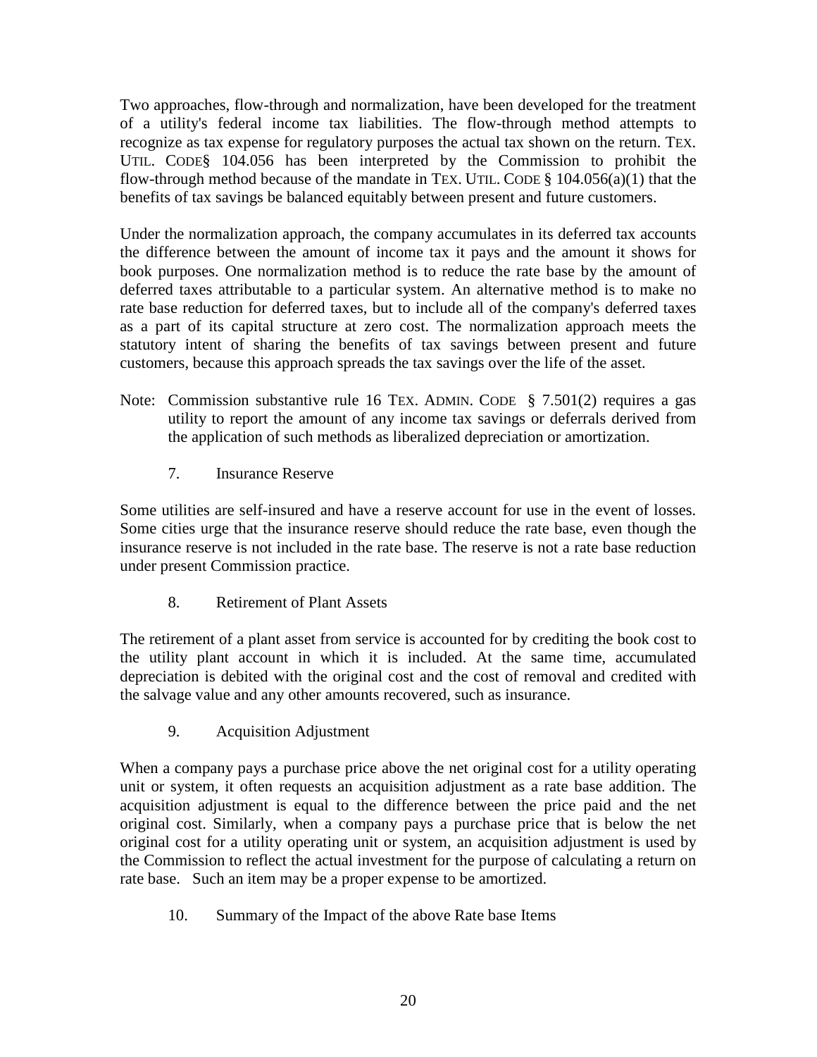Two approaches, flow-through and normalization, have been developed for the treatment of a utility's federal income tax liabilities. The flow-through method attempts to recognize as tax expense for regulatory purposes the actual tax shown on the return. TEX. UTIL. CODE§ 104.056 has been interpreted by the Commission to prohibit the flow-through method because of the mandate in TEX. UTIL. CODE § 104.056(a)(1) that the benefits of tax savings be balanced equitably between present and future customers.

Under the normalization approach, the company accumulates in its deferred tax accounts the difference between the amount of income tax it pays and the amount it shows for book purposes. One normalization method is to reduce the rate base by the amount of deferred taxes attributable to a particular system. An alternative method is to make no rate base reduction for deferred taxes, but to include all of the company's deferred taxes as a part of its capital structure at zero cost. The normalization approach meets the statutory intent of sharing the benefits of tax savings between present and future customers, because this approach spreads the tax savings over the life of the asset.

Note: Commission substantive rule 16 TEX. ADMIN. CODE § 7.501(2) requires a gas utility to report the amount of any income tax savings or deferrals derived from the application of such methods as liberalized depreciation or amortization.

### 7. Insurance Reserve

Some utilities are self-insured and have a reserve account for use in the event of losses. Some cities urge that the insurance reserve should reduce the rate base, even though the insurance reserve is not included in the rate base. The reserve is not a rate base reduction under present Commission practice.

### 8. Retirement of Plant Assets

The retirement of a plant asset from service is accounted for by crediting the book cost to the utility plant account in which it is included. At the same time, accumulated depreciation is debited with the original cost and the cost of removal and credited with the salvage value and any other amounts recovered, such as insurance.

### 9. Acquisition Adjustment

When a company pays a purchase price above the net original cost for a utility operating unit or system, it often requests an acquisition adjustment as a rate base addition. The acquisition adjustment is equal to the difference between the price paid and the net original cost. Similarly, when a company pays a purchase price that is below the net original cost for a utility operating unit or system, an acquisition adjustment is used by the Commission to reflect the actual investment for the purpose of calculating a return on rate base. Such an item may be a proper expense to be amortized.

### 10. Summary of the Impact of the above Rate base Items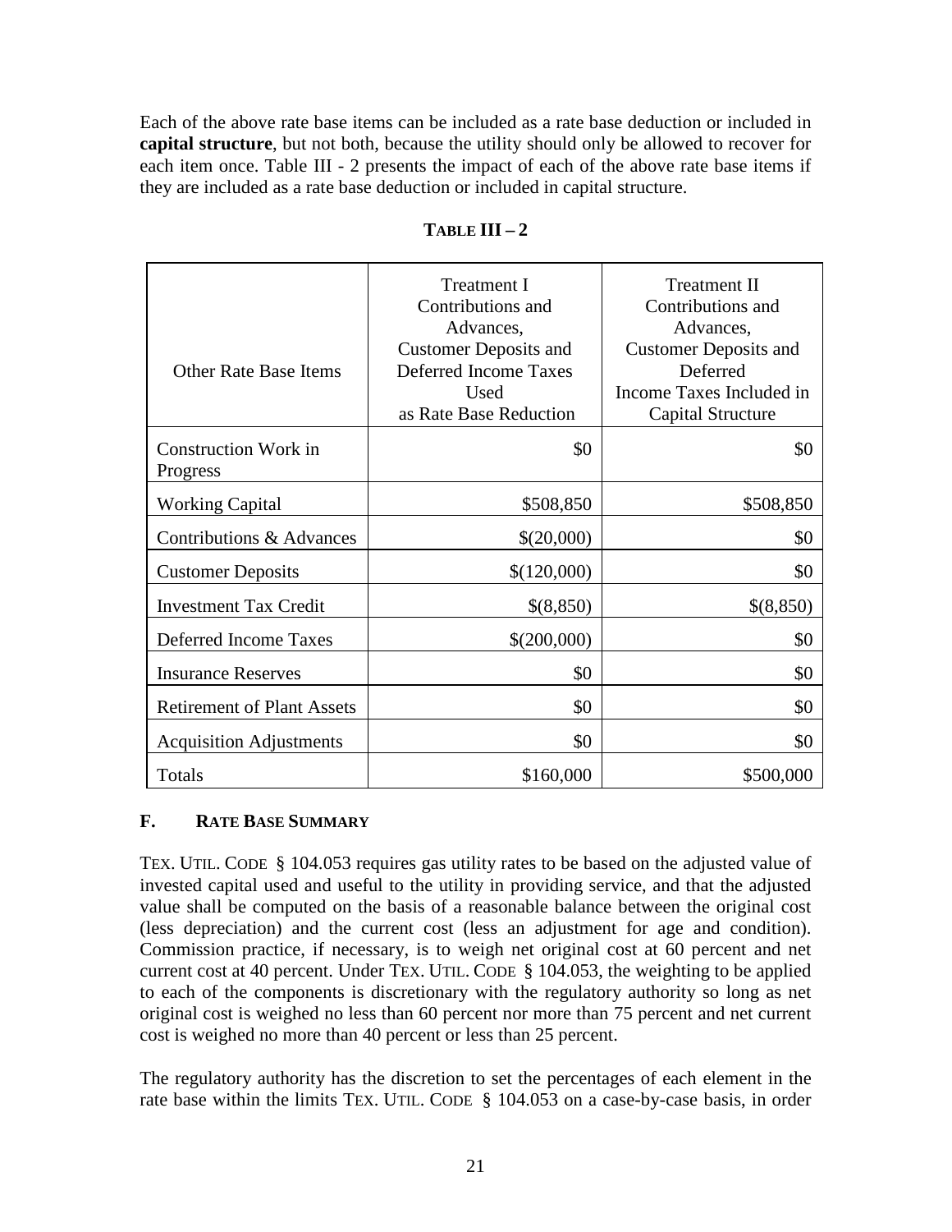Each of the above rate base items can be included as a rate base deduction or included in **capital structure**, but not both, because the utility should only be allowed to recover for each item once. Table III - 2 presents the impact of each of the above rate base items if they are included as a rate base deduction or included in capital structure.

**TABLE III – 2**

| Other Rate Base Items | Treatment I Contributions and Advances, Customer Deposits and Deferred Income Taxes Used as Rate Base Reduction | Treatment II Contributions and Advances, Customer Deposits and Deferred Income Taxes Included in Capital Structure |
|---|---:|---:|
| Construction Work in Progress | $0 | $0 |
| Working Capital | $508,850 | $508,850 |
| Contributions & Advances | $(20,000) | $0 |
| Customer Deposits | $(120,000) | $0 |
| Investment Tax Credit | $(8,850) | $(8,850) |
| Deferred Income Taxes | $(200,000) | $0 |
| Insurance Reserves | $0 | $0 |
| Retirement of Plant Assets | $0 | $0 |
| Acquisition Adjustments | $0 | $0 |
| Totals | $160,000 | $500,000 |

## F. RATE BASE SUMMARY

TEX. UTIL. CODE § 104.053 requires gas utility rates to be based on the adjusted value of invested capital used and useful to the utility in providing service, and that the adjusted value shall be computed on the basis of a reasonable balance between the original cost (less depreciation) and the current cost (less an adjustment for age and condition). Commission practice, if necessary, is to weigh net original cost at 60 percent and net current cost at 40 percent. Under TEX. UTIL. CODE § 104.053, the weighting to be applied to each of the components is discretionary with the regulatory authority so long as net original cost is weighed no less than 60 percent nor more than 75 percent and net current cost is weighed no more than 40 percent or less than 25 percent.

The regulatory authority has the discretion to set the percentages of each element in the rate base within the limits TEX. UTIL. CODE § 104.053 on a case-by-case basis, in order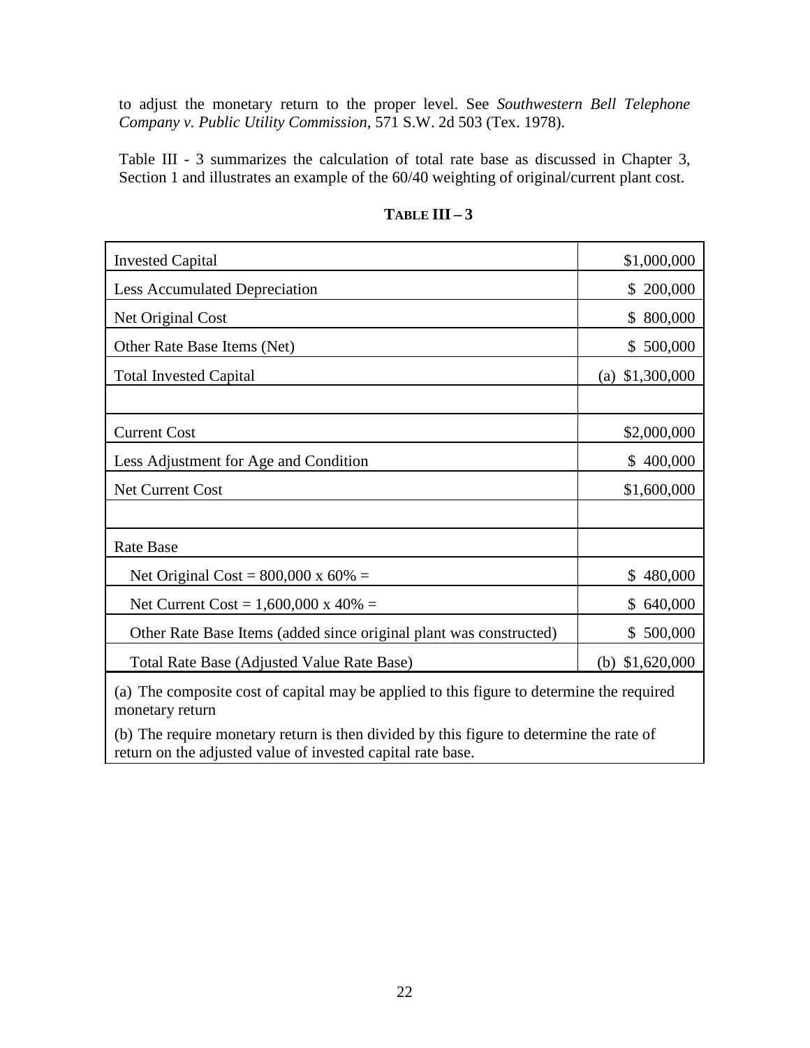to adjust the monetary return to the proper level. See *Southwestern Bell Telephone Company v. Public Utility Commission*, 571 S.W. 2d 503 (Tex. 1978).

Table III - 3 summarizes the calculation of total rate base as discussed in Chapter 3, Section 1 and illustrates an example of the 60/40 weighting of original/current plant cost.

**TABLE III – 3**

| | |
|---|---:|
| Invested Capital | $1,000,000 |
| Less Accumulated Depreciation | $ 200,000 |
| Net Original Cost | $ 800,000 |
| Other Rate Base Items (Net) | $ 500,000 |
| Total Invested Capital | (a) $1,300,000 |
| | |
| Current Cost | $2,000,000 |
| Less Adjustment for Age and Condition | $ 400,000 |
| Net Current Cost | $1,600,000 |
| | |
| Rate Base | |
| Net Original Cost = 800,000 x 60% = | $ 480,000 |
| Net Current Cost = 1,600,000 x 40% = | $ 640,000 |
| Other Rate Base Items (added since original plant was constructed) | $ 500,000 |
| Total Rate Base (Adjusted Value Rate Base) | (b) $1,620,000 |

(a) The composite cost of capital may be applied to this figure to determine the required monetary return

(b) The require monetary return is then divided by this figure to determine the rate of return on the adjusted value of invested capital rate base.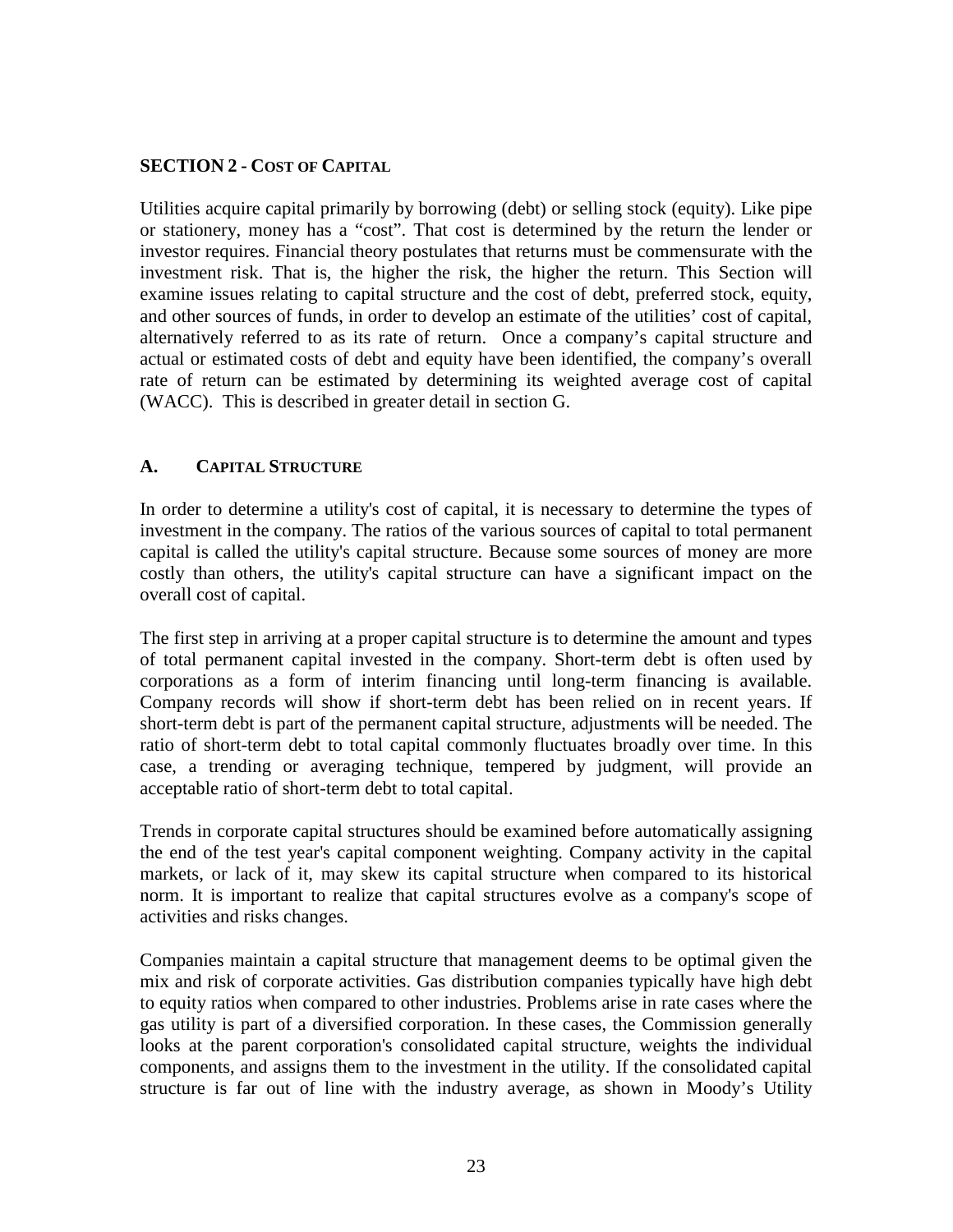## SECTION 2 - COST OF CAPITAL

Utilities acquire capital primarily by borrowing (debt) or selling stock (equity). Like pipe or stationery, money has a "cost". That cost is determined by the return the lender or investor requires. Financial theory postulates that returns must be commensurate with the investment risk. That is, the higher the risk, the higher the return. This Section will examine issues relating to capital structure and the cost of debt, preferred stock, equity, and other sources of funds, in order to develop an estimate of the utilities' cost of capital, alternatively referred to as its rate of return. Once a company's capital structure and actual or estimated costs of debt and equity have been identified, the company's overall rate of return can be estimated by determining its weighted average cost of capital (WACC). This is described in greater detail in section G.

### A. CAPITAL STRUCTURE

In order to determine a utility's cost of capital, it is necessary to determine the types of investment in the company. The ratios of the various sources of capital to total permanent capital is called the utility's capital structure. Because some sources of money are more costly than others, the utility's capital structure can have a significant impact on the overall cost of capital.

The first step in arriving at a proper capital structure is to determine the amount and types of total permanent capital invested in the company. Short-term debt is often used by corporations as a form of interim financing until long-term financing is available. Company records will show if short-term debt has been relied on in recent years. If short-term debt is part of the permanent capital structure, adjustments will be needed. The ratio of short-term debt to total capital commonly fluctuates broadly over time. In this case, a trending or averaging technique, tempered by judgment, will provide an acceptable ratio of short-term debt to total capital.

Trends in corporate capital structures should be examined before automatically assigning the end of the test year's capital component weighting. Company activity in the capital markets, or lack of it, may skew its capital structure when compared to its historical norm. It is important to realize that capital structures evolve as a company's scope of activities and risks changes.

Companies maintain a capital structure that management deems to be optimal given the mix and risk of corporate activities. Gas distribution companies typically have high debt to equity ratios when compared to other industries. Problems arise in rate cases where the gas utility is part of a diversified corporation. In these cases, the Commission generally looks at the parent corporation's consolidated capital structure, weights the individual components, and assigns them to the investment in the utility. If the consolidated capital structure is far out of line with the industry average, as shown in Moody's Utility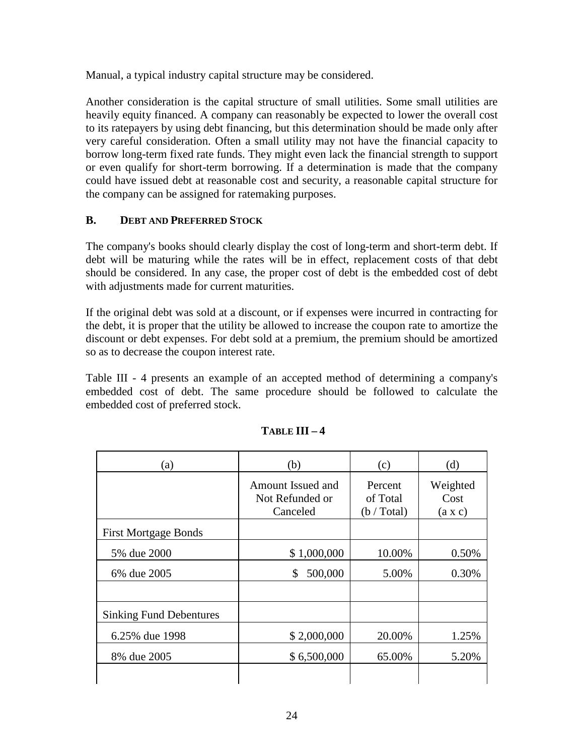Manual, a typical industry capital structure may be considered.

Another consideration is the capital structure of small utilities. Some small utilities are heavily equity financed. A company can reasonably be expected to lower the overall cost to its ratepayers by using debt financing, but this determination should be made only after very careful consideration. Often a small utility may not have the financial capacity to borrow long-term fixed rate funds. They might even lack the financial strength to support or even qualify for short-term borrowing. If a determination is made that the company could have issued debt at reasonable cost and security, a reasonable capital structure for the company can be assigned for ratemaking purposes.

### B. DEBT AND PREFERRED STOCK

The company's books should clearly display the cost of long-term and short-term debt. If debt will be maturing while the rates will be in effect, replacement costs of that debt should be considered. In any case, the proper cost of debt is the embedded cost of debt with adjustments made for current maturities.

If the original debt was sold at a discount, or if expenses were incurred in contracting for the debt, it is proper that the utility be allowed to increase the coupon rate to amortize the discount or debt expenses. For debt sold at a premium, the premium should be amortized so as to decrease the coupon interest rate.

Table III - 4 presents an example of an accepted method of determining a company's embedded cost of debt. The same procedure should be followed to calculate the embedded cost of preferred stock.

**TABLE III – 4**

| (a) | (b) | (c) | (d) |
|---|---|---|---|
| | Amount Issued and Not Refunded or Canceled | Percent of Total (b / Total) | Weighted Cost (a x c) |
| First Mortgage Bonds | | | |
| 5% due 2000 | $ 1,000,000 | 10.00% | 0.50% |
| 6% due 2005 | $ 500,000 | 5.00% | 0.30% |
| | | | |
| Sinking Fund Debentures | | | |
| 6.25% due 1998 | $ 2,000,000 | 20.00% | 1.25% |
| 8% due 2005 | $ 6,500,000 | 65.00% | 5.20% |
| | | | |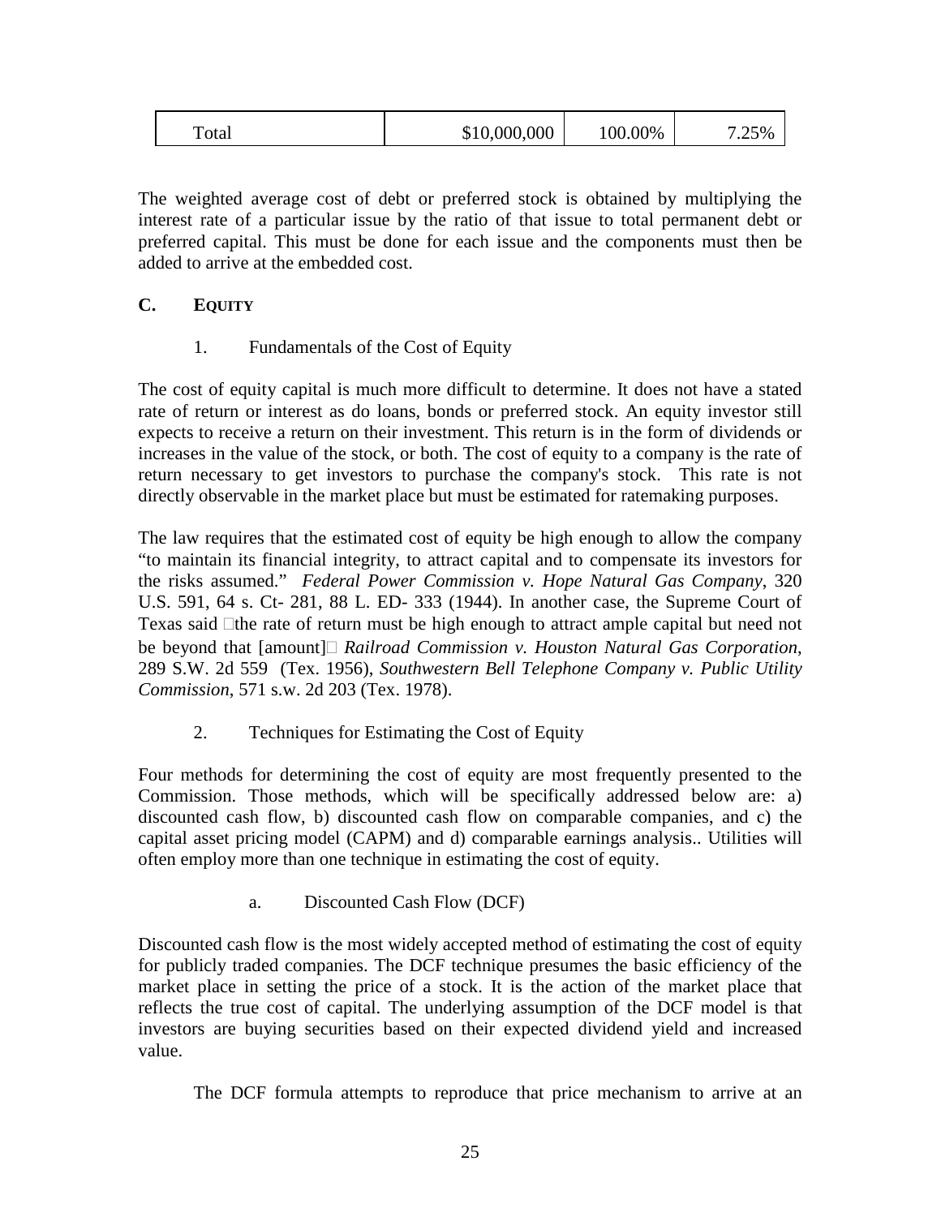| Total | $10,000,000 | 100.00% | 7.25% |
|---|---|---|---|

The weighted average cost of debt or preferred stock is obtained by multiplying the interest rate of a particular issue by the ratio of that issue to total permanent debt or preferred capital. This must be done for each issue and the components must then be added to arrive at the embedded cost.

### C. EQUITY

#### 1. Fundamentals of the Cost of Equity

The cost of equity capital is much more difficult to determine. It does not have a stated rate of return or interest as do loans, bonds or preferred stock. An equity investor still expects to receive a return on their investment. This return is in the form of dividends or increases in the value of the stock, or both. The cost of equity to a company is the rate of return necessary to get investors to purchase the company's stock. This rate is not directly observable in the market place but must be estimated for ratemaking purposes.

The law requires that the estimated cost of equity be high enough to allow the company "to maintain its financial integrity, to attract capital and to compensate its investors for the risks assumed." *Federal Power Commission v. Hope Natural Gas Company*, 320 U.S. 591, 64 s. Ct- 281, 88 L. ED- 333 (1944). In another case, the Supreme Court of Texas said the rate of return must be high enough to attract ample capital but need not be beyond that [amount] *Railroad Commission v. Houston Natural Gas Corporation*, 289 S.W. 2d 559 (Tex. 1956), *Southwestern Bell Telephone Company v. Public Utility Commission*, 571 s.w. 2d 203 (Tex. 1978).

#### 2. Techniques for Estimating the Cost of Equity

Four methods for determining the cost of equity are most frequently presented to the Commission. Those methods, which will be specifically addressed below are: a) discounted cash flow, b) discounted cash flow on comparable companies, and c) the capital asset pricing model (CAPM) and d) comparable earnings analysis.. Utilities will often employ more than one technique in estimating the cost of equity.

##### a. Discounted Cash Flow (DCF)

Discounted cash flow is the most widely accepted method of estimating the cost of equity for publicly traded companies. The DCF technique presumes the basic efficiency of the market place in setting the price of a stock. It is the action of the market place that reflects the true cost of capital. The underlying assumption of the DCF model is that investors are buying securities based on their expected dividend yield and increased value.

The DCF formula attempts to reproduce that price mechanism to arrive at an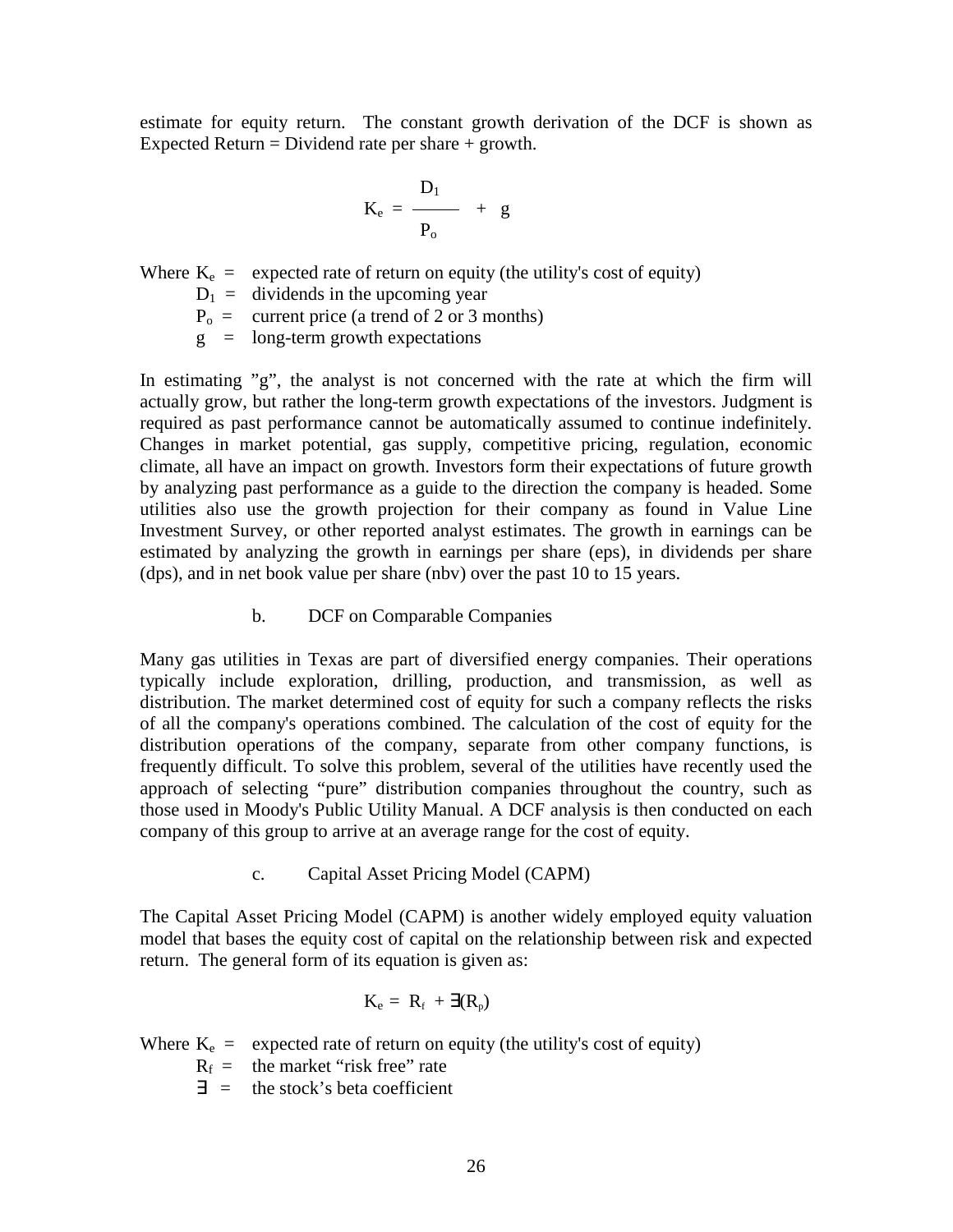estimate for equity return. The constant growth derivation of the DCF is shown as Expected Return = Dividend rate per share + growth.

$$K_e = \frac{D_1}{P_o} + g$$

Where $K_e$ = expected rate of return on equity (the utility's cost of equity)
$D_1$ = dividends in the upcoming year
$P_o$ = current price (a trend of 2 or 3 months)
$g$ = long-term growth expectations

In estimating "g", the analyst is not concerned with the rate at which the firm will actually grow, but rather the long-term growth expectations of the investors. Judgment is required as past performance cannot be automatically assumed to continue indefinitely. Changes in market potential, gas supply, competitive pricing, regulation, economic climate, all have an impact on growth. Investors form their expectations of future growth by analyzing past performance as a guide to the direction the company is headed. Some utilities also use the growth projection for their company as found in Value Line Investment Survey, or other reported analyst estimates. The growth in earnings can be estimated by analyzing the growth in earnings per share (eps), in dividends per share (dps), and in net book value per share (nbv) over the past 10 to 15 years.

b. DCF on Comparable Companies

Many gas utilities in Texas are part of diversified energy companies. Their operations typically include exploration, drilling, production, and transmission, as well as distribution. The market determined cost of equity for such a company reflects the risks of all the company's operations combined. The calculation of the cost of equity for the distribution operations of the company, separate from other company functions, is frequently difficult. To solve this problem, several of the utilities have recently used the approach of selecting "pure" distribution companies throughout the country, such as those used in Moody's Public Utility Manual. A DCF analysis is then conducted on each company of this group to arrive at an average range for the cost of equity.

c. Capital Asset Pricing Model (CAPM)

The Capital Asset Pricing Model (CAPM) is another widely employed equity valuation model that bases the equity cost of capital on the relationship between risk and expected return. The general form of its equation is given as:

$$K_e = R_f + \exists(R_p)$$

Where $K_e$ = expected rate of return on equity (the utility's cost of equity)
$R_f$ = the market "risk free" rate
$\exists$ = the stock's beta coefficient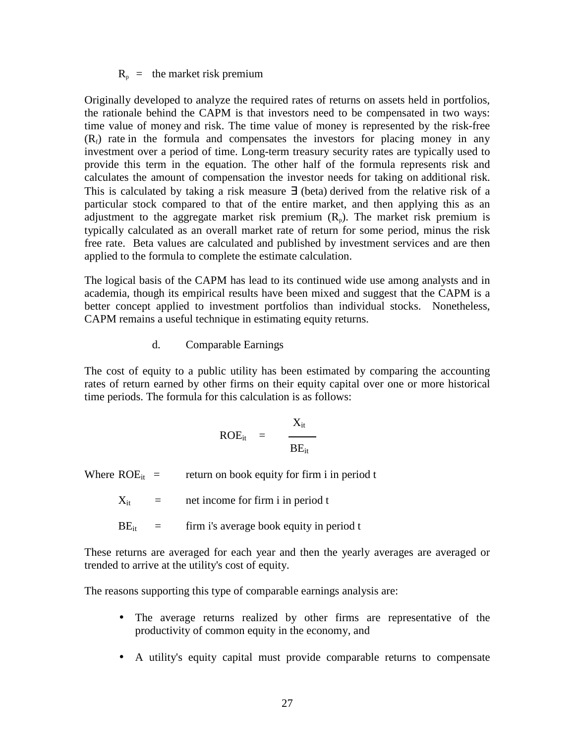$R_p$ = the market risk premium

Originally developed to analyze the required rates of returns on assets held in portfolios, the rationale behind the CAPM is that investors need to be compensated in two ways: time value of money and risk. The time value of money is represented by the risk-free ($R_f$) rate in the formula and compensates the investors for placing money in any investment over a period of time. Long-term treasury security rates are typically used to provide this term in the equation. The other half of the formula represents risk and calculates the amount of compensation the investor needs for taking on additional risk. This is calculated by taking a risk measure ∃ (beta) derived from the relative risk of a particular stock compared to that of the entire market, and then applying this as an adjustment to the aggregate market risk premium ($R_p$). The market risk premium is typically calculated as an overall market rate of return for some period, minus the risk free rate. Beta values are calculated and published by investment services and are then applied to the formula to complete the estimate calculation.

The logical basis of the CAPM has lead to its continued wide use among analysts and in academia, though its empirical results have been mixed and suggest that the CAPM is a better concept applied to investment portfolios than individual stocks. Nonetheless, CAPM remains a useful technique in estimating equity returns.

d. Comparable Earnings

The cost of equity to a public utility has been estimated by comparing the accounting rates of return earned by other firms on their equity capital over one or more historical time periods. The formula for this calculation is as follows:

$$ROE_{it} = \frac{X_{it}}{BE_{it}}$$

Where $ROE_{it}$ = return on book equity for firm i in period t

$X_{it}$ = net income for firm i in period t

$BE_{it}$ = firm i's average book equity in period t

These returns are averaged for each year and then the yearly averages are averaged or trended to arrive at the utility's cost of equity.

The reasons supporting this type of comparable earnings analysis are:

- The average returns realized by other firms are representative of the productivity of common equity in the economy, and
- A utility's equity capital must provide comparable returns to compensate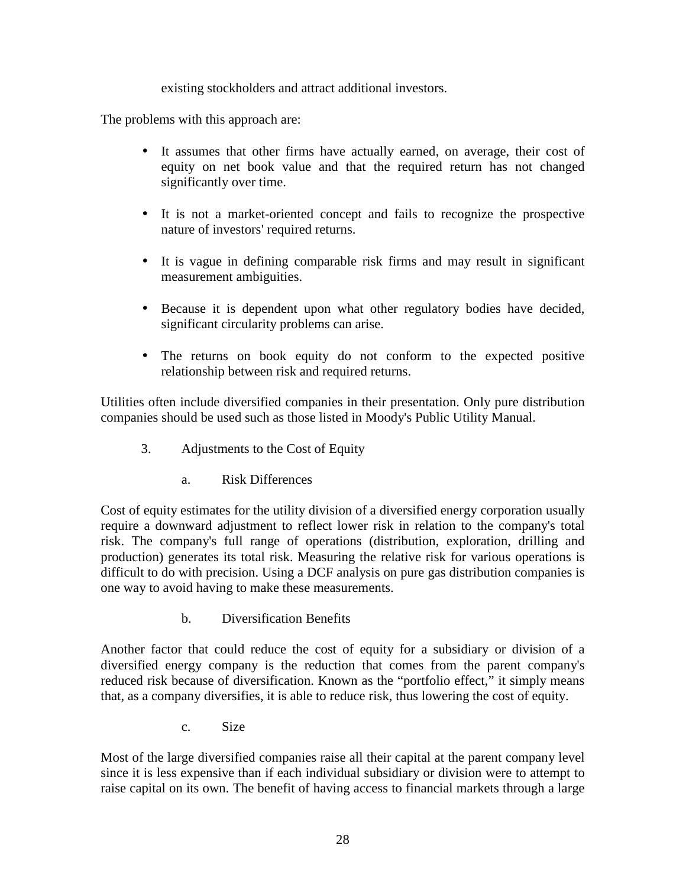existing stockholders and attract additional investors.

The problems with this approach are:

- It assumes that other firms have actually earned, on average, their cost of equity on net book value and that the required return has not changed significantly over time.

- It is not a market-oriented concept and fails to recognize the prospective nature of investors' required returns.

- It is vague in defining comparable risk firms and may result in significant measurement ambiguities.

- Because it is dependent upon what other regulatory bodies have decided, significant circularity problems can arise.

- The returns on book equity do not conform to the expected positive relationship between risk and required returns.

Utilities often include diversified companies in their presentation. Only pure distribution companies should be used such as those listed in Moody's Public Utility Manual.

3. Adjustments to the Cost of Equity

a. Risk Differences

Cost of equity estimates for the utility division of a diversified energy corporation usually require a downward adjustment to reflect lower risk in relation to the company's total risk. The company's full range of operations (distribution, exploration, drilling and production) generates its total risk. Measuring the relative risk for various operations is difficult to do with precision. Using a DCF analysis on pure gas distribution companies is one way to avoid having to make these measurements.

b. Diversification Benefits

Another factor that could reduce the cost of equity for a subsidiary or division of a diversified energy company is the reduction that comes from the parent company's reduced risk because of diversification. Known as the "portfolio effect," it simply means that, as a company diversifies, it is able to reduce risk, thus lowering the cost of equity.

c. Size

Most of the large diversified companies raise all their capital at the parent company level since it is less expensive than if each individual subsidiary or division were to attempt to raise capital on its own. The benefit of having access to financial markets through a large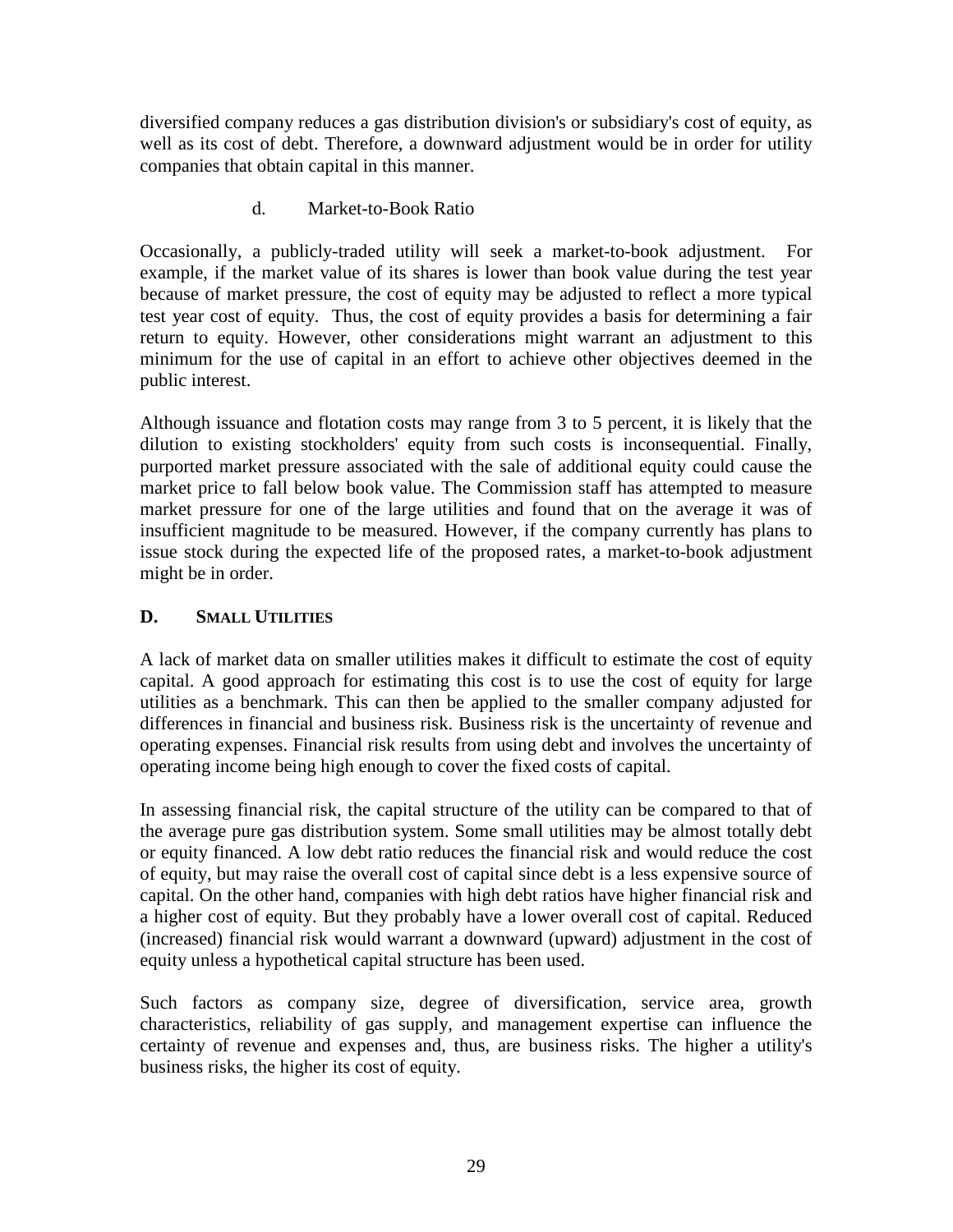diversified company reduces a gas distribution division's or subsidiary's cost of equity, as well as its cost of debt. Therefore, a downward adjustment would be in order for utility companies that obtain capital in this manner.

#### d. Market-to-Book Ratio

Occasionally, a publicly-traded utility will seek a market-to-book adjustment. For example, if the market value of its shares is lower than book value during the test year because of market pressure, the cost of equity may be adjusted to reflect a more typical test year cost of equity. Thus, the cost of equity provides a basis for determining a fair return to equity. However, other considerations might warrant an adjustment to this minimum for the use of capital in an effort to achieve other objectives deemed in the public interest.

Although issuance and flotation costs may range from 3 to 5 percent, it is likely that the dilution to existing stockholders' equity from such costs is inconsequential. Finally, purported market pressure associated with the sale of additional equity could cause the market price to fall below book value. The Commission staff has attempted to measure market pressure for one of the large utilities and found that on the average it was of insufficient magnitude to be measured. However, if the company currently has plans to issue stock during the expected life of the proposed rates, a market-to-book adjustment might be in order.

## D. SMALL UTILITIES

A lack of market data on smaller utilities makes it difficult to estimate the cost of equity capital. A good approach for estimating this cost is to use the cost of equity for large utilities as a benchmark. This can then be applied to the smaller company adjusted for differences in financial and business risk. Business risk is the uncertainty of revenue and operating expenses. Financial risk results from using debt and involves the uncertainty of operating income being high enough to cover the fixed costs of capital.

In assessing financial risk, the capital structure of the utility can be compared to that of the average pure gas distribution system. Some small utilities may be almost totally debt or equity financed. A low debt ratio reduces the financial risk and would reduce the cost of equity, but may raise the overall cost of capital since debt is a less expensive source of capital. On the other hand, companies with high debt ratios have higher financial risk and a higher cost of equity. But they probably have a lower overall cost of capital. Reduced (increased) financial risk would warrant a downward (upward) adjustment in the cost of equity unless a hypothetical capital structure has been used.

Such factors as company size, degree of diversification, service area, growth characteristics, reliability of gas supply, and management expertise can influence the certainty of revenue and expenses and, thus, are business risks. The higher a utility's business risks, the higher its cost of equity.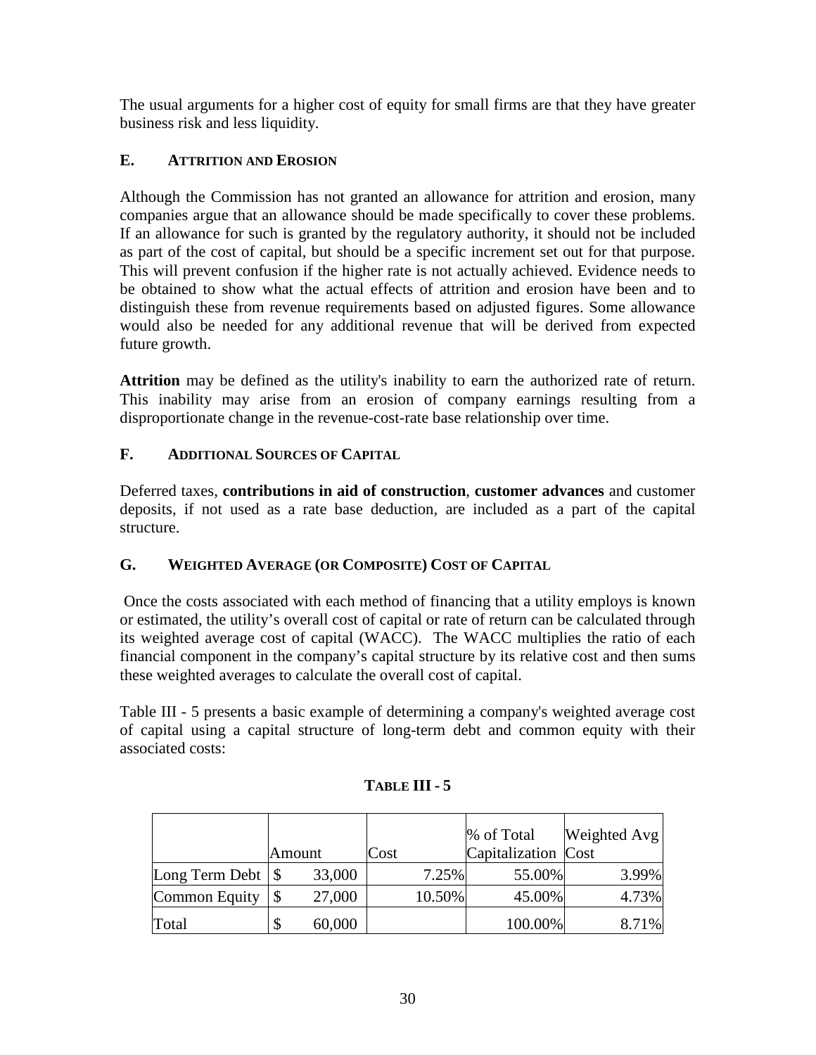The usual arguments for a higher cost of equity for small firms are that they have greater business risk and less liquidity.

### E. ATTRITION AND EROSION

Although the Commission has not granted an allowance for attrition and erosion, many companies argue that an allowance should be made specifically to cover these problems. If an allowance for such is granted by the regulatory authority, it should not be included as part of the cost of capital, but should be a specific increment set out for that purpose. This will prevent confusion if the higher rate is not actually achieved. Evidence needs to be obtained to show what the actual effects of attrition and erosion have been and to distinguish these from revenue requirements based on adjusted figures. Some allowance would also be needed for any additional revenue that will be derived from expected future growth.

**Attrition** may be defined as the utility's inability to earn the authorized rate of return. This inability may arise from an erosion of company earnings resulting from a disproportionate change in the revenue-cost-rate base relationship over time.

### F. ADDITIONAL SOURCES OF CAPITAL

Deferred taxes, **contributions in aid of construction**, **customer advances** and customer deposits, if not used as a rate base deduction, are included as a part of the capital structure.

### G. WEIGHTED AVERAGE (OR COMPOSITE) COST OF CAPITAL

Once the costs associated with each method of financing that a utility employs is known or estimated, the utility's overall cost of capital or rate of return can be calculated through its weighted average cost of capital (WACC). The WACC multiplies the ratio of each financial component in the company's capital structure by its relative cost and then sums these weighted averages to calculate the overall cost of capital.

Table III - 5 presents a basic example of determining a company's weighted average cost of capital using a capital structure of long-term debt and common equity with their associated costs:

**TABLE III - 5**

| | Amount | Cost | % of Total Capitalization | Weighted Avg Cost |
|---|---|---|---|---|
| Long Term Debt | $ 33,000 | 7.25% | 55.00% | 3.99% |
| Common Equity | $ 27,000 | 10.50% | 45.00% | 4.73% |
| Total | $ 60,000 | | 100.00% | 8.71% |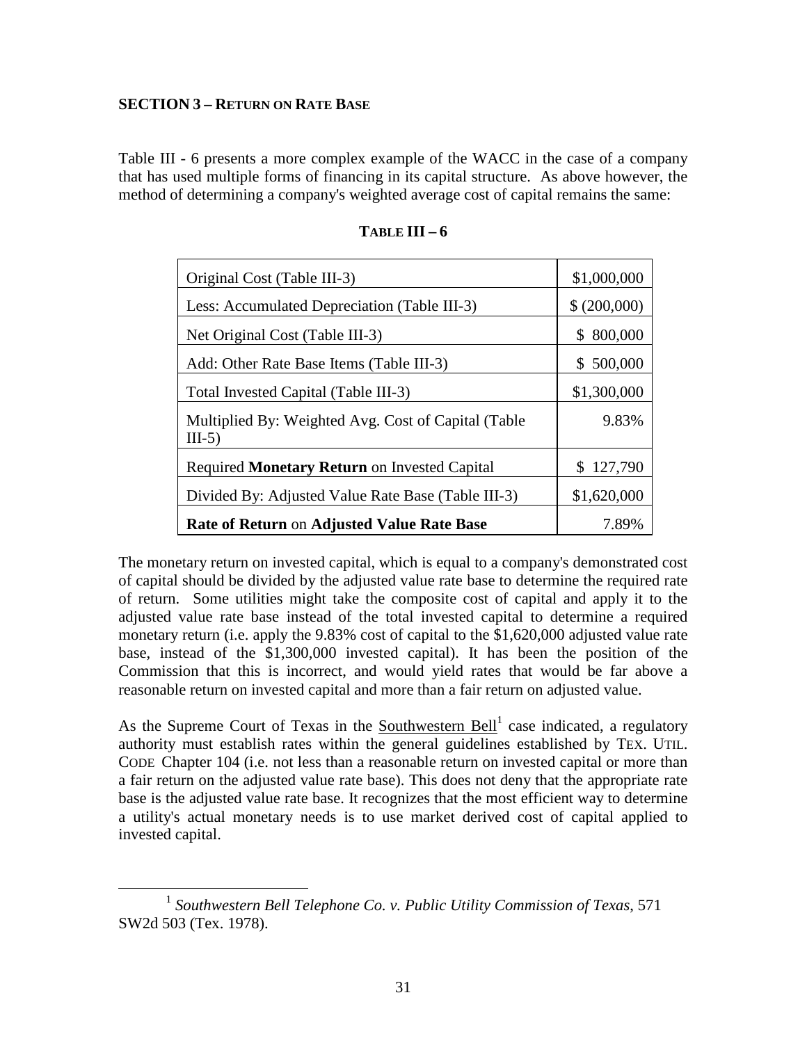**SECTION 3 – RETURN ON RATE BASE**

Table III - 6 presents a more complex example of the WACC in the case of a company that has used multiple forms of financing in its capital structure. As above however, the method of determining a company's weighted average cost of capital remains the same:

**TABLE III – 6**

| | |
|---|---|
| Original Cost (Table III-3) | $1,000,000 |
| Less: Accumulated Depreciation (Table III-3) | $ (200,000) |
| Net Original Cost (Table III-3) | $ 800,000 |
| Add: Other Rate Base Items (Table III-3) | $ 500,000 |
| Total Invested Capital (Table III-3) | $1,300,000 |
| Multiplied By: Weighted Avg. Cost of Capital (Table III-5) | 9.83% |
| Required **Monetary Return** on Invested Capital | $ 127,790 |
| Divided By: Adjusted Value Rate Base (Table III-3) | $1,620,000 |
| **Rate of Return** on **Adjusted Value Rate Base** | 7.89% |

The monetary return on invested capital, which is equal to a company's demonstrated cost of capital should be divided by the adjusted value rate base to determine the required rate of return. Some utilities might take the composite cost of capital and apply it to the adjusted value rate base instead of the total invested capital to determine a required monetary return (i.e. apply the 9.83% cost of capital to the $1,620,000 adjusted value rate base, instead of the $1,300,000 invested capital). It has been the position of the Commission that this is incorrect, and would yield rates that would be far above a reasonable return on invested capital and more than a fair return on adjusted value.

As the Supreme Court of Texas in the Southwestern Bell[1] case indicated, a regulatory authority must establish rates within the general guidelines established by TEX. UTIL. CODE Chapter 104 (i.e. not less than a reasonable return on invested capital or more than a fair return on the adjusted value rate base). This does not deny that the appropriate rate base is the adjusted value rate base. It recognizes that the most efficient way to determine a utility's actual monetary needs is to use market derived cost of capital applied to invested capital.

[1] *Southwestern Bell Telephone Co. v. Public Utility Commission of Texas*, 571 SW2d 503 (Tex. 1978).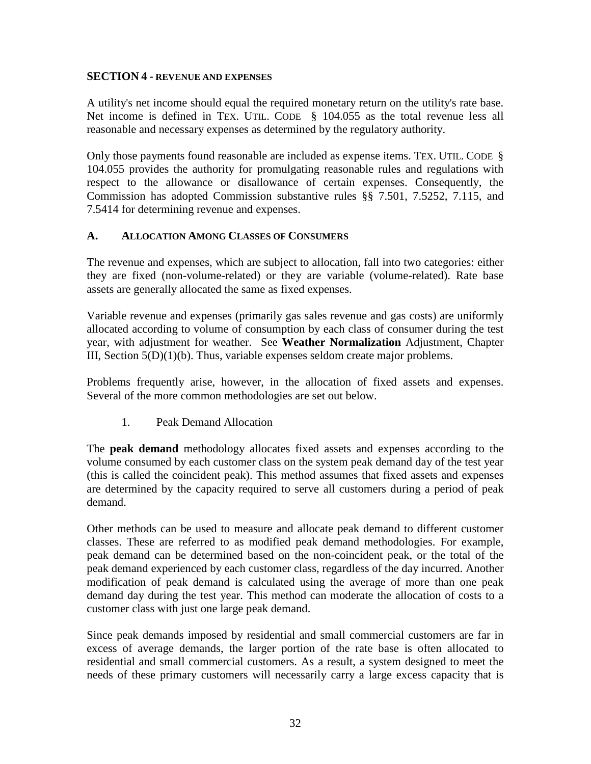## SECTION 4 - REVENUE AND EXPENSES

A utility's net income should equal the required monetary return on the utility's rate base. Net income is defined in TEX. UTIL. CODE § 104.055 as the total revenue less all reasonable and necessary expenses as determined by the regulatory authority.

Only those payments found reasonable are included as expense items. TEX. UTIL. CODE § 104.055 provides the authority for promulgating reasonable rules and regulations with respect to the allowance or disallowance of certain expenses. Consequently, the Commission has adopted Commission substantive rules §§ 7.501, 7.5252, 7.115, and 7.5414 for determining revenue and expenses.

### A. ALLOCATION AMONG CLASSES OF CONSUMERS

The revenue and expenses, which are subject to allocation, fall into two categories: either they are fixed (non-volume-related) or they are variable (volume-related). Rate base assets are generally allocated the same as fixed expenses.

Variable revenue and expenses (primarily gas sales revenue and gas costs) are uniformly allocated according to volume of consumption by each class of consumer during the test year, with adjustment for weather. See **Weather Normalization** Adjustment, Chapter III, Section 5(D)(1)(b). Thus, variable expenses seldom create major problems.

Problems frequently arise, however, in the allocation of fixed assets and expenses. Several of the more common methodologies are set out below.

1. Peak Demand Allocation

The **peak demand** methodology allocates fixed assets and expenses according to the volume consumed by each customer class on the system peak demand day of the test year (this is called the coincident peak). This method assumes that fixed assets and expenses are determined by the capacity required to serve all customers during a period of peak demand.

Other methods can be used to measure and allocate peak demand to different customer classes. These are referred to as modified peak demand methodologies. For example, peak demand can be determined based on the non-coincident peak, or the total of the peak demand experienced by each customer class, regardless of the day incurred. Another modification of peak demand is calculated using the average of more than one peak demand day during the test year. This method can moderate the allocation of costs to a customer class with just one large peak demand.

Since peak demands imposed by residential and small commercial customers are far in excess of average demands, the larger portion of the rate base is often allocated to residential and small commercial customers. As a result, a system designed to meet the needs of these primary customers will necessarily carry a large excess capacity that is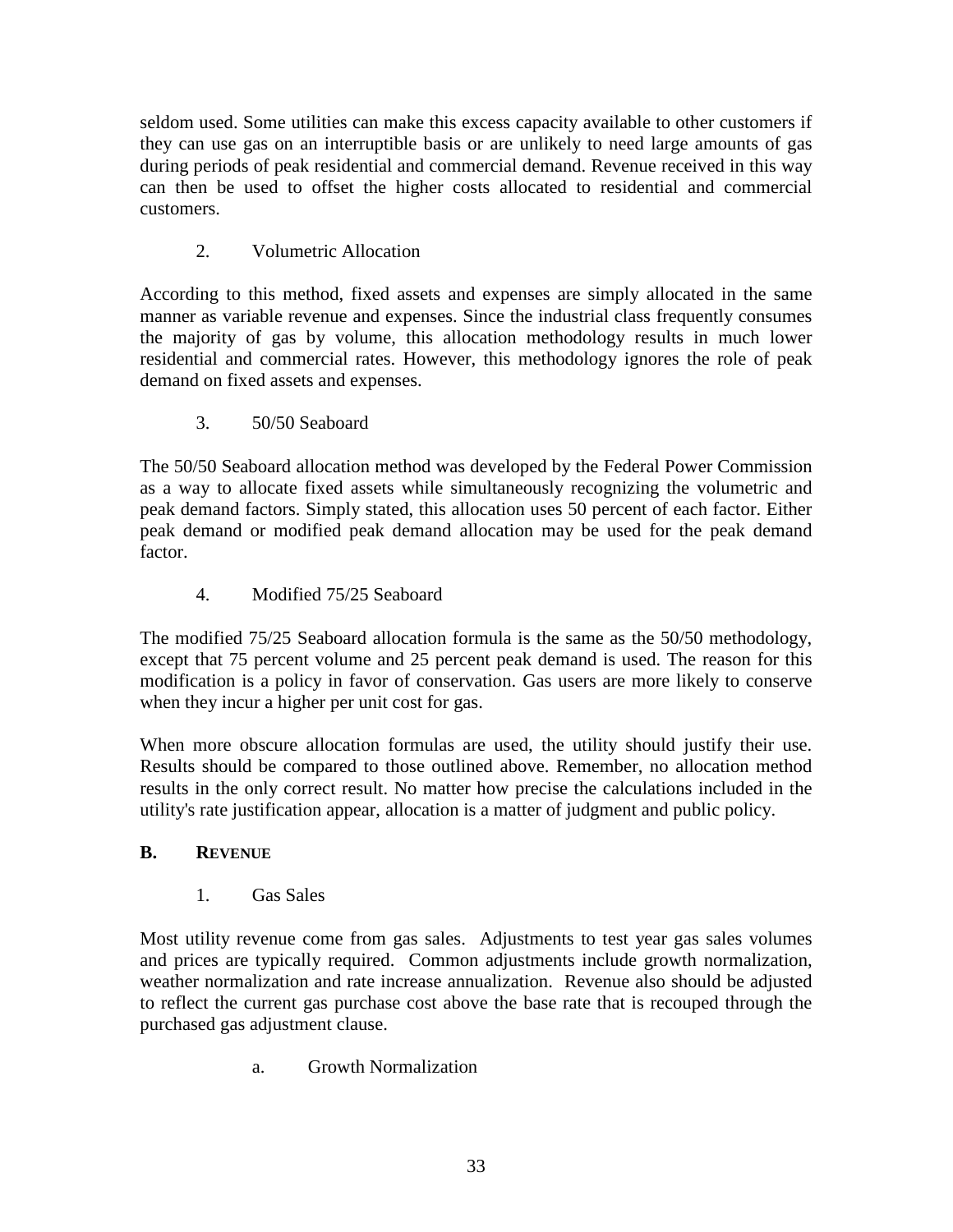seldom used. Some utilities can make this excess capacity available to other customers if they can use gas on an interruptible basis or are unlikely to need large amounts of gas during periods of peak residential and commercial demand. Revenue received in this way can then be used to offset the higher costs allocated to residential and commercial customers.

#### 2. Volumetric Allocation

According to this method, fixed assets and expenses are simply allocated in the same manner as variable revenue and expenses. Since the industrial class frequently consumes the majority of gas by volume, this allocation methodology results in much lower residential and commercial rates. However, this methodology ignores the role of peak demand on fixed assets and expenses.

#### 3. 50/50 Seaboard

The 50/50 Seaboard allocation method was developed by the Federal Power Commission as a way to allocate fixed assets while simultaneously recognizing the volumetric and peak demand factors. Simply stated, this allocation uses 50 percent of each factor. Either peak demand or modified peak demand allocation may be used for the peak demand factor.

#### 4. Modified 75/25 Seaboard

The modified 75/25 Seaboard allocation formula is the same as the 50/50 methodology, except that 75 percent volume and 25 percent peak demand is used. The reason for this modification is a policy in favor of conservation. Gas users are more likely to conserve when they incur a higher per unit cost for gas.

When more obscure allocation formulas are used, the utility should justify their use. Results should be compared to those outlined above. Remember, no allocation method results in the only correct result. No matter how precise the calculations included in the utility's rate justification appear, allocation is a matter of judgment and public policy.

## B. REVENUE

### 1. Gas Sales

Most utility revenue come from gas sales. Adjustments to test year gas sales volumes and prices are typically required. Common adjustments include growth normalization, weather normalization and rate increase annualization. Revenue also should be adjusted to reflect the current gas purchase cost above the base rate that is recouped through the purchased gas adjustment clause.

#### a. Growth Normalization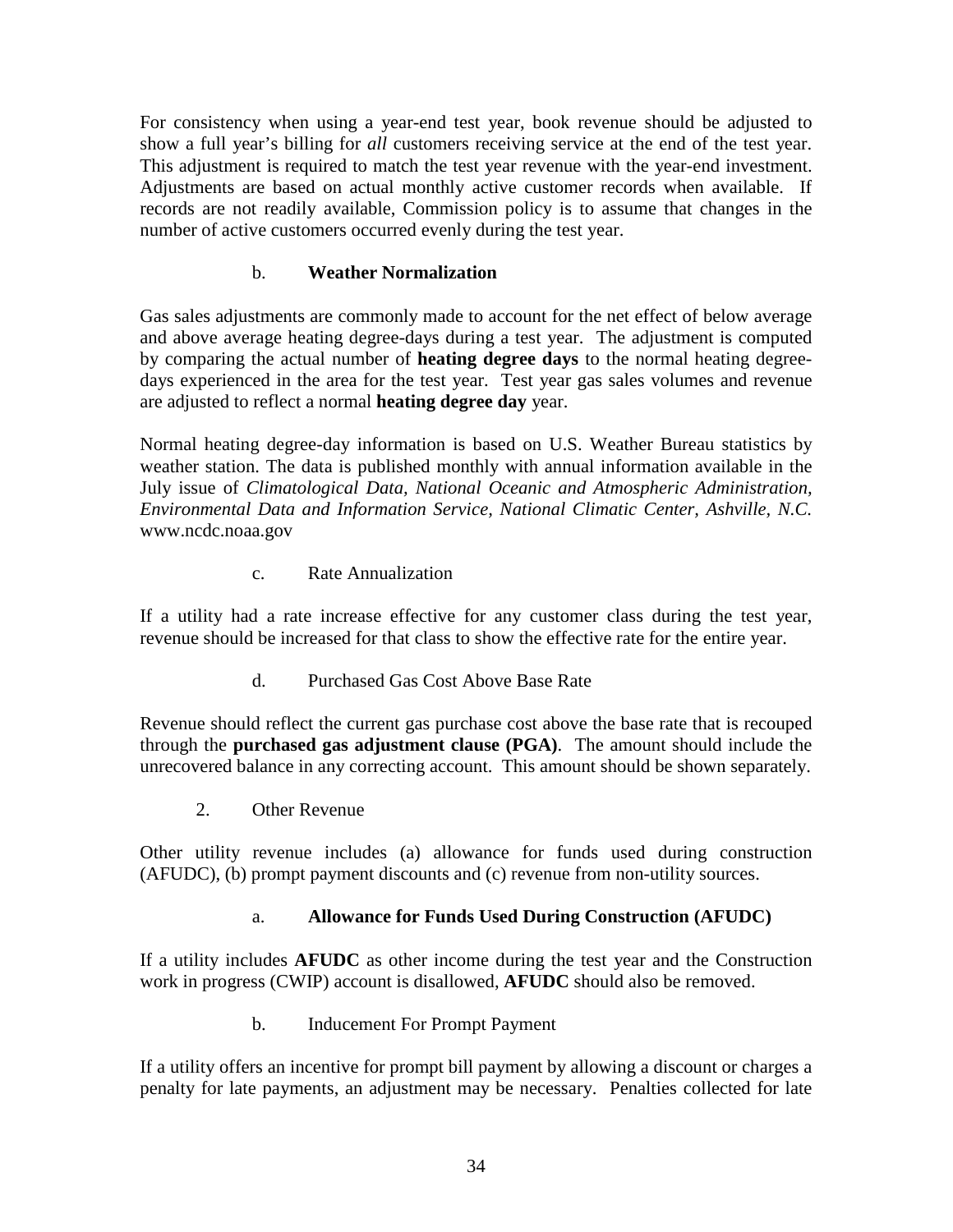For consistency when using a year-end test year, book revenue should be adjusted to show a full year's billing for *all* customers receiving service at the end of the test year. This adjustment is required to match the test year revenue with the year-end investment. Adjustments are based on actual monthly active customer records when available. If records are not readily available, Commission policy is to assume that changes in the number of active customers occurred evenly during the test year.

b. **Weather Normalization**

Gas sales adjustments are commonly made to account for the net effect of below average and above average heating degree-days during a test year. The adjustment is computed by comparing the actual number of **heating degree days** to the normal heating degree-days experienced in the area for the test year. Test year gas sales volumes and revenue are adjusted to reflect a normal **heating degree day** year.

Normal heating degree-day information is based on U.S. Weather Bureau statistics by weather station. The data is published monthly with annual information available in the July issue of *Climatological Data, National Oceanic and Atmospheric Administration, Environmental Data and Information Service, National Climatic Center, Ashville, N.C.* www.ncdc.noaa.gov

c. Rate Annualization

If a utility had a rate increase effective for any customer class during the test year, revenue should be increased for that class to show the effective rate for the entire year.

d. Purchased Gas Cost Above Base Rate

Revenue should reflect the current gas purchase cost above the base rate that is recouped through the **purchased gas adjustment clause (PGA)**. The amount should include the unrecovered balance in any correcting account. This amount should be shown separately.

2. Other Revenue

Other utility revenue includes (a) allowance for funds used during construction (AFUDC), (b) prompt payment discounts and (c) revenue from non-utility sources.

a. **Allowance for Funds Used During Construction (AFUDC)**

If a utility includes **AFUDC** as other income during the test year and the Construction work in progress (CWIP) account is disallowed, **AFUDC** should also be removed.

b. Inducement For Prompt Payment

If a utility offers an incentive for prompt bill payment by allowing a discount or charges a penalty for late payments, an adjustment may be necessary. Penalties collected for late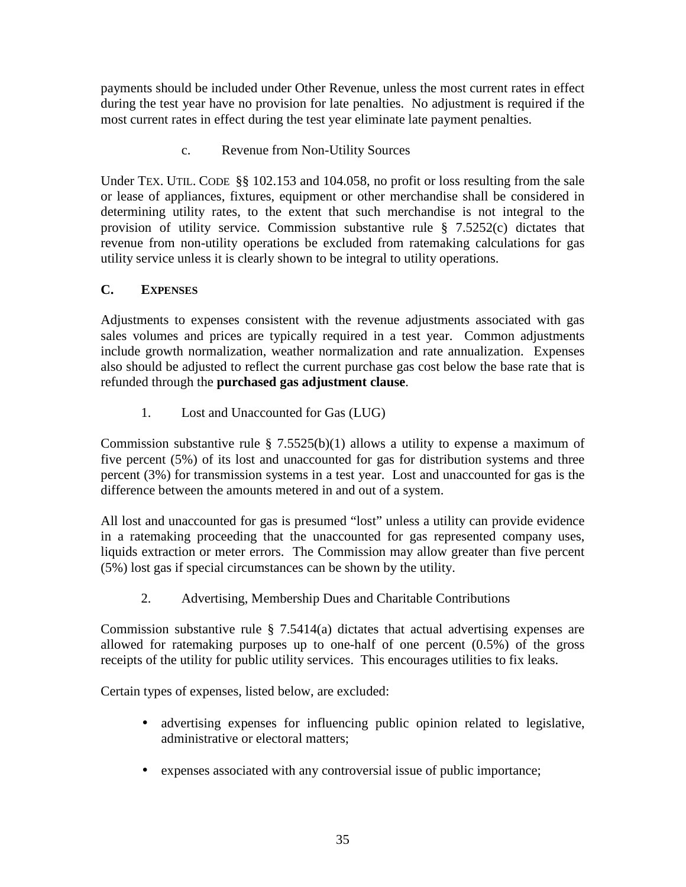payments should be included under Other Revenue, unless the most current rates in effect during the test year have no provision for late penalties. No adjustment is required if the most current rates in effect during the test year eliminate late payment penalties.

c. Revenue from Non-Utility Sources

Under TEX. UTIL. CODE §§ 102.153 and 104.058, no profit or loss resulting from the sale or lease of appliances, fixtures, equipment or other merchandise shall be considered in determining utility rates, to the extent that such merchandise is not integral to the provision of utility service. Commission substantive rule § 7.5252(c) dictates that revenue from non-utility operations be excluded from ratemaking calculations for gas utility service unless it is clearly shown to be integral to utility operations.

## C. EXPENSES

Adjustments to expenses consistent with the revenue adjustments associated with gas sales volumes and prices are typically required in a test year. Common adjustments include growth normalization, weather normalization and rate annualization. Expenses also should be adjusted to reflect the current purchase gas cost below the base rate that is refunded through the **purchased gas adjustment clause**.

1. Lost and Unaccounted for Gas (LUG)

Commission substantive rule § 7.5525(b)(1) allows a utility to expense a maximum of five percent (5%) of its lost and unaccounted for gas for distribution systems and three percent (3%) for transmission systems in a test year. Lost and unaccounted for gas is the difference between the amounts metered in and out of a system.

All lost and unaccounted for gas is presumed "lost" unless a utility can provide evidence in a ratemaking proceeding that the unaccounted for gas represented company uses, liquids extraction or meter errors. The Commission may allow greater than five percent (5%) lost gas if special circumstances can be shown by the utility.

2. Advertising, Membership Dues and Charitable Contributions

Commission substantive rule § 7.5414(a) dictates that actual advertising expenses are allowed for ratemaking purposes up to one-half of one percent (0.5%) of the gross receipts of the utility for public utility services. This encourages utilities to fix leaks.

Certain types of expenses, listed below, are excluded:

- advertising expenses for influencing public opinion related to legislative, administrative or electoral matters;
- expenses associated with any controversial issue of public importance;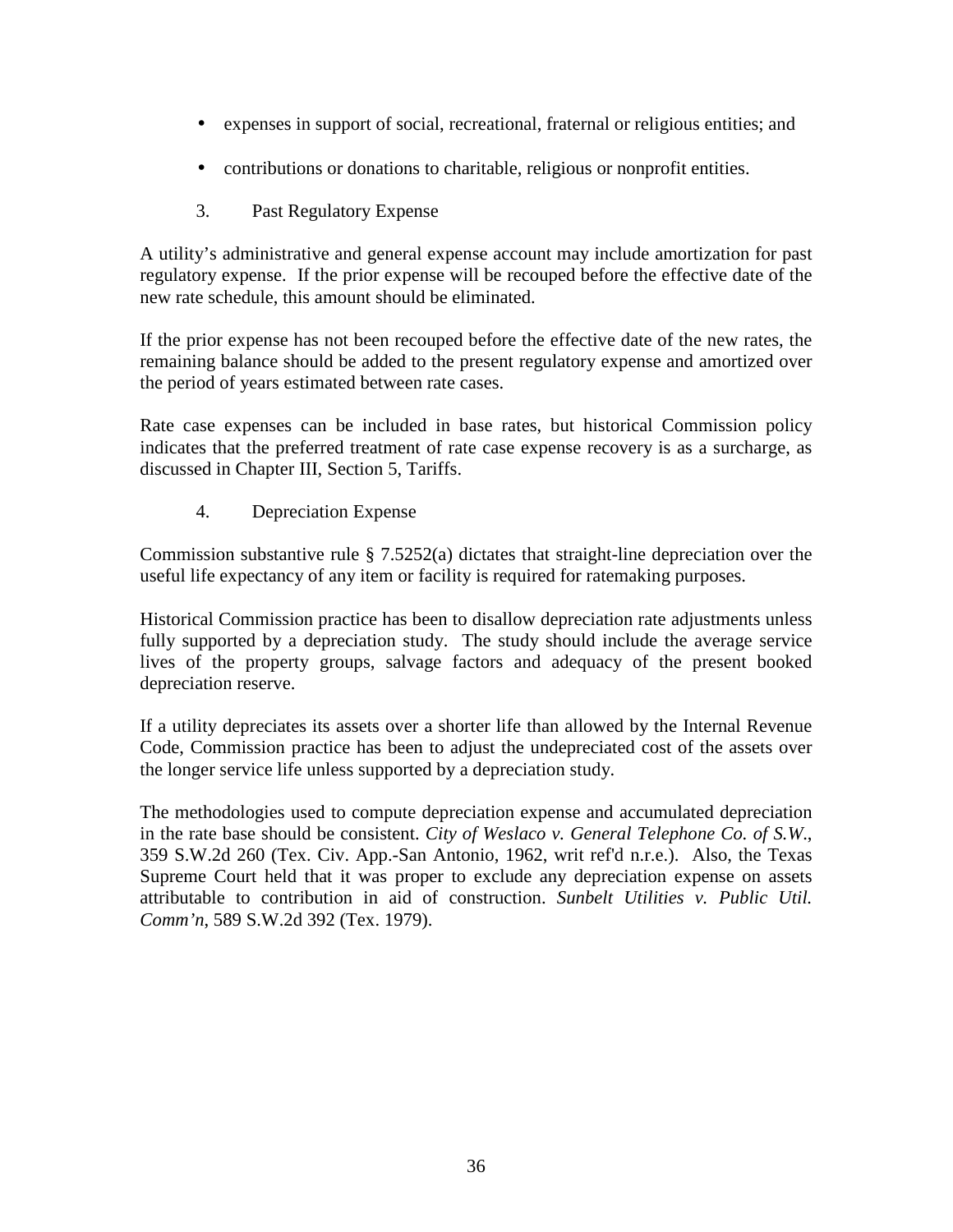- expenses in support of social, recreational, fraternal or religious entities; and
- contributions or donations to charitable, religious or nonprofit entities.

### 3. Past Regulatory Expense

A utility's administrative and general expense account may include amortization for past regulatory expense. If the prior expense will be recouped before the effective date of the new rate schedule, this amount should be eliminated.

If the prior expense has not been recouped before the effective date of the new rates, the remaining balance should be added to the present regulatory expense and amortized over the period of years estimated between rate cases.

Rate case expenses can be included in base rates, but historical Commission policy indicates that the preferred treatment of rate case expense recovery is as a surcharge, as discussed in Chapter III, Section 5, Tariffs.

### 4. Depreciation Expense

Commission substantive rule § 7.5252(a) dictates that straight-line depreciation over the useful life expectancy of any item or facility is required for ratemaking purposes.

Historical Commission practice has been to disallow depreciation rate adjustments unless fully supported by a depreciation study. The study should include the average service lives of the property groups, salvage factors and adequacy of the present booked depreciation reserve.

If a utility depreciates its assets over a shorter life than allowed by the Internal Revenue Code, Commission practice has been to adjust the undepreciated cost of the assets over the longer service life unless supported by a depreciation study.

The methodologies used to compute depreciation expense and accumulated depreciation in the rate base should be consistent. *City of Weslaco v. General Telephone Co. of S.W.*, 359 S.W.2d 260 (Tex. Civ. App.-San Antonio, 1962, writ ref'd n.r.e.). Also, the Texas Supreme Court held that it was proper to exclude any depreciation expense on assets attributable to contribution in aid of construction. *Sunbelt Utilities v. Public Util. Comm'n*, 589 S.W.2d 392 (Tex. 1979).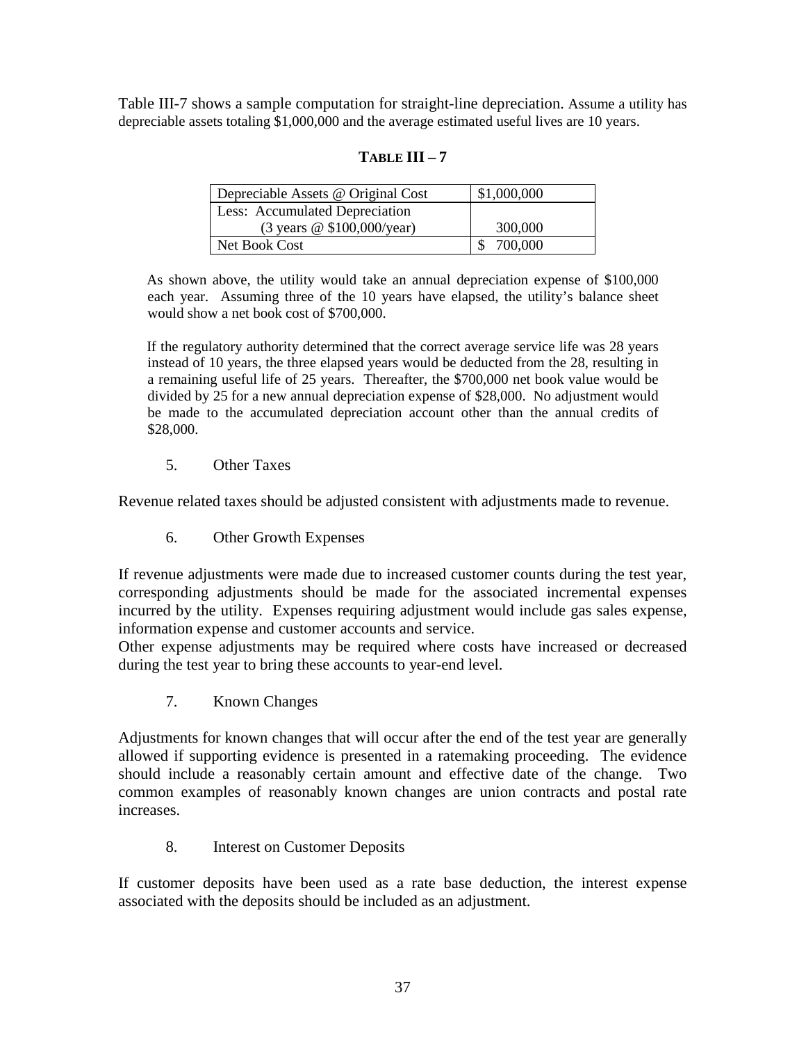Table III-7 shows a sample computation for straight-line depreciation. Assume a utility has depreciable assets totaling $1,000,000 and the average estimated useful lives are 10 years.

**TABLE III – 7**

| Depreciable Assets @ Original Cost | $1,000,000 |
|---|---|
| Less: Accumulated Depreciation (3 years @ $100,000/year) | 300,000 |
| Net Book Cost | $ 700,000 |

As shown above, the utility would take an annual depreciation expense of $100,000 each year. Assuming three of the 10 years have elapsed, the utility's balance sheet would show a net book cost of $700,000.

If the regulatory authority determined that the correct average service life was 28 years instead of 10 years, the three elapsed years would be deducted from the 28, resulting in a remaining useful life of 25 years. Thereafter, the $700,000 net book value would be divided by 25 for a new annual depreciation expense of $28,000. No adjustment would be made to the accumulated depreciation account other than the annual credits of $28,000.

5. Other Taxes

Revenue related taxes should be adjusted consistent with adjustments made to revenue.

6. Other Growth Expenses

If revenue adjustments were made due to increased customer counts during the test year, corresponding adjustments should be made for the associated incremental expenses incurred by the utility. Expenses requiring adjustment would include gas sales expense, information expense and customer accounts and service.
Other expense adjustments may be required where costs have increased or decreased during the test year to bring these accounts to year-end level.

7. Known Changes

Adjustments for known changes that will occur after the end of the test year are generally allowed if supporting evidence is presented in a ratemaking proceeding. The evidence should include a reasonably certain amount and effective date of the change. Two common examples of reasonably known changes are union contracts and postal rate increases.

8. Interest on Customer Deposits

If customer deposits have been used as a rate base deduction, the interest expense associated with the deposits should be included as an adjustment.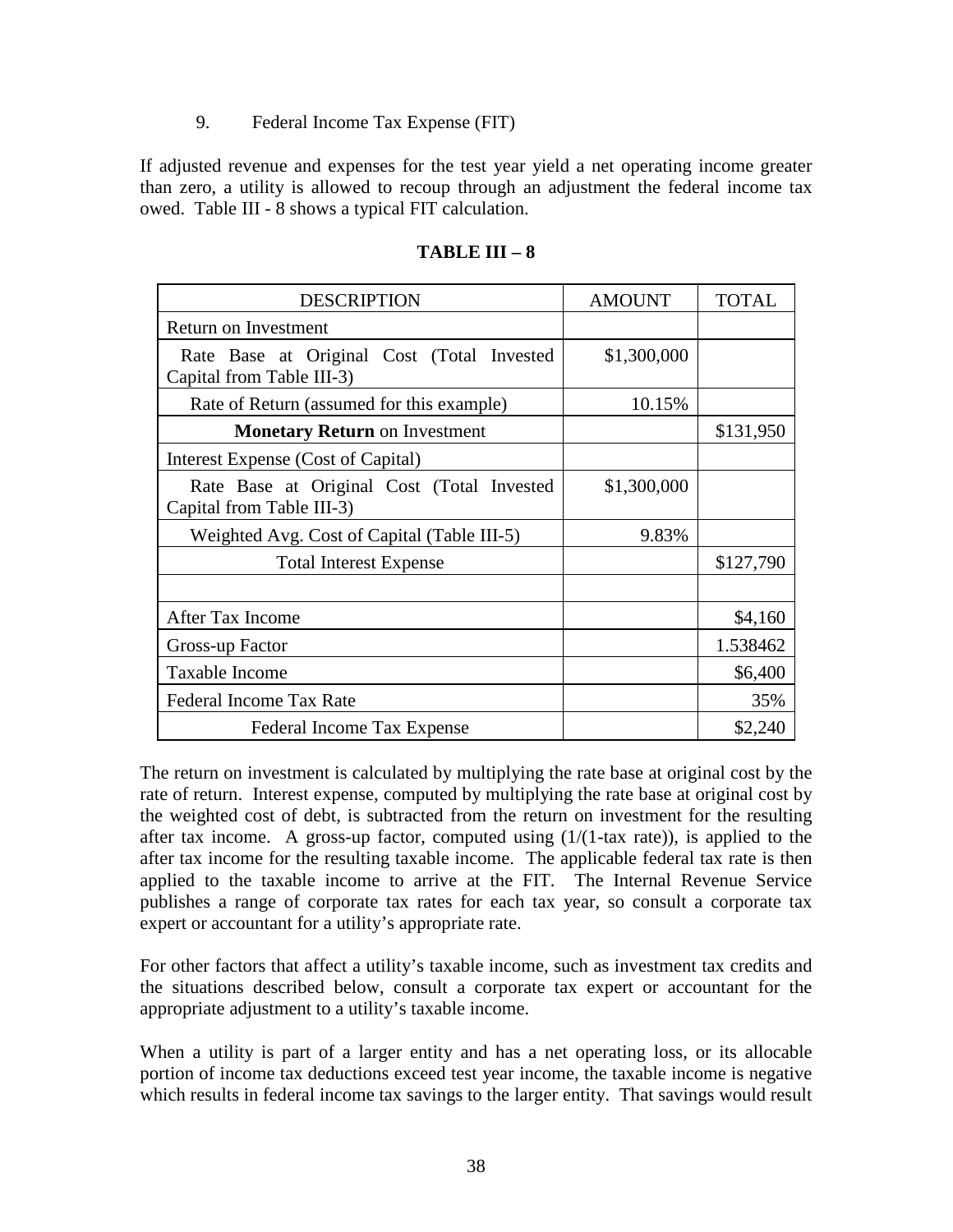9. Federal Income Tax Expense (FIT)

If adjusted revenue and expenses for the test year yield a net operating income greater than zero, a utility is allowed to recoup through an adjustment the federal income tax owed. Table III - 8 shows a typical FIT calculation.

**TABLE III – 8**

| DESCRIPTION | AMOUNT | TOTAL |
|---|---|---|
| Return on Investment | | |
| Rate Base at Original Cost (Total Invested Capital from Table III-3) | $1,300,000 | |
| Rate of Return (assumed for this example) | 10.15% | |
| **Monetary Return** on Investment | | $131,950 |
| Interest Expense (Cost of Capital) | | |
| Rate Base at Original Cost (Total Invested Capital from Table III-3) | $1,300,000 | |
| Weighted Avg. Cost of Capital (Table III-5) | 9.83% | |
| Total Interest Expense | | $127,790 |
| | | |
| After Tax Income | | $4,160 |
| Gross-up Factor | | 1.538462 |
| Taxable Income | | $6,400 |
| Federal Income Tax Rate | | 35% |
| Federal Income Tax Expense | | $2,240 |

The return on investment is calculated by multiplying the rate base at original cost by the rate of return. Interest expense, computed by multiplying the rate base at original cost by the weighted cost of debt, is subtracted from the return on investment for the resulting after tax income. A gross-up factor, computed using (1/(1-tax rate)), is applied to the after tax income for the resulting taxable income. The applicable federal tax rate is then applied to the taxable income to arrive at the FIT. The Internal Revenue Service publishes a range of corporate tax rates for each tax year, so consult a corporate tax expert or accountant for a utility's appropriate rate.

For other factors that affect a utility's taxable income, such as investment tax credits and the situations described below, consult a corporate tax expert or accountant for the appropriate adjustment to a utility's taxable income.

When a utility is part of a larger entity and has a net operating loss, or its allocable portion of income tax deductions exceed test year income, the taxable income is negative which results in federal income tax savings to the larger entity. That savings would result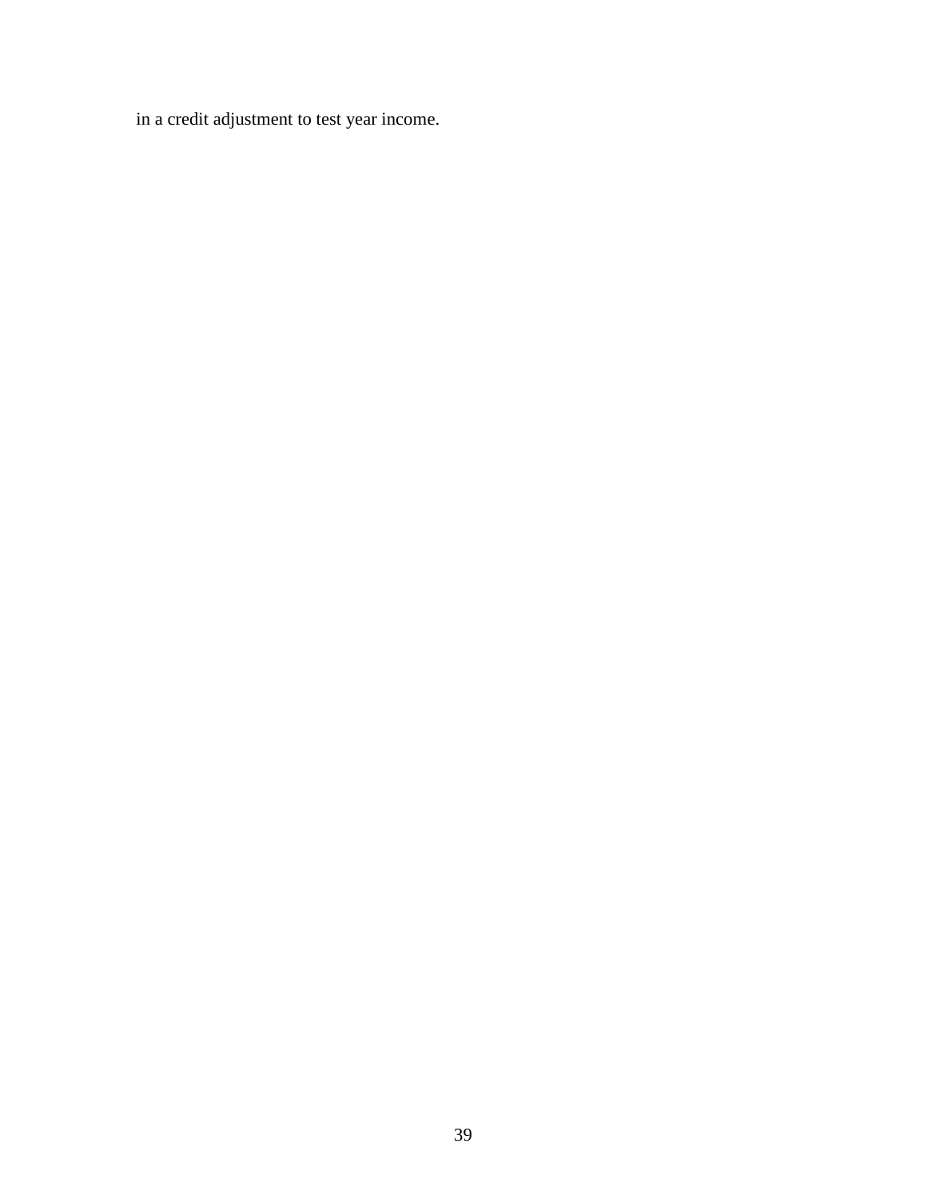in a credit adjustment to test year income.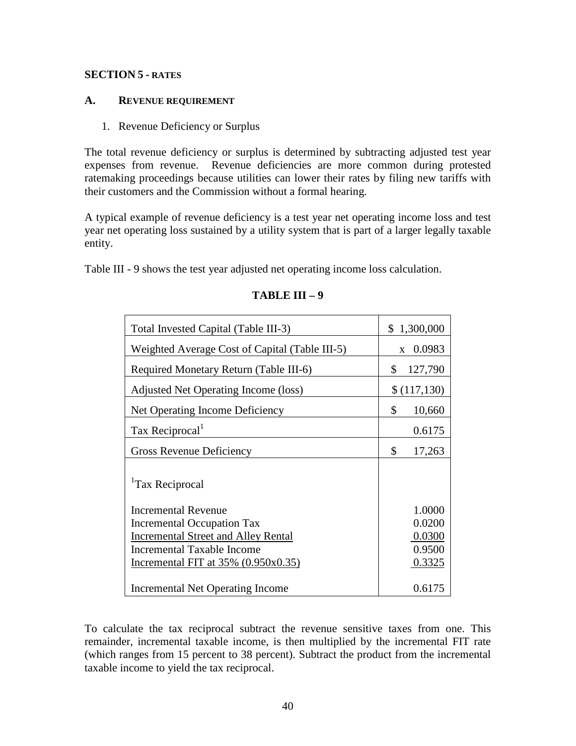## SECTION 5 - RATES

### A. REVENUE REQUIREMENT

1. Revenue Deficiency or Surplus

The total revenue deficiency or surplus is determined by subtracting adjusted test year expenses from revenue. Revenue deficiencies are more common during protested ratemaking proceedings because utilities can lower their rates by filing new tariffs with their customers and the Commission without a formal hearing.

A typical example of revenue deficiency is a test year net operating income loss and test year net operating loss sustained by a utility system that is part of a larger legally taxable entity.

Table III - 9 shows the test year adjusted net operating income loss calculation.

**TABLE III – 9**

| | |
|---|---|
| Total Invested Capital (Table III-3) | $ 1,300,000 |
| Weighted Average Cost of Capital (Table III-5) | x 0.0983 |
| Required Monetary Return (Table III-6) | $ 127,790 |
| Adjusted Net Operating Income (loss) | $ (117,130) |
| Net Operating Income Deficiency | $ 10,660 |
| Tax Reciprocal[1] | 0.6175 |
| Gross Revenue Deficiency | $ 17,263 |
| [1]Tax Reciprocal | |
| Incremental Revenue | 1.0000 |
| Incremental Occupation Tax | 0.0200 |
| Incremental Street and Alley Rental | 0.0300 |
| Incremental Taxable Income | 0.9500 |
| Incremental FIT at 35% (0.950x0.35) | 0.3325 |
| Incremental Net Operating Income | 0.6175 |

To calculate the tax reciprocal subtract the revenue sensitive taxes from one. This remainder, incremental taxable income, is then multiplied by the incremental FIT rate (which ranges from 15 percent to 38 percent). Subtract the product from the incremental taxable income to yield the tax reciprocal.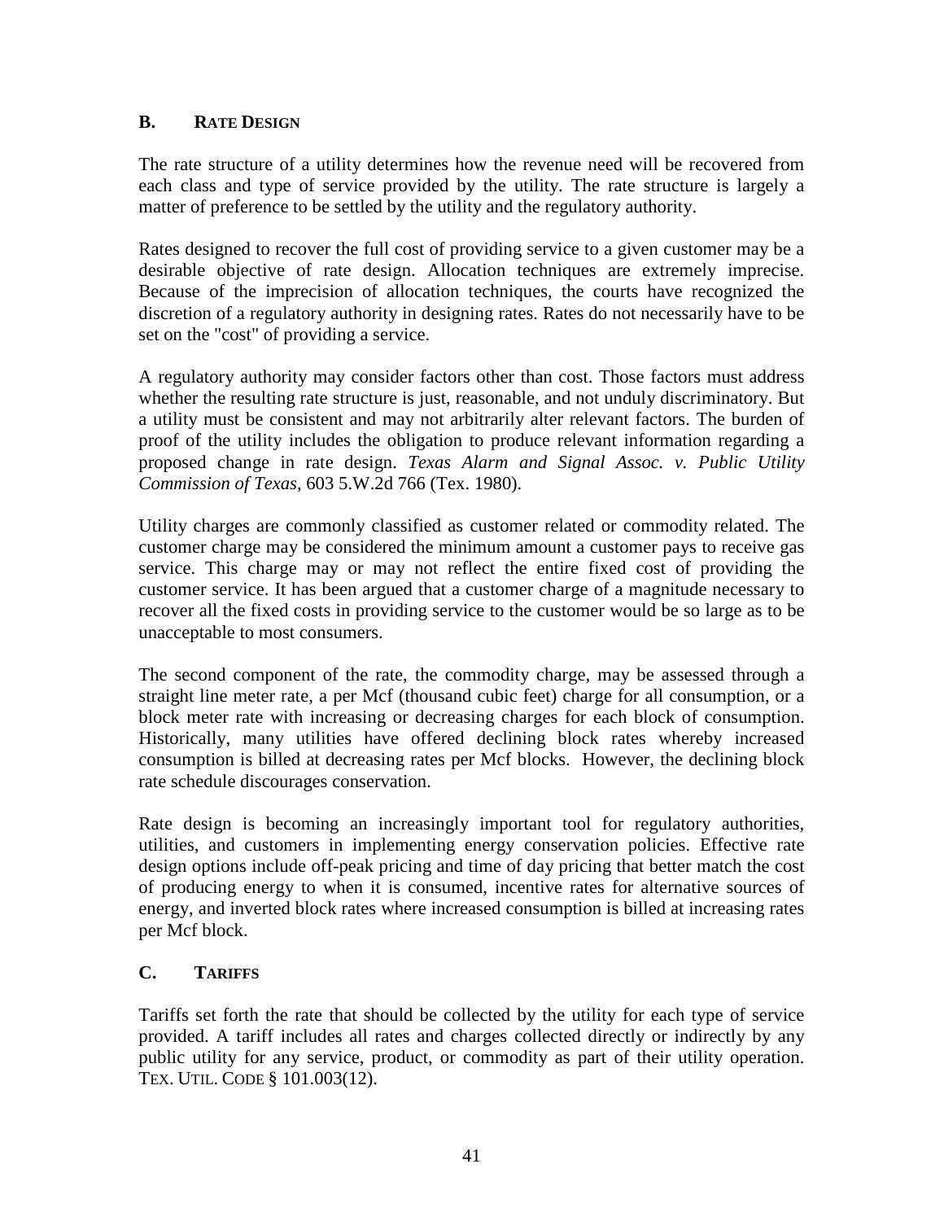## B. RATE DESIGN

The rate structure of a utility determines how the revenue need will be recovered from each class and type of service provided by the utility. The rate structure is largely a matter of preference to be settled by the utility and the regulatory authority.

Rates designed to recover the full cost of providing service to a given customer may be a desirable objective of rate design. Allocation techniques are extremely imprecise. Because of the imprecision of allocation techniques, the courts have recognized the discretion of a regulatory authority in designing rates. Rates do not necessarily have to be set on the "cost" of providing a service.

A regulatory authority may consider factors other than cost. Those factors must address whether the resulting rate structure is just, reasonable, and not unduly discriminatory. But a utility must be consistent and may not arbitrarily alter relevant factors. The burden of proof of the utility includes the obligation to produce relevant information regarding a proposed change in rate design. *Texas Alarm and Signal Assoc. v. Public Utility Commission of Texas*, 603 S.W.2d 766 (Tex. 1980).

Utility charges are commonly classified as customer related or commodity related. The customer charge may be considered the minimum amount a customer pays to receive gas service. This charge may or may not reflect the entire fixed cost of providing the customer service. It has been argued that a customer charge of a magnitude necessary to recover all the fixed costs in providing service to the customer would be so large as to be unacceptable to most consumers.

The second component of the rate, the commodity charge, may be assessed through a straight line meter rate, a per Mcf (thousand cubic feet) charge for all consumption, or a block meter rate with increasing or decreasing charges for each block of consumption. Historically, many utilities have offered declining block rates whereby increased consumption is billed at decreasing rates per Mcf blocks. However, the declining block rate schedule discourages conservation.

Rate design is becoming an increasingly important tool for regulatory authorities, utilities, and customers in implementing energy conservation policies. Effective rate design options include off-peak pricing and time of day pricing that better match the cost of producing energy to when it is consumed, incentive rates for alternative sources of energy, and inverted block rates where increased consumption is billed at increasing rates per Mcf block.

## C. TARIFFS

Tariffs set forth the rate that should be collected by the utility for each type of service provided. A tariff includes all rates and charges collected directly or indirectly by any public utility for any service, product, or commodity as part of their utility operation. TEX. UTIL. CODE § 101.003(12).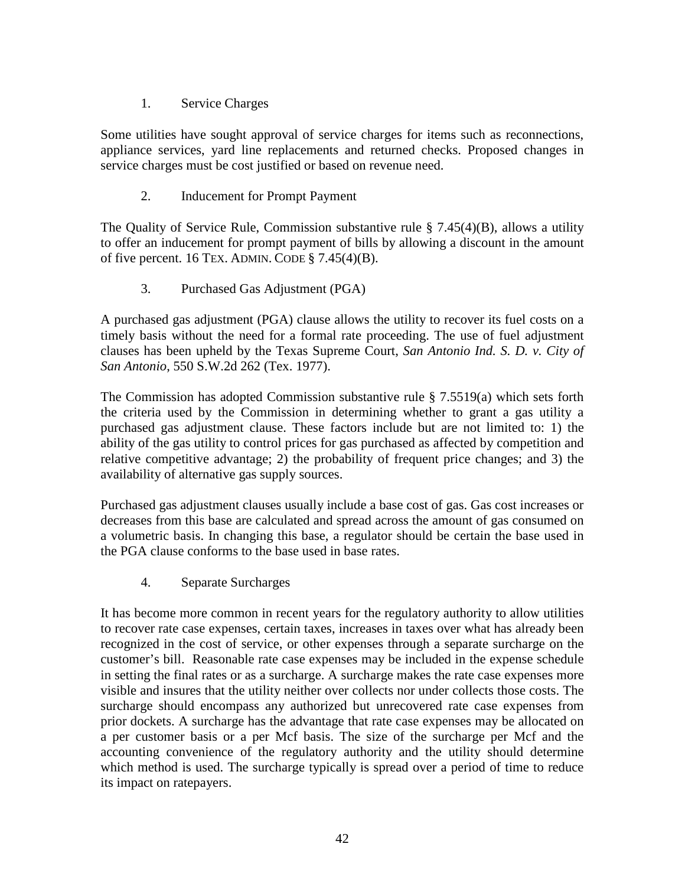### 1. Service Charges

Some utilities have sought approval of service charges for items such as reconnections, appliance services, yard line replacements and returned checks. Proposed changes in service charges must be cost justified or based on revenue need.

### 2. Inducement for Prompt Payment

The Quality of Service Rule, Commission substantive rule § 7.45(4)(B), allows a utility to offer an inducement for prompt payment of bills by allowing a discount in the amount of five percent. 16 TEX. ADMIN. CODE § 7.45(4)(B).

### 3. Purchased Gas Adjustment (PGA)

A purchased gas adjustment (PGA) clause allows the utility to recover its fuel costs on a timely basis without the need for a formal rate proceeding. The use of fuel adjustment clauses has been upheld by the Texas Supreme Court, *San Antonio Ind. S. D. v. City of San Antonio*, 550 S.W.2d 262 (Tex. 1977).

The Commission has adopted Commission substantive rule § 7.5519(a) which sets forth the criteria used by the Commission in determining whether to grant a gas utility a purchased gas adjustment clause. These factors include but are not limited to: 1) the ability of the gas utility to control prices for gas purchased as affected by competition and relative competitive advantage; 2) the probability of frequent price changes; and 3) the availability of alternative gas supply sources.

Purchased gas adjustment clauses usually include a base cost of gas. Gas cost increases or decreases from this base are calculated and spread across the amount of gas consumed on a volumetric basis. In changing this base, a regulator should be certain the base used in the PGA clause conforms to the base used in base rates.

### 4. Separate Surcharges

It has become more common in recent years for the regulatory authority to allow utilities to recover rate case expenses, certain taxes, increases in taxes over what has already been recognized in the cost of service, or other expenses through a separate surcharge on the customer's bill. Reasonable rate case expenses may be included in the expense schedule in setting the final rates or as a surcharge. A surcharge makes the rate case expenses more visible and insures that the utility neither over collects nor under collects those costs. The surcharge should encompass any authorized but unrecovered rate case expenses from prior dockets. A surcharge has the advantage that rate case expenses may be allocated on a per customer basis or a per Mcf basis. The size of the surcharge per Mcf and the accounting convenience of the regulatory authority and the utility should determine which method is used. The surcharge typically is spread over a period of time to reduce its impact on ratepayers.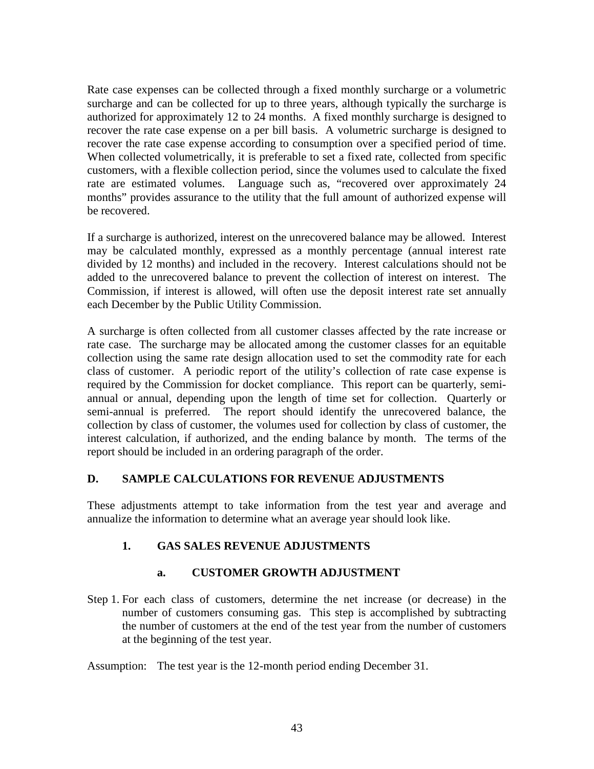Rate case expenses can be collected through a fixed monthly surcharge or a volumetric surcharge and can be collected for up to three years, although typically the surcharge is authorized for approximately 12 to 24 months. A fixed monthly surcharge is designed to recover the rate case expense on a per bill basis. A volumetric surcharge is designed to recover the rate case expense according to consumption over a specified period of time. When collected volumetrically, it is preferable to set a fixed rate, collected from specific customers, with a flexible collection period, since the volumes used to calculate the fixed rate are estimated volumes. Language such as, "recovered over approximately 24 months" provides assurance to the utility that the full amount of authorized expense will be recovered.

If a surcharge is authorized, interest on the unrecovered balance may be allowed. Interest may be calculated monthly, expressed as a monthly percentage (annual interest rate divided by 12 months) and included in the recovery. Interest calculations should not be added to the unrecovered balance to prevent the collection of interest on interest. The Commission, if interest is allowed, will often use the deposit interest rate set annually each December by the Public Utility Commission.

A surcharge is often collected from all customer classes affected by the rate increase or rate case. The surcharge may be allocated among the customer classes for an equitable collection using the same rate design allocation used to set the commodity rate for each class of customer. A periodic report of the utility's collection of rate case expense is required by the Commission for docket compliance. This report can be quarterly, semi-annual or annual, depending upon the length of time set for collection. Quarterly or semi-annual is preferred. The report should identify the unrecovered balance, the collection by class of customer, the volumes used for collection by class of customer, the interest calculation, if authorized, and the ending balance by month. The terms of the report should be included in an ordering paragraph of the order.

## D. SAMPLE CALCULATIONS FOR REVENUE ADJUSTMENTS

These adjustments attempt to take information from the test year and average and annualize the information to determine what an average year should look like.

### 1. GAS SALES REVENUE ADJUSTMENTS

#### a. CUSTOMER GROWTH ADJUSTMENT

Step 1. For each class of customers, determine the net increase (or decrease) in the number of customers consuming gas. This step is accomplished by subtracting the number of customers at the end of the test year from the number of customers at the beginning of the test year.

Assumption: The test year is the 12-month period ending December 31.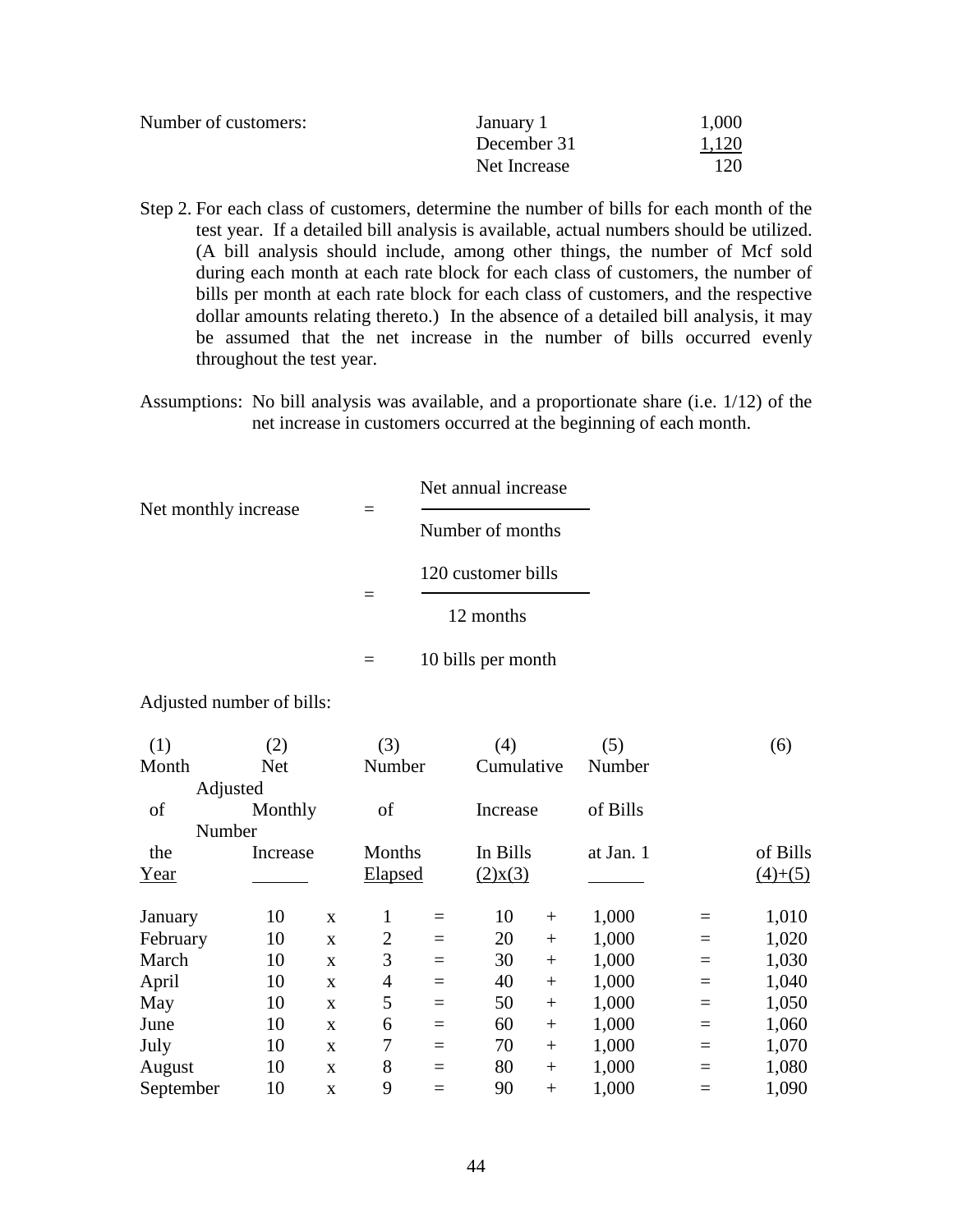| Number of customers: | | |
|---|---|---|
| | January 1 | 1,000 |
| | December 31 | 1,120 |
| | Net Increase | 120 |

Step 2. For each class of customers, determine the number of bills for each month of the test year. If a detailed bill analysis is available, actual numbers should be utilized. (A bill analysis should include, among other things, the number of Mcf sold during each month at each rate block for each class of customers, the number of bills per month at each rate block for each class of customers, and the respective dollar amounts relating thereto.) In the absence of a detailed bill analysis, it may be assumed that the net increase in the number of bills occurred evenly throughout the test year.

Assumptions: No bill analysis was available, and a proportionate share (i.e. 1/12) of the net increase in customers occurred at the beginning of each month.

$$\text{Net monthly increase} = \frac{\text{Net annual increase}}{\text{Number of months}}$$

$$= \frac{\text{120 customer bills}}{\text{12 months}}$$

$$= \text{10 bills per month}$$

Adjusted number of bills:

| (1) Month of the Year | (2) Net Monthly Increase | | (3) Number of Months Elapsed | | (4) Cumulative Increase In Bills (2)x(3) | | (5) Number of Bills at Jan. 1 | | (6) Adjusted Number of Bills (4)+(5) |
|---|---|---|---|---|---|---|---|---|---|
| January | 10 | x | 1 | = | 10 | + | 1,000 | = | 1,010 |
| February | 10 | x | 2 | = | 20 | + | 1,000 | = | 1,020 |
| March | 10 | x | 3 | = | 30 | + | 1,000 | = | 1,030 |
| April | 10 | x | 4 | = | 40 | + | 1,000 | = | 1,040 |
| May | 10 | x | 5 | = | 50 | + | 1,000 | = | 1,050 |
| June | 10 | x | 6 | = | 60 | + | 1,000 | = | 1,060 |
| July | 10 | x | 7 | = | 70 | + | 1,000 | = | 1,070 |
| August | 10 | x | 8 | = | 80 | + | 1,000 | = | 1,080 |
| September | 10 | x | 9 | = | 90 | + | 1,000 | = | 1,090 |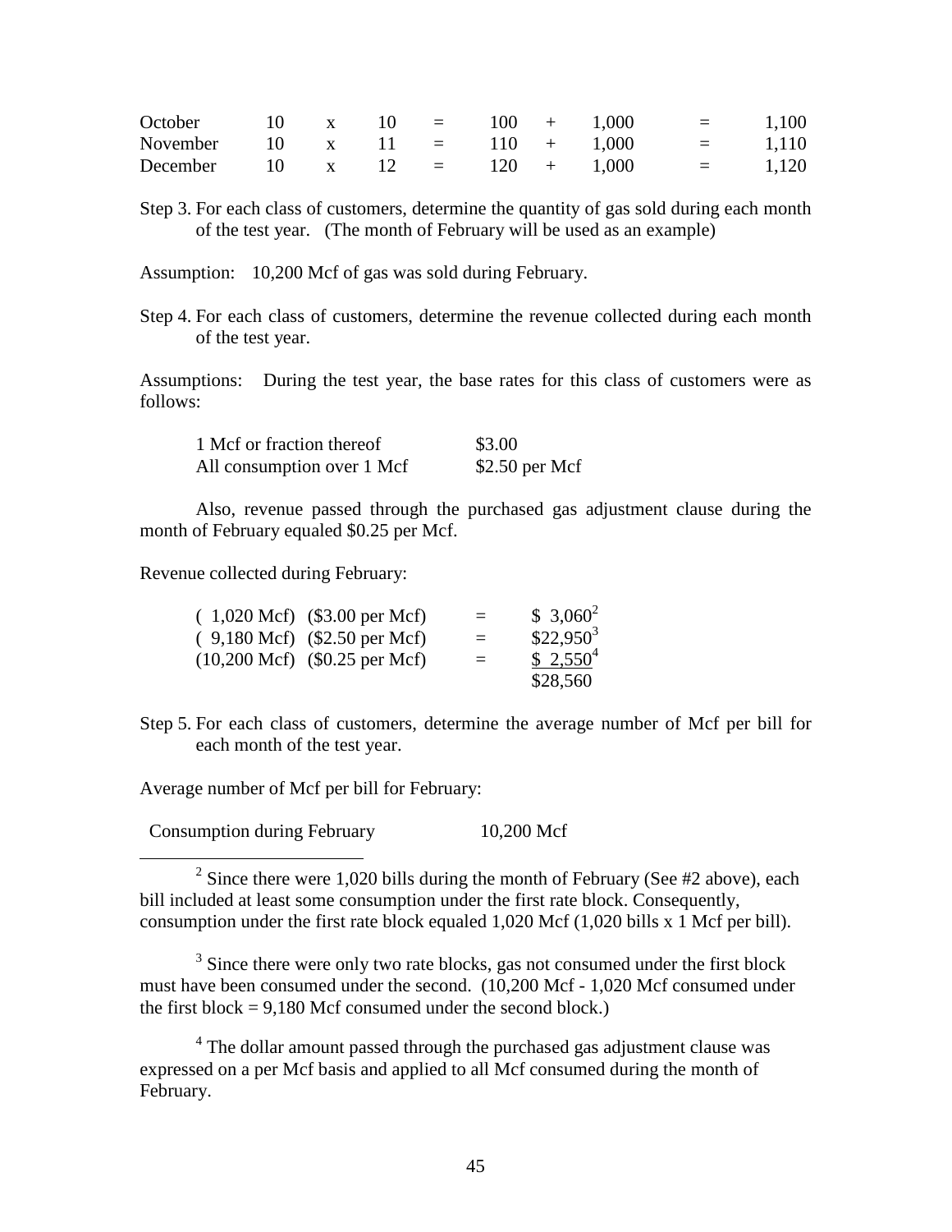| October | 10 | x | 10 | = | 100 | + | 1,000 | = | 1,100 |
|---|---|---|---|---|---|---|---|---|---|
| November | 10 | x | 11 | = | 110 | + | 1,000 | = | 1,110 |
| December | 10 | x | 12 | = | 120 | + | 1,000 | = | 1,120 |

Step 3. For each class of customers, determine the quantity of gas sold during each month of the test year. (The month of February will be used as an example)

Assumption: 10,200 Mcf of gas was sold during February.

Step 4. For each class of customers, determine the revenue collected during each month of the test year.

Assumptions: During the test year, the base rates for this class of customers were as follows:

| | |
|---|---|
| 1 Mcf or fraction thereof | $3.00 |
| All consumption over 1 Mcf | $2.50 per Mcf |

Also, revenue passed through the purchased gas adjustment clause during the month of February equaled $0.25 per Mcf.

Revenue collected during February:

| | | | |
|---|---|---|---|
| ( 1,020 Mcf) | ($3.00 per Mcf) | = | $ 3,060[2] |
| ( 9,180 Mcf) | ($2.50 per Mcf) | = | $22,950[3] |
| (10,200 Mcf) | ($0.25 per Mcf) | = | $ 2,550[4] |
| | | | $28,560 |

Step 5. For each class of customers, determine the average number of Mcf per bill for each month of the test year.

Average number of Mcf per bill for February:

| | |
|---|---|
| Consumption during February | 10,200 Mcf |

---

[2] Since there were 1,020 bills during the month of February (See #2 above), each bill included at least some consumption under the first rate block. Consequently, consumption under the first rate block equaled 1,020 Mcf (1,020 bills x 1 Mcf per bill).

[3] Since there were only two rate blocks, gas not consumed under the first block must have been consumed under the second. (10,200 Mcf - 1,020 Mcf consumed under the first block = 9,180 Mcf consumed under the second block.)

[4] The dollar amount passed through the purchased gas adjustment clause was expressed on a per Mcf basis and applied to all Mcf consumed during the month of February.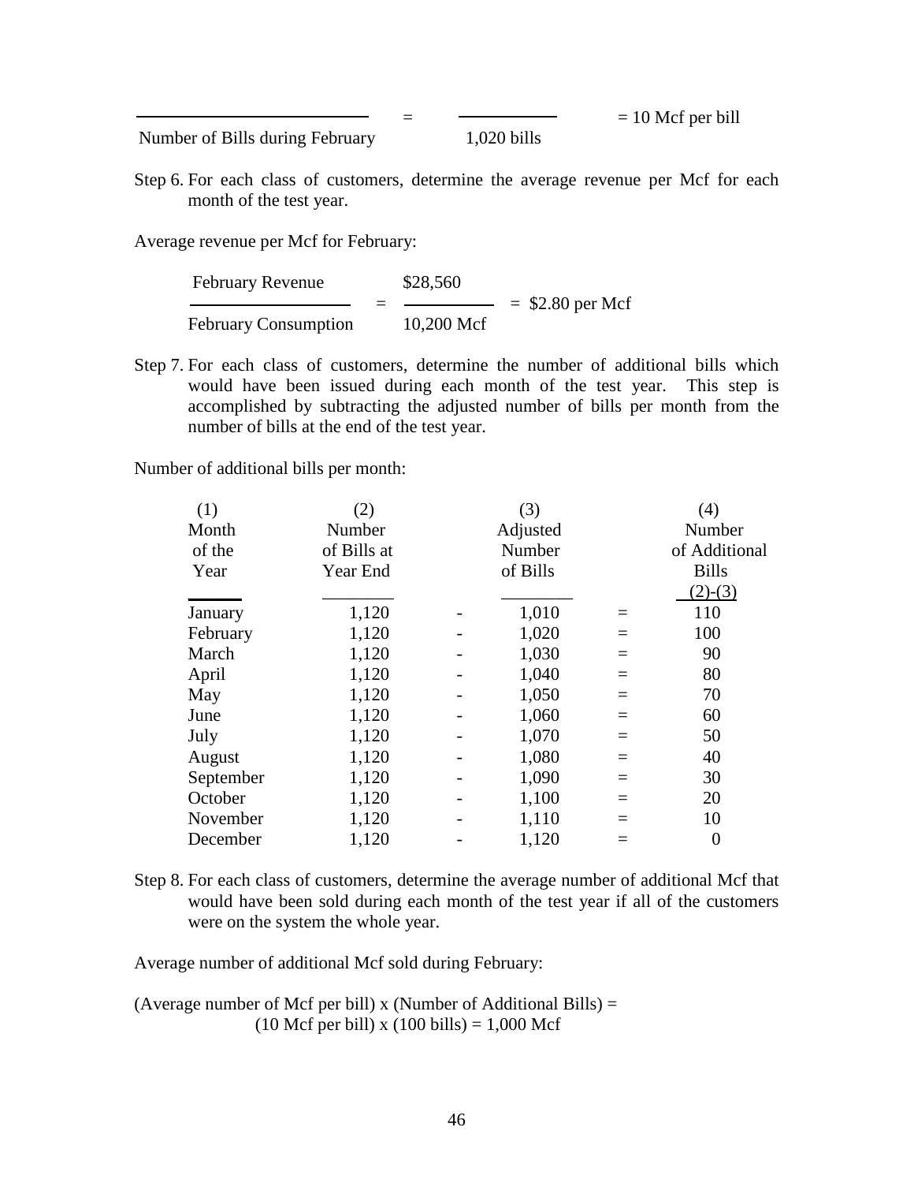$$\frac{\phantom{X}}{\text{Number of Bills during February}} = \frac{\phantom{X}}{\text{1,020 bills}} = 10 \text{ Mcf per bill}$$

Step 6. For each class of customers, determine the average revenue per Mcf for each month of the test year.

Average revenue per Mcf for February:

$$\frac{\text{February Revenue}}{\text{February Consumption}} = \frac{\$28{,}560}{10{,}200 \text{ Mcf}} = \$2.80 \text{ per Mcf}$$

Step 7. For each class of customers, determine the number of additional bills which would have been issued during each month of the test year. This step is accomplished by subtracting the adjusted number of bills per month from the number of bills at the end of the test year.

Number of additional bills per month:

| (1) Month of the Year | (2) Number of Bills at Year End | | (3) Adjusted Number of Bills | | (4) Number of Additional Bills (2)-(3) |
|---|---|---|---|---|---|
| January | 1,120 | - | 1,010 | = | 110 |
| February | 1,120 | - | 1,020 | = | 100 |
| March | 1,120 | - | 1,030 | = | 90 |
| April | 1,120 | - | 1,040 | = | 80 |
| May | 1,120 | - | 1,050 | = | 70 |
| June | 1,120 | - | 1,060 | = | 60 |
| July | 1,120 | - | 1,070 | = | 50 |
| August | 1,120 | - | 1,080 | = | 40 |
| September | 1,120 | - | 1,090 | = | 30 |
| October | 1,120 | - | 1,100 | = | 20 |
| November | 1,120 | - | 1,110 | = | 10 |
| December | 1,120 | - | 1,120 | = | 0 |

Step 8. For each class of customers, determine the average number of additional Mcf that would have been sold during each month of the test year if all of the customers were on the system the whole year.

Average number of additional Mcf sold during February:

(Average number of Mcf per bill) x (Number of Additional Bills) =
(10 Mcf per bill) x (100 bills) = 1,000 Mcf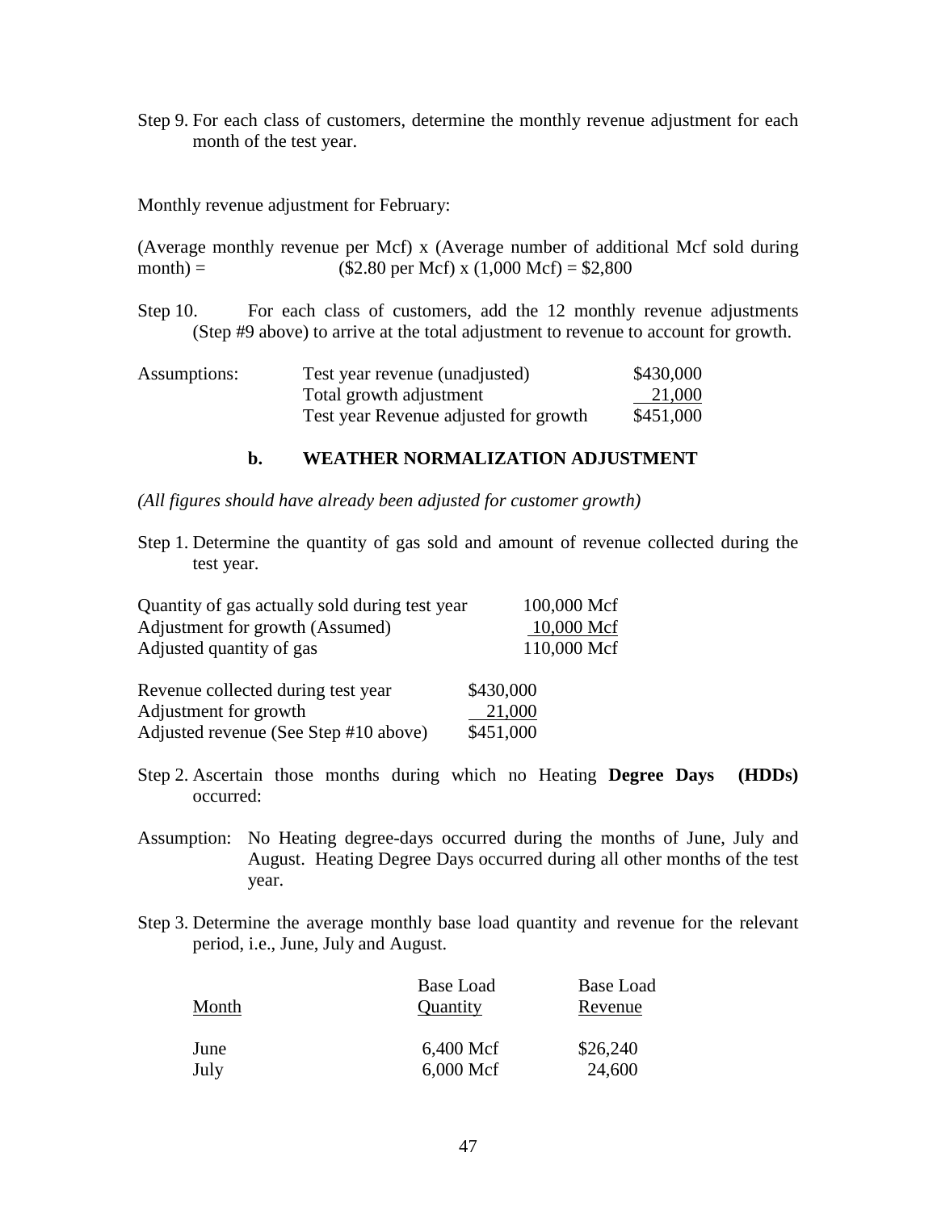Step 9. For each class of customers, determine the monthly revenue adjustment for each month of the test year.

Monthly revenue adjustment for February:

(Average monthly revenue per Mcf) x (Average number of additional Mcf sold during month) = ($2.80 per Mcf) x (1,000 Mcf) = $2,800

Step 10. For each class of customers, add the 12 monthly revenue adjustments (Step #9 above) to arrive at the total adjustment to revenue to account for growth.

| Assumptions: | | |
|---|---|---|
| | Test year revenue (unadjusted) | $430,000 |
| | Total growth adjustment | 21,000 |
| | Test year Revenue adjusted for growth | $451,000 |

### b. WEATHER NORMALIZATION ADJUSTMENT

*(All figures should have already been adjusted for customer growth)*

Step 1. Determine the quantity of gas sold and amount of revenue collected during the test year.

| | |
|---|---|
| Quantity of gas actually sold during test year | 100,000 Mcf |
| Adjustment for growth (Assumed) | 10,000 Mcf |
| Adjusted quantity of gas | 110,000 Mcf |

| | |
|---|---|
| Revenue collected during test year | $430,000 |
| Adjustment for growth | 21,000 |
| Adjusted revenue (See Step #10 above) | $451,000 |

Step 2. Ascertain those months during which no Heating **Degree Days (HDDs)** occurred:

Assumption: No Heating degree-days occurred during the months of June, July and August. Heating Degree Days occurred during all other months of the test year.

Step 3. Determine the average monthly base load quantity and revenue for the relevant period, i.e., June, July and August.

| Month | Base Load Quantity | Base Load Revenue |
|---|---|---|
| June | 6,400 Mcf | $26,240 |
| July | 6,000 Mcf | 24,600 |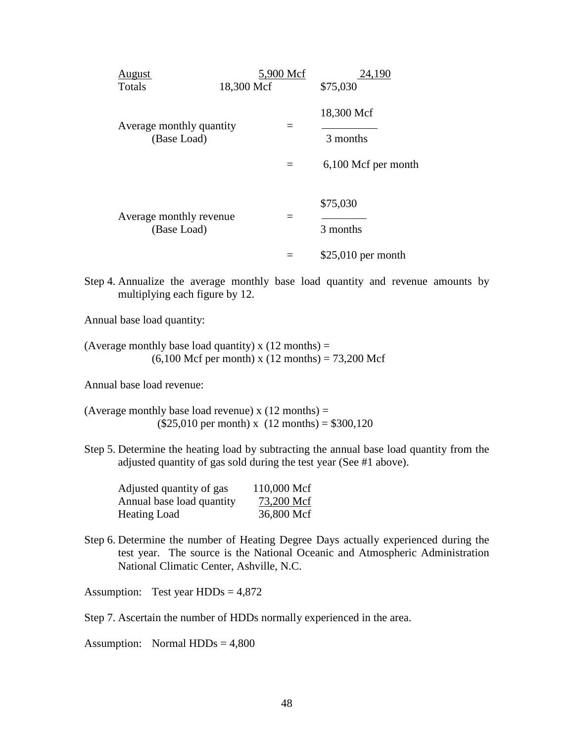| | | |
|---|---|---|
| August | 5,900 Mcf | 24,190 |
| Totals | 18,300 Mcf | $75,030 |

$$\text{Average monthly quantity (Base Load)} = \frac{18{,}300 \text{ Mcf}}{3 \text{ months}}$$

$$= 6{,}100 \text{ Mcf per month}$$

$$\text{Average monthly revenue (Base Load)} = \frac{\$75{,}030}{3 \text{ months}}$$

$$= \$25{,}010 \text{ per month}$$

Step 4. Annualize the average monthly base load quantity and revenue amounts by multiplying each figure by 12.

Annual base load quantity:

(Average monthly base load quantity) x (12 months) =
(6,100 Mcf per month) x (12 months) = 73,200 Mcf

Annual base load revenue:

(Average monthly base load revenue) x (12 months) =
($25,010 per month) x (12 months) = $300,120

Step 5. Determine the heating load by subtracting the annual base load quantity from the adjusted quantity of gas sold during the test year (See #1 above).

| | |
|---|---|
| Adjusted quantity of gas | 110,000 Mcf |
| Annual base load quantity | 73,200 Mcf |
| Heating Load | 36,800 Mcf |

Step 6. Determine the number of Heating Degree Days actually experienced during the test year. The source is the National Oceanic and Atmospheric Administration National Climatic Center, Ashville, N.C.

Assumption: Test year HDDs = 4,872

Step 7. Ascertain the number of HDDs normally experienced in the area.

Assumption: Normal HDDs = 4,800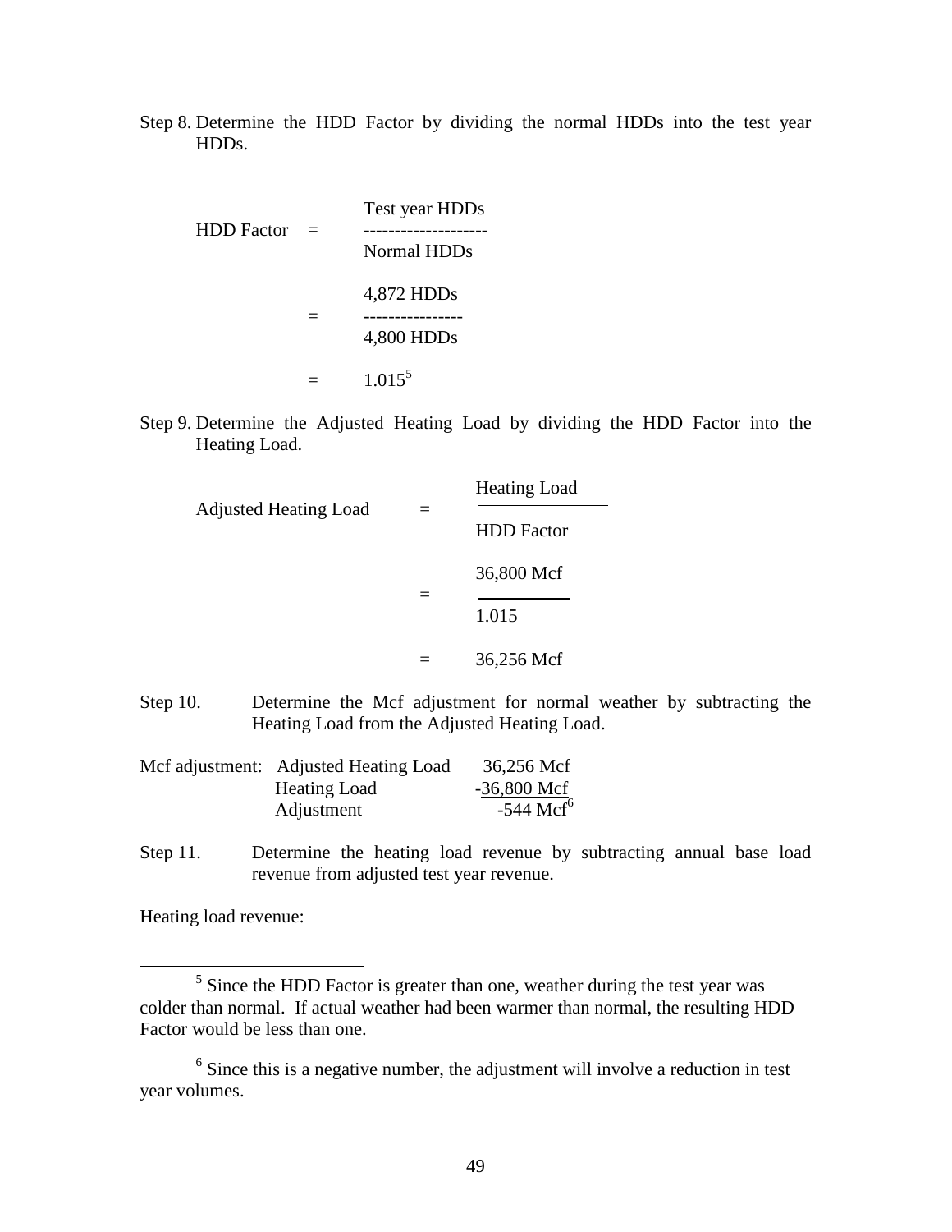Step 8. Determine the HDD Factor by dividing the normal HDDs into the test year HDDs.

$$\text{HDD Factor} = \frac{\text{Test year HDDs}}{\text{Normal HDDs}}$$

$$= \frac{4{,}872 \text{ HDDs}}{4{,}800 \text{ HDDs}}$$

$$= 1.015$$ [5]

Step 9. Determine the Adjusted Heating Load by dividing the HDD Factor into the Heating Load.

$$\text{Adjusted Heating Load} = \frac{\text{Heating Load}}{\text{HDD Factor}}$$

$$= \frac{36{,}800 \text{ Mcf}}{1.015}$$

$$= 36{,}256 \text{ Mcf}$$

Step 10. Determine the Mcf adjustment for normal weather by subtracting the Heating Load from the Adjusted Heating Load.

| Mcf adjustment: | | |
|---|---|---|
| | Adjusted Heating Load | 36,256 Mcf |
| | Heating Load | -36,800 Mcf |
| | Adjustment | -544 Mcf[6] |

Step 11. Determine the heating load revenue by subtracting annual base load revenue from adjusted test year revenue.

Heating load revenue:

---

[5] Since the HDD Factor is greater than one, weather during the test year was colder than normal. If actual weather had been warmer than normal, the resulting HDD Factor would be less than one.

[6] Since this is a negative number, the adjustment will involve a reduction in test year volumes.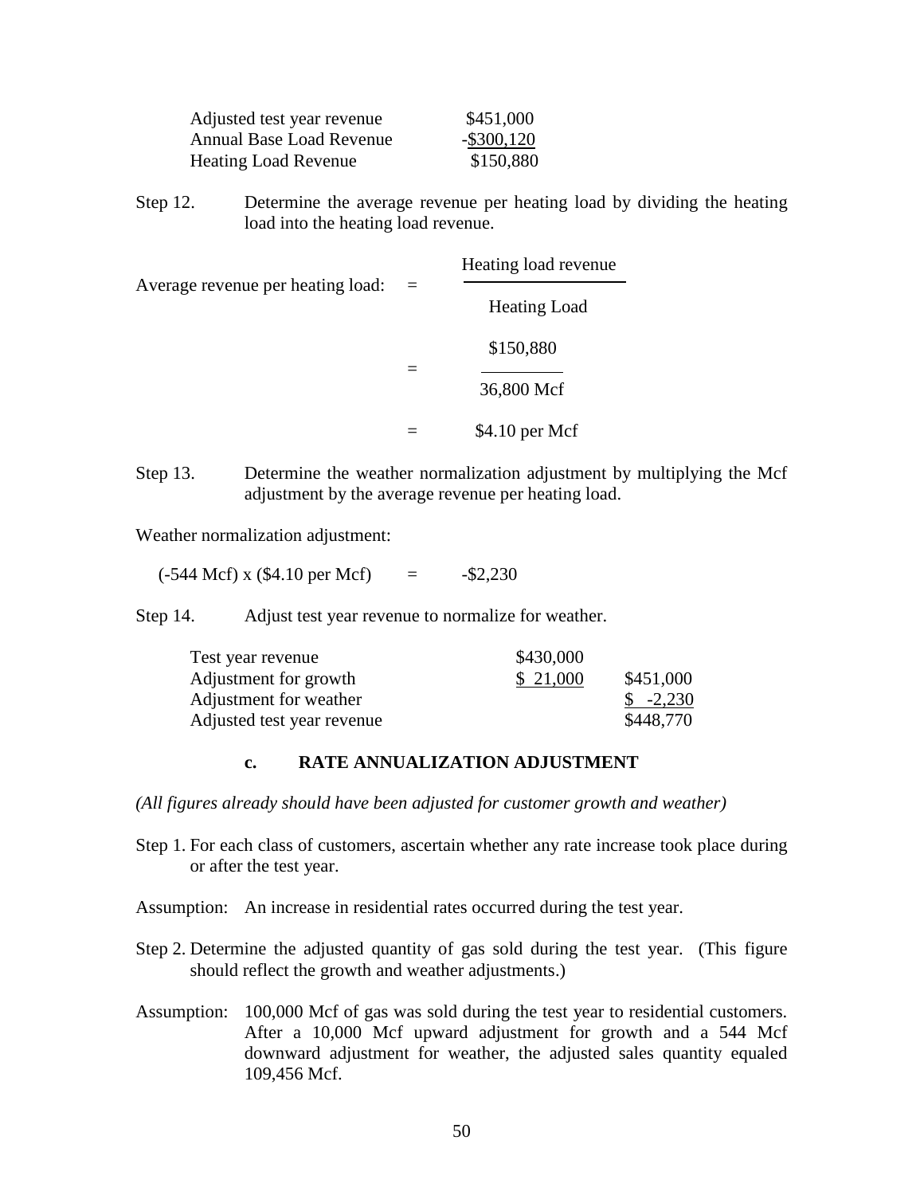| | |
|---|---|
| Adjusted test year revenue | \$451,000 |
| Annual Base Load Revenue | -\$300,120 |
| Heating Load Revenue | \$150,880 |

Step 12. Determine the average revenue per heating load by dividing the heating load into the heating load revenue.

$$\text{Average revenue per heating load:} = \frac{\text{Heating load revenue}}{\text{Heating Load}}$$

$$= \frac{\$150{,}880}{36{,}800 \text{ Mcf}}$$

$$= \$4.10 \text{ per Mcf}$$

Step 13. Determine the weather normalization adjustment by multiplying the Mcf adjustment by the average revenue per heating load.

Weather normalization adjustment:

$$(-544 \text{ Mcf}) \times (\$4.10 \text{ per Mcf}) = -\$2{,}230$$

Step 14. Adjust test year revenue to normalize for weather.

| | | |
|---|---|---|
| Test year revenue | \$430,000 | |
| Adjustment for growth | \$ 21,000 | \$451,000 |
| Adjustment for weather | | \$ -2,230 |
| Adjusted test year revenue | | \$448,770 |

### c. RATE ANNUALIZATION ADJUSTMENT

*(All figures already should have been adjusted for customer growth and weather)*

Step 1. For each class of customers, ascertain whether any rate increase took place during or after the test year.

Assumption: An increase in residential rates occurred during the test year.

Step 2. Determine the adjusted quantity of gas sold during the test year. (This figure should reflect the growth and weather adjustments.)

Assumption: 100,000 Mcf of gas was sold during the test year to residential customers. After a 10,000 Mcf upward adjustment for growth and a 544 Mcf downward adjustment for weather, the adjusted sales quantity equaled 109,456 Mcf.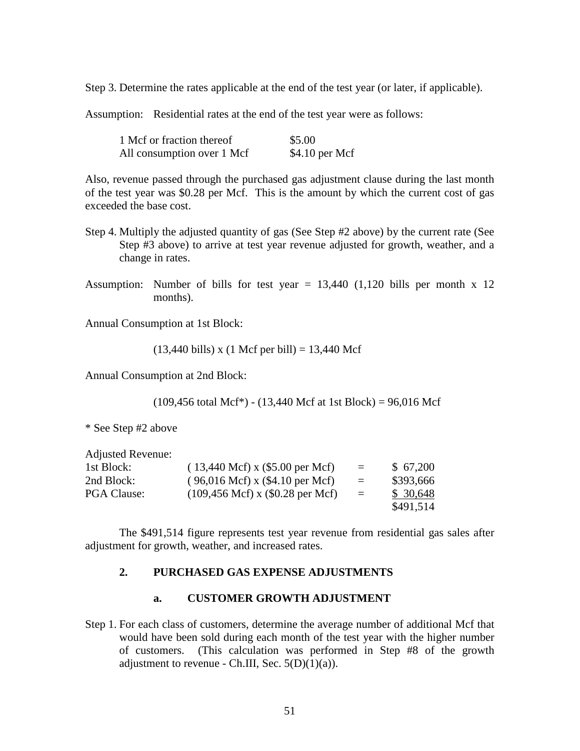Step 3. Determine the rates applicable at the end of the test year (or later, if applicable).

Assumption: Residential rates at the end of the test year were as follows:

| | |
|---|---|
| 1 Mcf or fraction thereof | $5.00 |
| All consumption over 1 Mcf | $4.10 per Mcf |

Also, revenue passed through the purchased gas adjustment clause during the last month of the test year was $0.28 per Mcf. This is the amount by which the current cost of gas exceeded the base cost.

Step 4. Multiply the adjusted quantity of gas (See Step #2 above) by the current rate (See Step #3 above) to arrive at test year revenue adjusted for growth, weather, and a change in rates.

Assumption: Number of bills for test year = 13,440 (1,120 bills per month x 12 months).

Annual Consumption at 1st Block:

(13,440 bills) x (1 Mcf per bill) = 13,440 Mcf

Annual Consumption at 2nd Block:

(109,456 total Mcf*) - (13,440 Mcf at 1st Block) = 96,016 Mcf

* See Step #2 above

| Adjusted Revenue: | | | |
|---|---|---|---|
| 1st Block: | ( 13,440 Mcf) x ($5.00 per Mcf) | = | $ 67,200 |
| 2nd Block: | ( 96,016 Mcf) x ($4.10 per Mcf) | = | $393,666 |
| PGA Clause: | (109,456 Mcf) x ($0.28 per Mcf) | = | $ 30,648 |
| | | | $491,514 |

The $491,514 figure represents test year revenue from residential gas sales after adjustment for growth, weather, and increased rates.

## 2. PURCHASED GAS EXPENSE ADJUSTMENTS

### a. CUSTOMER GROWTH ADJUSTMENT

Step 1. For each class of customers, determine the average number of additional Mcf that would have been sold during each month of the test year with the higher number of customers. (This calculation was performed in Step #8 of the growth adjustment to revenue - Ch.III, Sec. 5(D)(1)(a)).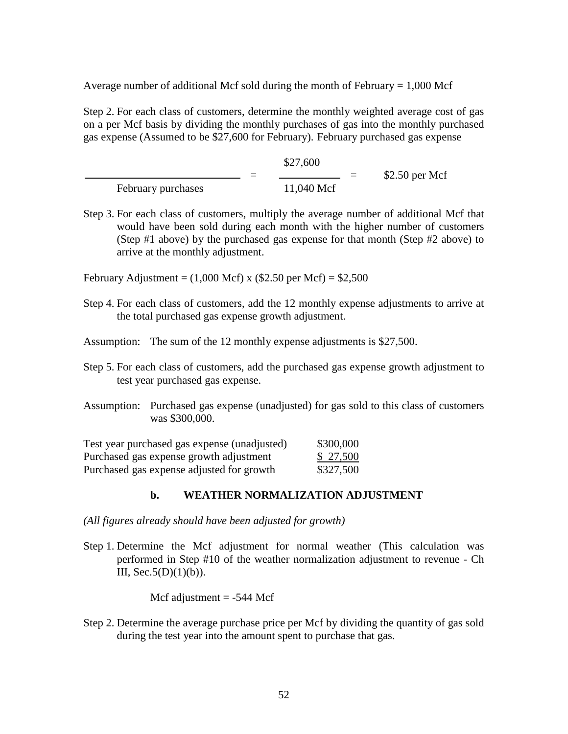Average number of additional Mcf sold during the month of February = 1,000 Mcf

Step 2. For each class of customers, determine the monthly weighted average cost of gas on a per Mcf basis by dividing the monthly purchases of gas into the monthly purchased gas expense (Assumed to be $27,600 for February). February purchased gas expense

$$\frac{\text{February purchased gas expense}}{\text{February purchases}} = \frac{\$27,600}{11,040 \text{ Mcf}} = \$2.50 \text{ per Mcf}$$

Step 3. For each class of customers, multiply the average number of additional Mcf that would have been sold during each month with the higher number of customers (Step #1 above) by the purchased gas expense for that month (Step #2 above) to arrive at the monthly adjustment.

February Adjustment = (1,000 Mcf) x ($2.50 per Mcf) = $2,500

Step 4. For each class of customers, add the 12 monthly expense adjustments to arrive at the total purchased gas expense growth adjustment.

Assumption: The sum of the 12 monthly expense adjustments is $27,500.

Step 5. For each class of customers, add the purchased gas expense growth adjustment to test year purchased gas expense.

Assumption: Purchased gas expense (unadjusted) for gas sold to this class of customers was $300,000.

| | |
|---|---|
| Test year purchased gas expense (unadjusted) | $300,000 |
| Purchased gas expense growth adjustment | $ 27,500 |
| Purchased gas expense adjusted for growth | $327,500 |

### b. WEATHER NORMALIZATION ADJUSTMENT

*(All figures already should have been adjusted for growth)*

Step 1. Determine the Mcf adjustment for normal weather (This calculation was performed in Step #10 of the weather normalization adjustment to revenue - Ch III, Sec.5(D)(1)(b)).

Mcf adjustment = -544 Mcf

Step 2. Determine the average purchase price per Mcf by dividing the quantity of gas sold during the test year into the amount spent to purchase that gas.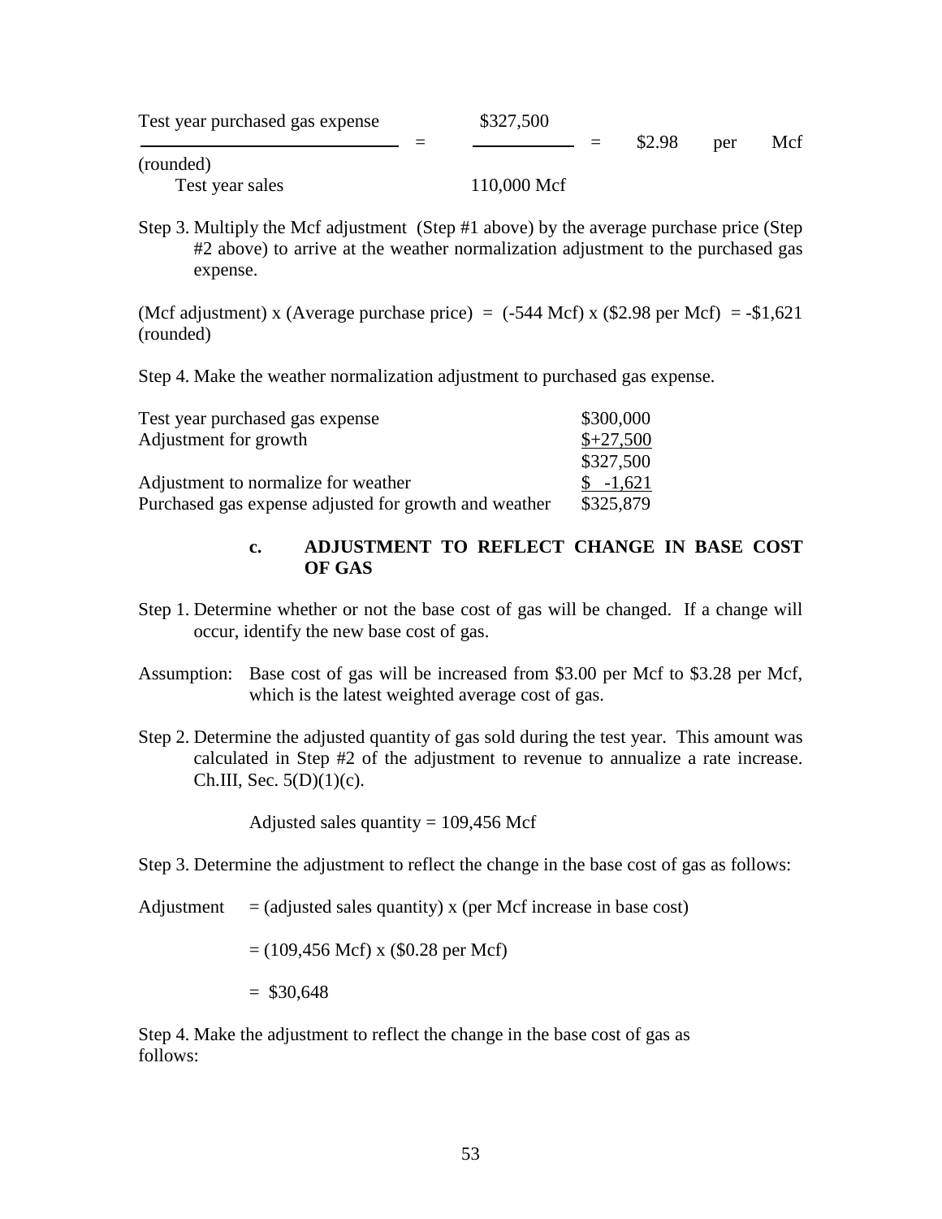$$\frac{\text{Test year purchased gas expense}}{\text{Test year sales}} = \frac{\$327{,}500}{110{,}000 \text{ Mcf}} = \$2.98 \text{ per Mcf (rounded)}$$

Step 3. Multiply the Mcf adjustment (Step #1 above) by the average purchase price (Step #2 above) to arrive at the weather normalization adjustment to the purchased gas expense.

(Mcf adjustment) x (Average purchase price) = (-544 Mcf) x ($2.98 per Mcf) = -$1,621 (rounded)

Step 4. Make the weather normalization adjustment to purchased gas expense.

| | |
|---|---|
| Test year purchased gas expense | $300,000 |
| Adjustment for growth | $+27,500 |
| | $327,500 |
| Adjustment to normalize for weather | $ -1,621 |
| Purchased gas expense adjusted for growth and weather | $325,879 |

### c. ADJUSTMENT TO REFLECT CHANGE IN BASE COST OF GAS

Step 1. Determine whether or not the base cost of gas will be changed. If a change will occur, identify the new base cost of gas.

Assumption: Base cost of gas will be increased from $3.00 per Mcf to $3.28 per Mcf, which is the latest weighted average cost of gas.

Step 2. Determine the adjusted quantity of gas sold during the test year. This amount was calculated in Step #2 of the adjustment to revenue to annualize a rate increase. Ch.III, Sec. 5(D)(1)(c).

Adjusted sales quantity = 109,456 Mcf

Step 3. Determine the adjustment to reflect the change in the base cost of gas as follows:

Adjustment = (adjusted sales quantity) x (per Mcf increase in base cost)

= (109,456 Mcf) x ($0.28 per Mcf)

= $30,648

Step 4. Make the adjustment to reflect the change in the base cost of gas as follows: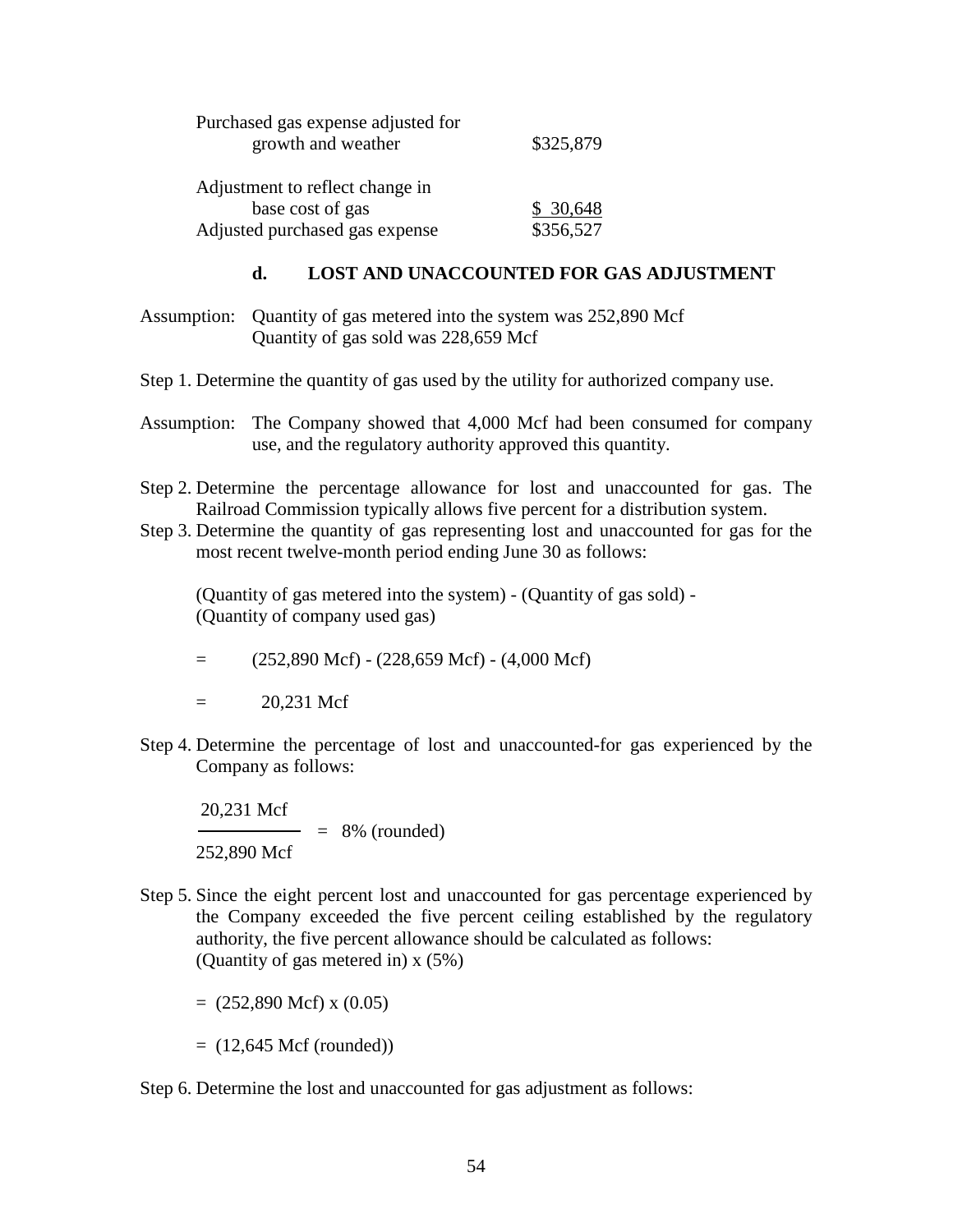| | |
|---|---|
| Purchased gas expense adjusted for growth and weather | \$325,879 |
| Adjustment to reflect change in base cost of gas | \$ 30,648 |
| Adjusted purchased gas expense | \$356,527 |

### d. LOST AND UNACCOUNTED FOR GAS ADJUSTMENT

Assumption: Quantity of gas metered into the system was 252,890 Mcf
Quantity of gas sold was 228,659 Mcf

Step 1. Determine the quantity of gas used by the utility for authorized company use.

Assumption: The Company showed that 4,000 Mcf had been consumed for company use, and the regulatory authority approved this quantity.

Step 2. Determine the percentage allowance for lost and unaccounted for gas. The Railroad Commission typically allows five percent for a distribution system.

Step 3. Determine the quantity of gas representing lost and unaccounted for gas for the most recent twelve-month period ending June 30 as follows:

(Quantity of gas metered into the system) - (Quantity of gas sold) - (Quantity of company used gas)

= (252,890 Mcf) - (228,659 Mcf) - (4,000 Mcf)

= 20,231 Mcf

Step 4. Determine the percentage of lost and unaccounted-for gas experienced by the Company as follows:

$$\frac{20{,}231 \text{ Mcf}}{252{,}890 \text{ Mcf}} = 8\% \text{ (rounded)}$$

Step 5. Since the eight percent lost and unaccounted for gas percentage experienced by the Company exceeded the five percent ceiling established by the regulatory authority, the five percent allowance should be calculated as follows:
(Quantity of gas metered in) x (5%)

= (252,890 Mcf) x (0.05)

= (12,645 Mcf (rounded))

Step 6. Determine the lost and unaccounted for gas adjustment as follows: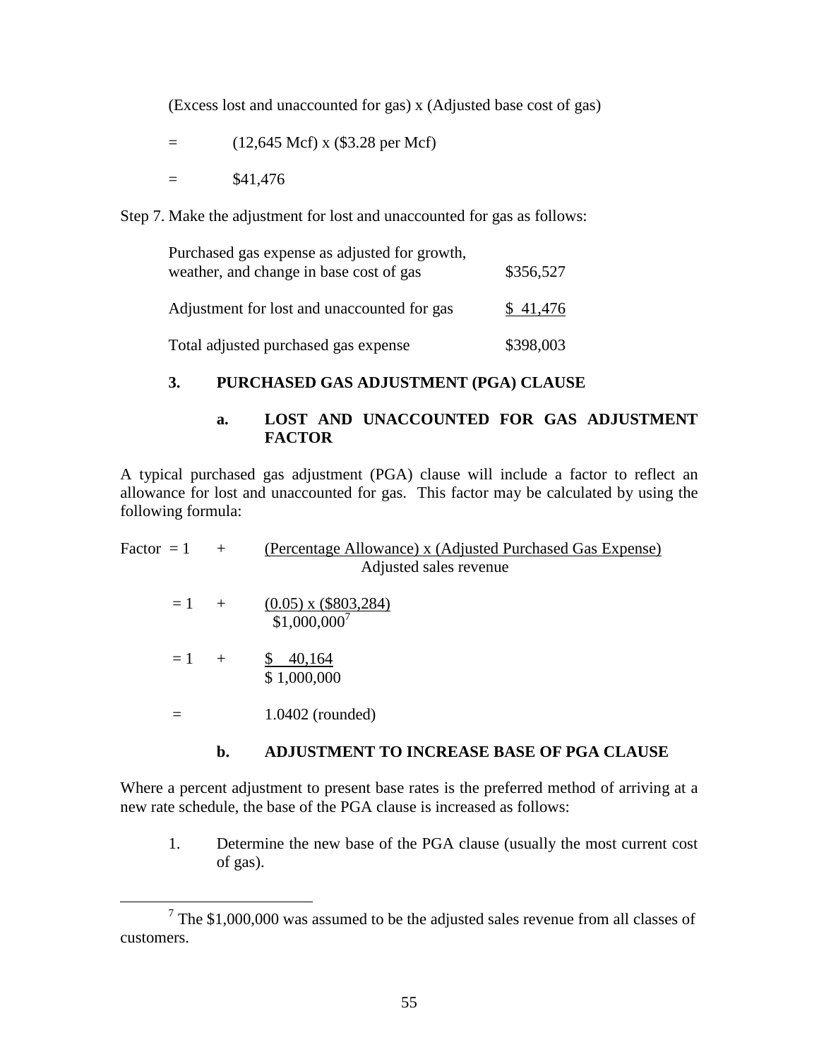(Excess lost and unaccounted for gas) x (Adjusted base cost of gas)

= (12,645 Mcf) x ($3.28 per Mcf)

= $41,476

Step 7. Make the adjustment for lost and unaccounted for gas as follows:

| | |
|---|---|
| Purchased gas expense as adjusted for growth, weather, and change in base cost of gas | $356,527 |
| Adjustment for lost and unaccounted for gas | $ 41,476 |
| Total adjusted purchased gas expense | $398,003 |

### 3. PURCHASED GAS ADJUSTMENT (PGA) CLAUSE

#### a. LOST AND UNACCOUNTED FOR GAS ADJUSTMENT FACTOR

A typical purchased gas adjustment (PGA) clause will include a factor to reflect an allowance for lost and unaccounted for gas. This factor may be calculated by using the following formula:

$$\text{Factor} = 1 + \frac{\text{(Percentage Allowance) x (Adjusted Purchased Gas Expense)}}{\text{Adjusted sales revenue}}$$

$$= 1 + \frac{(0.05) \text{ x } (\$803{,}284)}{\$1{,}000{,}000^{7}}$$

$$= 1 + \frac{\$ \quad 40{,}164}{\$ \ 1{,}000{,}000}$$

$$= 1.0402 \text{ (rounded)}$$

#### b. ADJUSTMENT TO INCREASE BASE OF PGA CLAUSE

Where a percent adjustment to present base rates is the preferred method of arriving at a new rate schedule, the base of the PGA clause is increased as follows:

1. Determine the new base of the PGA clause (usually the most current cost of gas).

---

[7] The $1,000,000 was assumed to be the adjusted sales revenue from all classes of customers.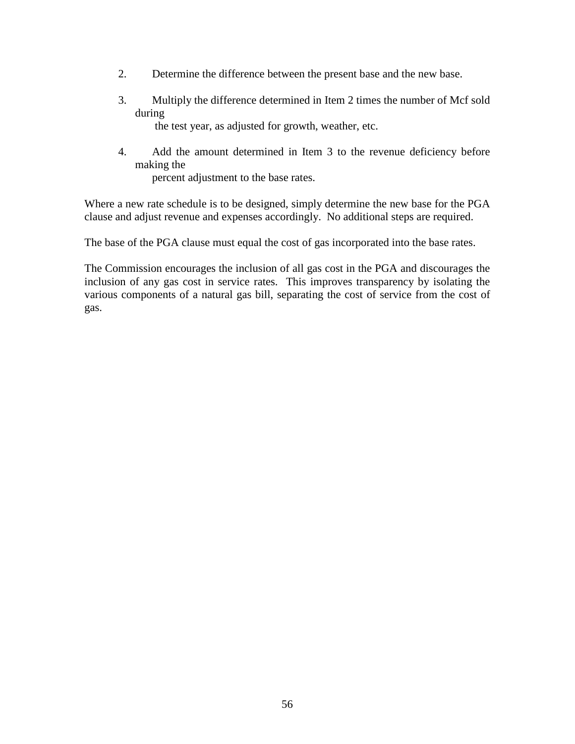2. Determine the difference between the present base and the new base.

3. Multiply the difference determined in Item 2 times the number of Mcf sold during the test year, as adjusted for growth, weather, etc.

4. Add the amount determined in Item 3 to the revenue deficiency before making the percent adjustment to the base rates.

Where a new rate schedule is to be designed, simply determine the new base for the PGA clause and adjust revenue and expenses accordingly. No additional steps are required.

The base of the PGA clause must equal the cost of gas incorporated into the base rates.

The Commission encourages the inclusion of all gas cost in the PGA and discourages the inclusion of any gas cost in service rates. This improves transparency by isolating the various components of a natural gas bill, separating the cost of service from the cost of gas.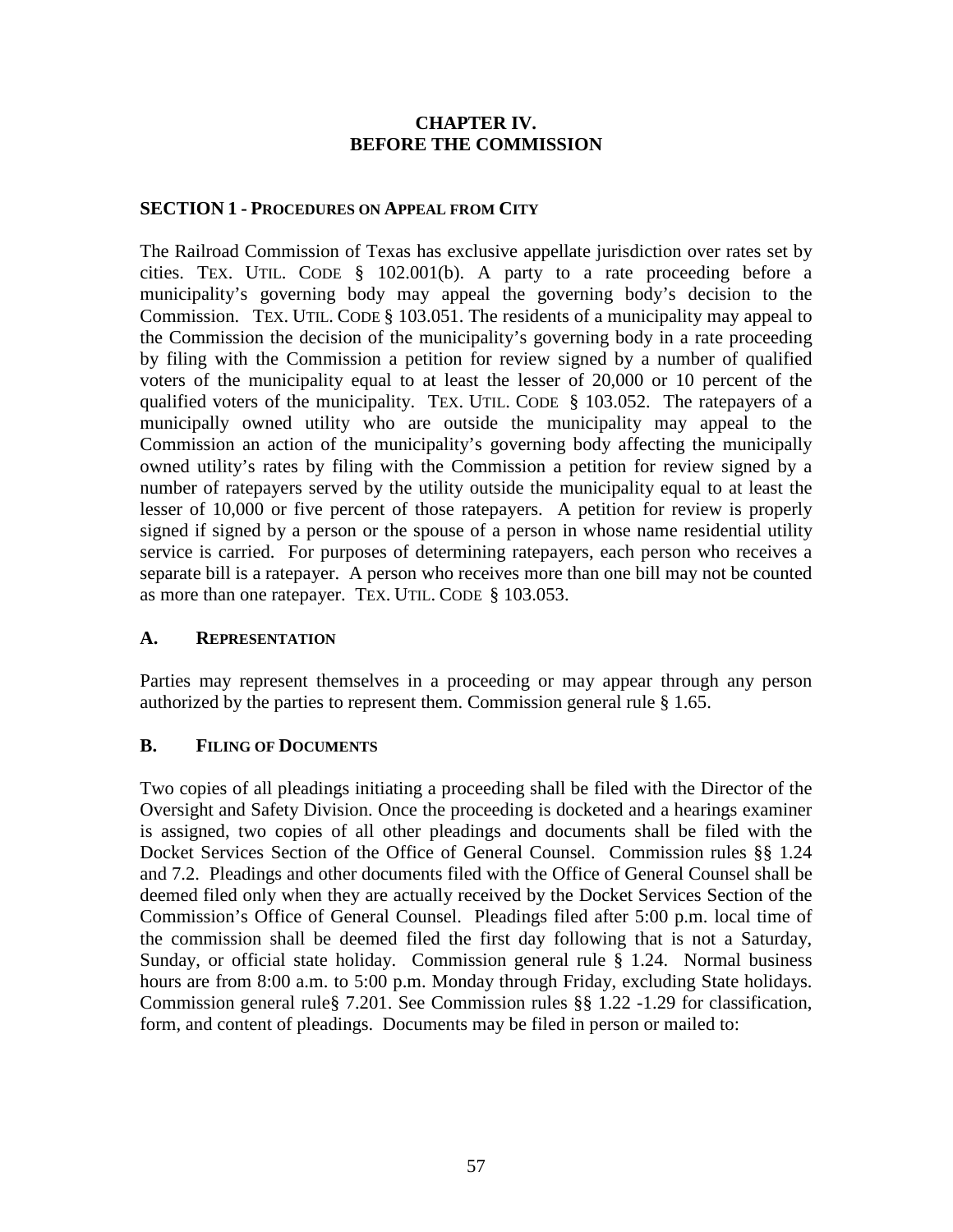# CHAPTER IV.
# BEFORE THE COMMISSION

## SECTION 1 - PROCEDURES ON APPEAL FROM CITY

The Railroad Commission of Texas has exclusive appellate jurisdiction over rates set by cities. TEX. UTIL. CODE § 102.001(b). A party to a rate proceeding before a municipality's governing body may appeal the governing body's decision to the Commission. TEX. UTIL. CODE § 103.051. The residents of a municipality may appeal to the Commission the decision of the municipality's governing body in a rate proceeding by filing with the Commission a petition for review signed by a number of qualified voters of the municipality equal to at least the lesser of 20,000 or 10 percent of the qualified voters of the municipality. TEX. UTIL. CODE § 103.052. The ratepayers of a municipally owned utility who are outside the municipality may appeal to the Commission an action of the municipality's governing body affecting the municipally owned utility's rates by filing with the Commission a petition for review signed by a number of ratepayers served by the utility outside the municipality equal to at least the lesser of 10,000 or five percent of those ratepayers. A petition for review is properly signed if signed by a person or the spouse of a person in whose name residential utility service is carried. For purposes of determining ratepayers, each person who receives a separate bill is a ratepayer. A person who receives more than one bill may not be counted as more than one ratepayer. TEX. UTIL. CODE § 103.053.

### A. REPRESENTATION

Parties may represent themselves in a proceeding or may appear through any person authorized by the parties to represent them. Commission general rule § 1.65.

### B. FILING OF DOCUMENTS

Two copies of all pleadings initiating a proceeding shall be filed with the Director of the Oversight and Safety Division. Once the proceeding is docketed and a hearings examiner is assigned, two copies of all other pleadings and documents shall be filed with the Docket Services Section of the Office of General Counsel. Commission rules §§ 1.24 and 7.2. Pleadings and other documents filed with the Office of General Counsel shall be deemed filed only when they are actually received by the Docket Services Section of the Commission's Office of General Counsel. Pleadings filed after 5:00 p.m. local time of the commission shall be deemed filed the first day following that is not a Saturday, Sunday, or official state holiday. Commission general rule § 1.24. Normal business hours are from 8:00 a.m. to 5:00 p.m. Monday through Friday, excluding State holidays. Commission general rule§ 7.201. See Commission rules §§ 1.22 -1.29 for classification, form, and content of pleadings. Documents may be filed in person or mailed to: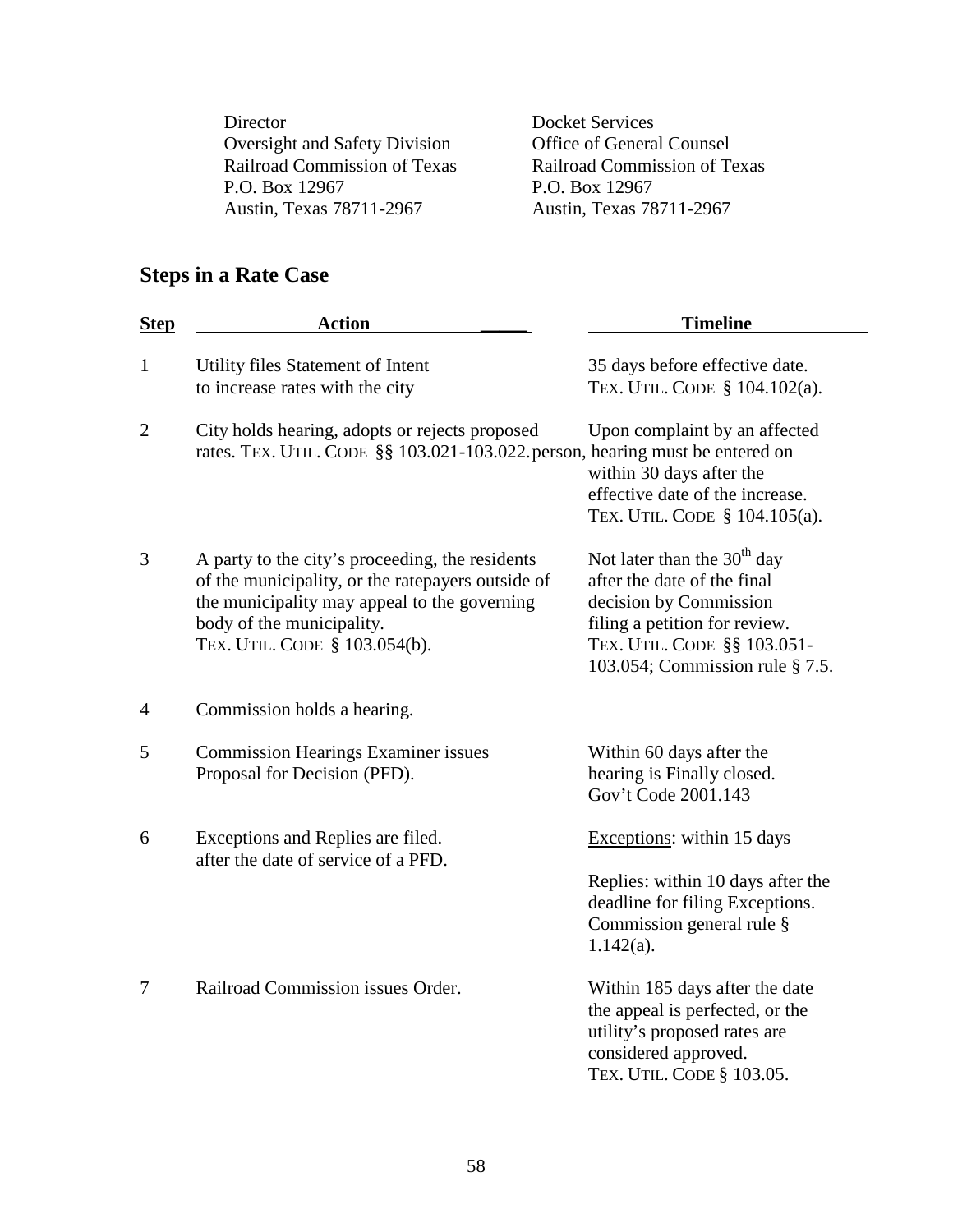Director
Oversight and Safety Division
Railroad Commission of Texas
P.O. Box 12967
Austin, Texas 78711-2967

Docket Services
Office of General Counsel
Railroad Commission of Texas
P.O. Box 12967
Austin, Texas 78711-2967

## Steps in a Rate Case

| Step | Action | Timeline |
|---|---|---|
| 1 | Utility files Statement of Intent to increase rates with the city | 35 days before effective date. TEX. UTIL. CODE § 104.102(a). |
| 2 | City holds hearing, adopts or rejects proposed rates. TEX. UTIL. CODE §§ 103.021-103.022. | Upon complaint by an affected person, hearing must be entered on within 30 days after the effective date of the increase. TEX. UTIL. CODE § 104.105(a). |
| 3 | A party to the city's proceeding, the residents of the municipality, or the ratepayers outside of the municipality may appeal to the governing body of the municipality. TEX. UTIL. CODE § 103.054(b). | Not later than the 30th day after the date of the final decision by Commission filing a petition for review. TEX. UTIL. CODE §§ 103.051-103.054; Commission rule § 7.5. |
| 4 | Commission holds a hearing. | |
| 5 | Commission Hearings Examiner issues Proposal for Decision (PFD). | Within 60 days after the hearing is Finally closed. Gov't Code 2001.143 |
| 6 | Exceptions and Replies are filed. after the date of service of a PFD. | Exceptions: within 15 days<br><br>Replies: within 10 days after the deadline for filing Exceptions. Commission general rule § 1.142(a). |
| 7 | Railroad Commission issues Order. | Within 185 days after the date the appeal is perfected, or the utility's proposed rates are considered approved. TEX. UTIL. CODE § 103.05. |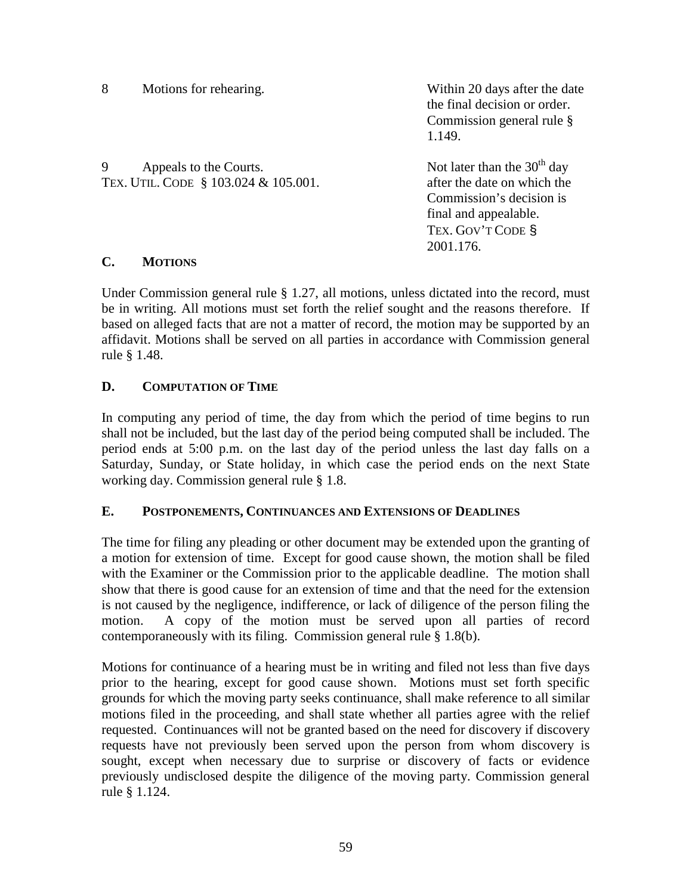| | | |
|---|---|---|
| 8 | Motions for rehearing. | Within 20 days after the date the final decision or order. Commission general rule § 1.149. |
| 9 | Appeals to the Courts. TEX. UTIL. CODE § 103.024 & 105.001. | Not later than the 30th day after the date on which the Commission's decision is final and appealable. TEX. GOV'T CODE § 2001.176. |

## C. MOTIONS

Under Commission general rule § 1.27, all motions, unless dictated into the record, must be in writing. All motions must set forth the relief sought and the reasons therefore. If based on alleged facts that are not a matter of record, the motion may be supported by an affidavit. Motions shall be served on all parties in accordance with Commission general rule § 1.48.

## D. COMPUTATION OF TIME

In computing any period of time, the day from which the period of time begins to run shall not be included, but the last day of the period being computed shall be included. The period ends at 5:00 p.m. on the last day of the period unless the last day falls on a Saturday, Sunday, or State holiday, in which case the period ends on the next State working day. Commission general rule § 1.8.

## E. POSTPONEMENTS, CONTINUANCES AND EXTENSIONS OF DEADLINES

The time for filing any pleading or other document may be extended upon the granting of a motion for extension of time. Except for good cause shown, the motion shall be filed with the Examiner or the Commission prior to the applicable deadline. The motion shall show that there is good cause for an extension of time and that the need for the extension is not caused by the negligence, indifference, or lack of diligence of the person filing the motion. A copy of the motion must be served upon all parties of record contemporaneously with its filing. Commission general rule § 1.8(b).

Motions for continuance of a hearing must be in writing and filed not less than five days prior to the hearing, except for good cause shown. Motions must set forth specific grounds for which the moving party seeks continuance, shall make reference to all similar motions filed in the proceeding, and shall state whether all parties agree with the relief requested. Continuances will not be granted based on the need for discovery if discovery requests have not previously been served upon the person from whom discovery is sought, except when necessary due to surprise or discovery of facts or evidence previously undisclosed despite the diligence of the moving party. Commission general rule § 1.124.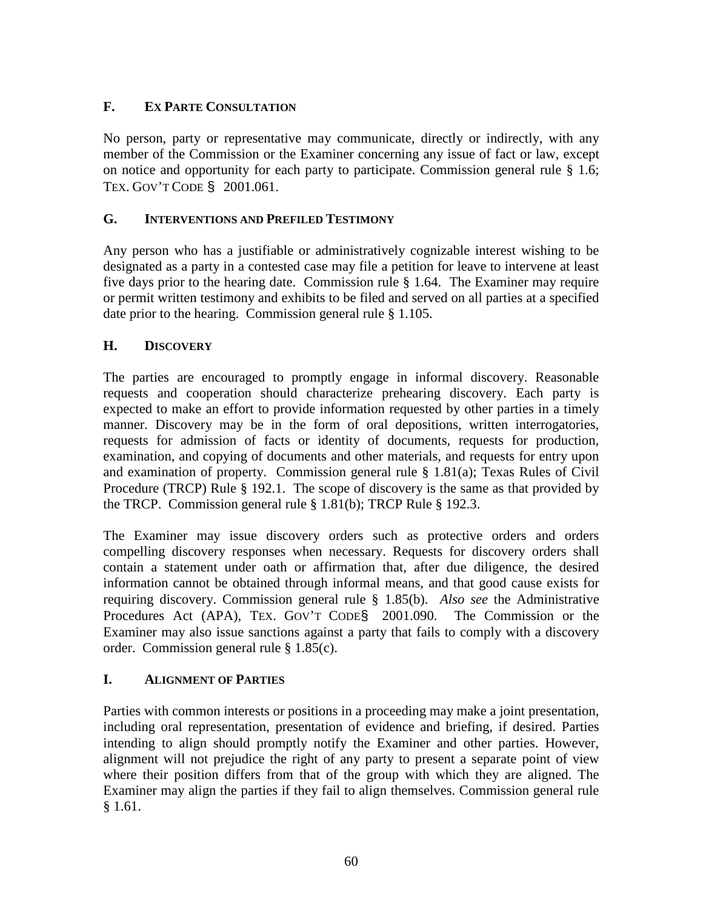### F. EX PARTE CONSULTATION

No person, party or representative may communicate, directly or indirectly, with any member of the Commission or the Examiner concerning any issue of fact or law, except on notice and opportunity for each party to participate. Commission general rule § 1.6; TEX. GOV'T CODE § 2001.061.

### G. INTERVENTIONS AND PREFILED TESTIMONY

Any person who has a justifiable or administratively cognizable interest wishing to be designated as a party in a contested case may file a petition for leave to intervene at least five days prior to the hearing date. Commission rule § 1.64. The Examiner may require or permit written testimony and exhibits to be filed and served on all parties at a specified date prior to the hearing. Commission general rule § 1.105.

### H. DISCOVERY

The parties are encouraged to promptly engage in informal discovery. Reasonable requests and cooperation should characterize prehearing discovery. Each party is expected to make an effort to provide information requested by other parties in a timely manner. Discovery may be in the form of oral depositions, written interrogatories, requests for admission of facts or identity of documents, requests for production, examination, and copying of documents and other materials, and requests for entry upon and examination of property. Commission general rule § 1.81(a); Texas Rules of Civil Procedure (TRCP) Rule § 192.1. The scope of discovery is the same as that provided by the TRCP. Commission general rule § 1.81(b); TRCP Rule § 192.3.

The Examiner may issue discovery orders such as protective orders and orders compelling discovery responses when necessary. Requests for discovery orders shall contain a statement under oath or affirmation that, after due diligence, the desired information cannot be obtained through informal means, and that good cause exists for requiring discovery. Commission general rule § 1.85(b). *Also see* the Administrative Procedures Act (APA), TEX. GOV'T CODE§ 2001.090. The Commission or the Examiner may also issue sanctions against a party that fails to comply with a discovery order. Commission general rule § 1.85(c).

### I. ALIGNMENT OF PARTIES

Parties with common interests or positions in a proceeding may make a joint presentation, including oral representation, presentation of evidence and briefing, if desired. Parties intending to align should promptly notify the Examiner and other parties. However, alignment will not prejudice the right of any party to present a separate point of view where their position differs from that of the group with which they are aligned. The Examiner may align the parties if they fail to align themselves. Commission general rule § 1.61.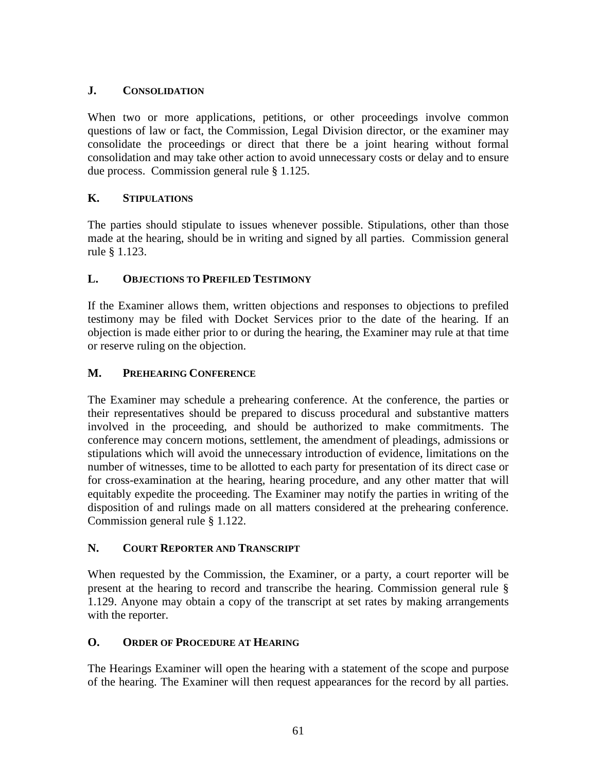## J. Consolidation

When two or more applications, petitions, or other proceedings involve common questions of law or fact, the Commission, Legal Division director, or the examiner may consolidate the proceedings or direct that there be a joint hearing without formal consolidation and may take other action to avoid unnecessary costs or delay and to ensure due process. Commission general rule § 1.125.

## K. Stipulations

The parties should stipulate to issues whenever possible. Stipulations, other than those made at the hearing, should be in writing and signed by all parties. Commission general rule § 1.123.

## L. Objections to Prefiled Testimony

If the Examiner allows them, written objections and responses to objections to prefiled testimony may be filed with Docket Services prior to the date of the hearing. If an objection is made either prior to or during the hearing, the Examiner may rule at that time or reserve ruling on the objection.

## M. Prehearing Conference

The Examiner may schedule a prehearing conference. At the conference, the parties or their representatives should be prepared to discuss procedural and substantive matters involved in the proceeding, and should be authorized to make commitments. The conference may concern motions, settlement, the amendment of pleadings, admissions or stipulations which will avoid the unnecessary introduction of evidence, limitations on the number of witnesses, time to be allotted to each party for presentation of its direct case or for cross-examination at the hearing, hearing procedure, and any other matter that will equitably expedite the proceeding. The Examiner may notify the parties in writing of the disposition of and rulings made on all matters considered at the prehearing conference. Commission general rule § 1.122.

## N. Court Reporter and Transcript

When requested by the Commission, the Examiner, or a party, a court reporter will be present at the hearing to record and transcribe the hearing. Commission general rule § 1.129. Anyone may obtain a copy of the transcript at set rates by making arrangements with the reporter.

## O. Order of Procedure at Hearing

The Hearings Examiner will open the hearing with a statement of the scope and purpose of the hearing. The Examiner will then request appearances for the record by all parties.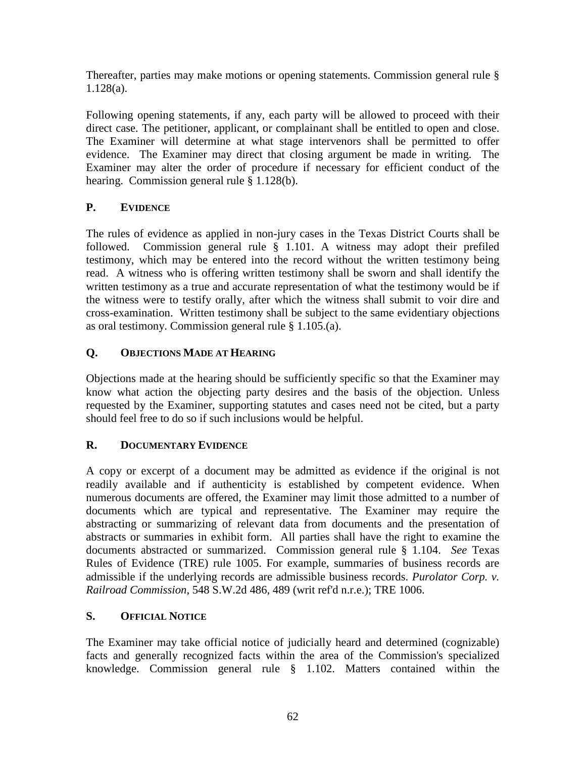Thereafter, parties may make motions or opening statements. Commission general rule § 1.128(a).

Following opening statements, if any, each party will be allowed to proceed with their direct case. The petitioner, applicant, or complainant shall be entitled to open and close. The Examiner will determine at what stage intervenors shall be permitted to offer evidence. The Examiner may direct that closing argument be made in writing. The Examiner may alter the order of procedure if necessary for efficient conduct of the hearing. Commission general rule § 1.128(b).

## P. EVIDENCE

The rules of evidence as applied in non-jury cases in the Texas District Courts shall be followed. Commission general rule § 1.101. A witness may adopt their prefiled testimony, which may be entered into the record without the written testimony being read. A witness who is offering written testimony shall be sworn and shall identify the written testimony as a true and accurate representation of what the testimony would be if the witness were to testify orally, after which the witness shall submit to voir dire and cross-examination. Written testimony shall be subject to the same evidentiary objections as oral testimony. Commission general rule § 1.105.(a).

## Q. OBJECTIONS MADE AT HEARING

Objections made at the hearing should be sufficiently specific so that the Examiner may know what action the objecting party desires and the basis of the objection. Unless requested by the Examiner, supporting statutes and cases need not be cited, but a party should feel free to do so if such inclusions would be helpful.

## R. DOCUMENTARY EVIDENCE

A copy or excerpt of a document may be admitted as evidence if the original is not readily available and if authenticity is established by competent evidence. When numerous documents are offered, the Examiner may limit those admitted to a number of documents which are typical and representative. The Examiner may require the abstracting or summarizing of relevant data from documents and the presentation of abstracts or summaries in exhibit form. All parties shall have the right to examine the documents abstracted or summarized. Commission general rule § 1.104. *See* Texas Rules of Evidence (TRE) rule 1005. For example, summaries of business records are admissible if the underlying records are admissible business records. *Purolator Corp. v. Railroad Commission,* 548 S.W.2d 486, 489 (writ ref'd n.r.e.); TRE 1006.

## S. OFFICIAL NOTICE

The Examiner may take official notice of judicially heard and determined (cognizable) facts and generally recognized facts within the area of the Commission's specialized knowledge. Commission general rule § 1.102. Matters contained within the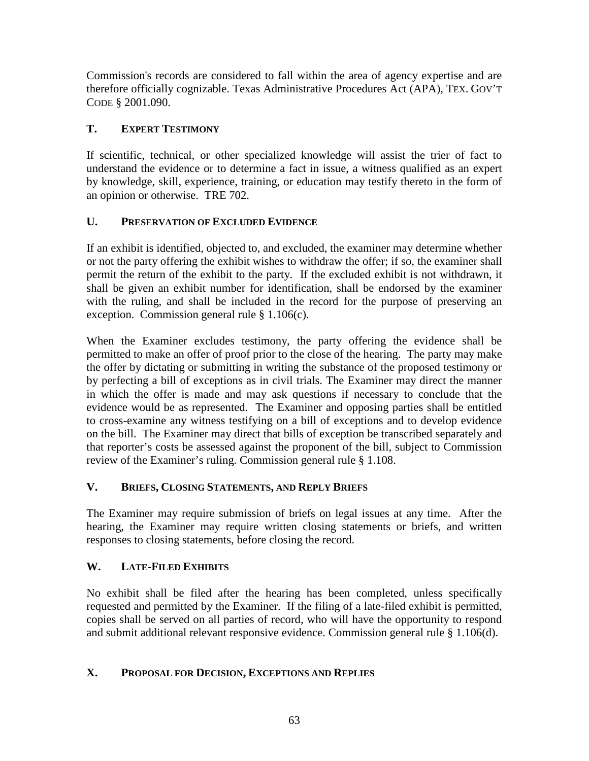Commission's records are considered to fall within the area of agency expertise and are therefore officially cognizable. Texas Administrative Procedures Act (APA), TEX. GOV'T CODE § 2001.090.

## T. EXPERT TESTIMONY

If scientific, technical, or other specialized knowledge will assist the trier of fact to understand the evidence or to determine a fact in issue, a witness qualified as an expert by knowledge, skill, experience, training, or education may testify thereto in the form of an opinion or otherwise. TRE 702.

## U. PRESERVATION OF EXCLUDED EVIDENCE

If an exhibit is identified, objected to, and excluded, the examiner may determine whether or not the party offering the exhibit wishes to withdraw the offer; if so, the examiner shall permit the return of the exhibit to the party. If the excluded exhibit is not withdrawn, it shall be given an exhibit number for identification, shall be endorsed by the examiner with the ruling, and shall be included in the record for the purpose of preserving an exception. Commission general rule § 1.106(c).

When the Examiner excludes testimony, the party offering the evidence shall be permitted to make an offer of proof prior to the close of the hearing. The party may make the offer by dictating or submitting in writing the substance of the proposed testimony or by perfecting a bill of exceptions as in civil trials. The Examiner may direct the manner in which the offer is made and may ask questions if necessary to conclude that the evidence would be as represented. The Examiner and opposing parties shall be entitled to cross-examine any witness testifying on a bill of exceptions and to develop evidence on the bill. The Examiner may direct that bills of exception be transcribed separately and that reporter's costs be assessed against the proponent of the bill, subject to Commission review of the Examiner's ruling. Commission general rule § 1.108.

## V. BRIEFS, CLOSING STATEMENTS, AND REPLY BRIEFS

The Examiner may require submission of briefs on legal issues at any time. After the hearing, the Examiner may require written closing statements or briefs, and written responses to closing statements, before closing the record.

## W. LATE-FILED EXHIBITS

No exhibit shall be filed after the hearing has been completed, unless specifically requested and permitted by the Examiner. If the filing of a late-filed exhibit is permitted, copies shall be served on all parties of record, who will have the opportunity to respond and submit additional relevant responsive evidence. Commission general rule § 1.106(d).

## X. PROPOSAL FOR DECISION, EXCEPTIONS AND REPLIES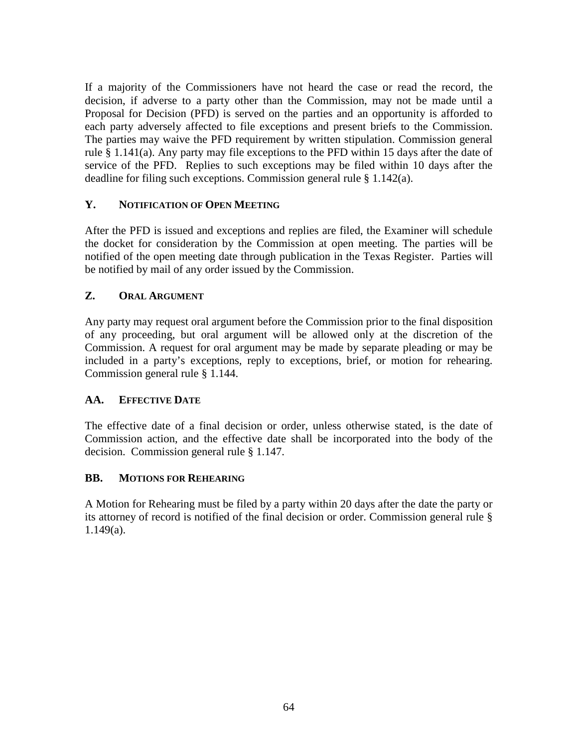If a majority of the Commissioners have not heard the case or read the record, the decision, if adverse to a party other than the Commission, may not be made until a Proposal for Decision (PFD) is served on the parties and an opportunity is afforded to each party adversely affected to file exceptions and present briefs to the Commission. The parties may waive the PFD requirement by written stipulation. Commission general rule § 1.141(a). Any party may file exceptions to the PFD within 15 days after the date of service of the PFD. Replies to such exceptions may be filed within 10 days after the deadline for filing such exceptions. Commission general rule § 1.142(a).

### Y. NOTIFICATION OF OPEN MEETING

After the PFD is issued and exceptions and replies are filed, the Examiner will schedule the docket for consideration by the Commission at open meeting. The parties will be notified of the open meeting date through publication in the Texas Register. Parties will be notified by mail of any order issued by the Commission.

### Z. ORAL ARGUMENT

Any party may request oral argument before the Commission prior to the final disposition of any proceeding, but oral argument will be allowed only at the discretion of the Commission. A request for oral argument may be made by separate pleading or may be included in a party's exceptions, reply to exceptions, brief, or motion for rehearing. Commission general rule § 1.144.

### AA. EFFECTIVE DATE

The effective date of a final decision or order, unless otherwise stated, is the date of Commission action, and the effective date shall be incorporated into the body of the decision. Commission general rule § 1.147.

### BB. MOTIONS FOR REHEARING

A Motion for Rehearing must be filed by a party within 20 days after the date the party or its attorney of record is notified of the final decision or order. Commission general rule § 1.149(a).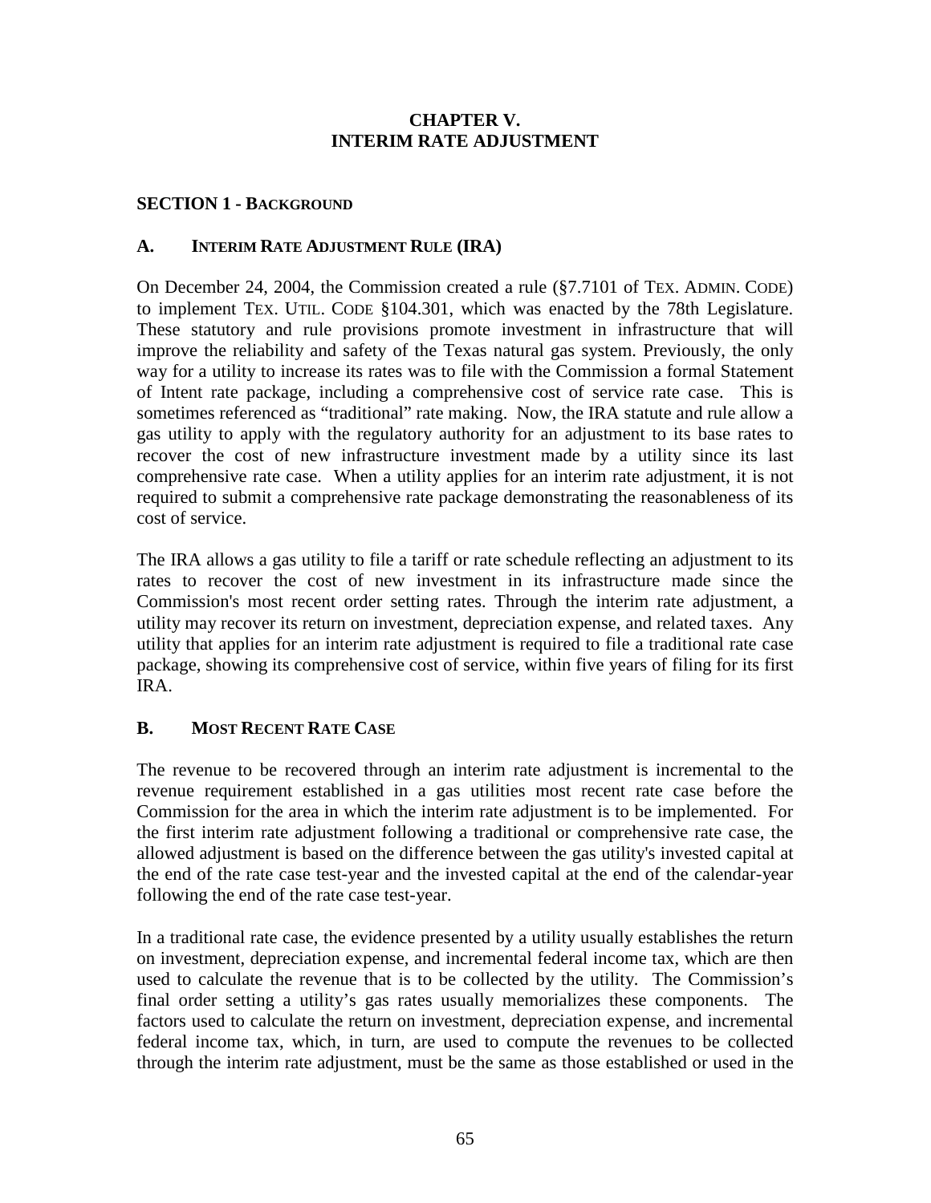# CHAPTER V.
# INTERIM RATE ADJUSTMENT

## SECTION 1 - BACKGROUND

### A. INTERIM RATE ADJUSTMENT RULE (IRA)

On December 24, 2004, the Commission created a rule (§7.7101 of TEX. ADMIN. CODE) to implement TEX. UTIL. CODE §104.301, which was enacted by the 78th Legislature. These statutory and rule provisions promote investment in infrastructure that will improve the reliability and safety of the Texas natural gas system. Previously, the only way for a utility to increase its rates was to file with the Commission a formal Statement of Intent rate package, including a comprehensive cost of service rate case. This is sometimes referenced as "traditional" rate making. Now, the IRA statute and rule allow a gas utility to apply with the regulatory authority for an adjustment to its base rates to recover the cost of new infrastructure investment made by a utility since its last comprehensive rate case. When a utility applies for an interim rate adjustment, it is not required to submit a comprehensive rate package demonstrating the reasonableness of its cost of service.

The IRA allows a gas utility to file a tariff or rate schedule reflecting an adjustment to its rates to recover the cost of new investment in its infrastructure made since the Commission's most recent order setting rates. Through the interim rate adjustment, a utility may recover its return on investment, depreciation expense, and related taxes. Any utility that applies for an interim rate adjustment is required to file a traditional rate case package, showing its comprehensive cost of service, within five years of filing for its first IRA.

### B. MOST RECENT RATE CASE

The revenue to be recovered through an interim rate adjustment is incremental to the revenue requirement established in a gas utilities most recent rate case before the Commission for the area in which the interim rate adjustment is to be implemented. For the first interim rate adjustment following a traditional or comprehensive rate case, the allowed adjustment is based on the difference between the gas utility's invested capital at the end of the rate case test-year and the invested capital at the end of the calendar-year following the end of the rate case test-year.

In a traditional rate case, the evidence presented by a utility usually establishes the return on investment, depreciation expense, and incremental federal income tax, which are then used to calculate the revenue that is to be collected by the utility. The Commission's final order setting a utility's gas rates usually memorializes these components. The factors used to calculate the return on investment, depreciation expense, and incremental federal income tax, which, in turn, are used to compute the revenues to be collected through the interim rate adjustment, must be the same as those established or used in the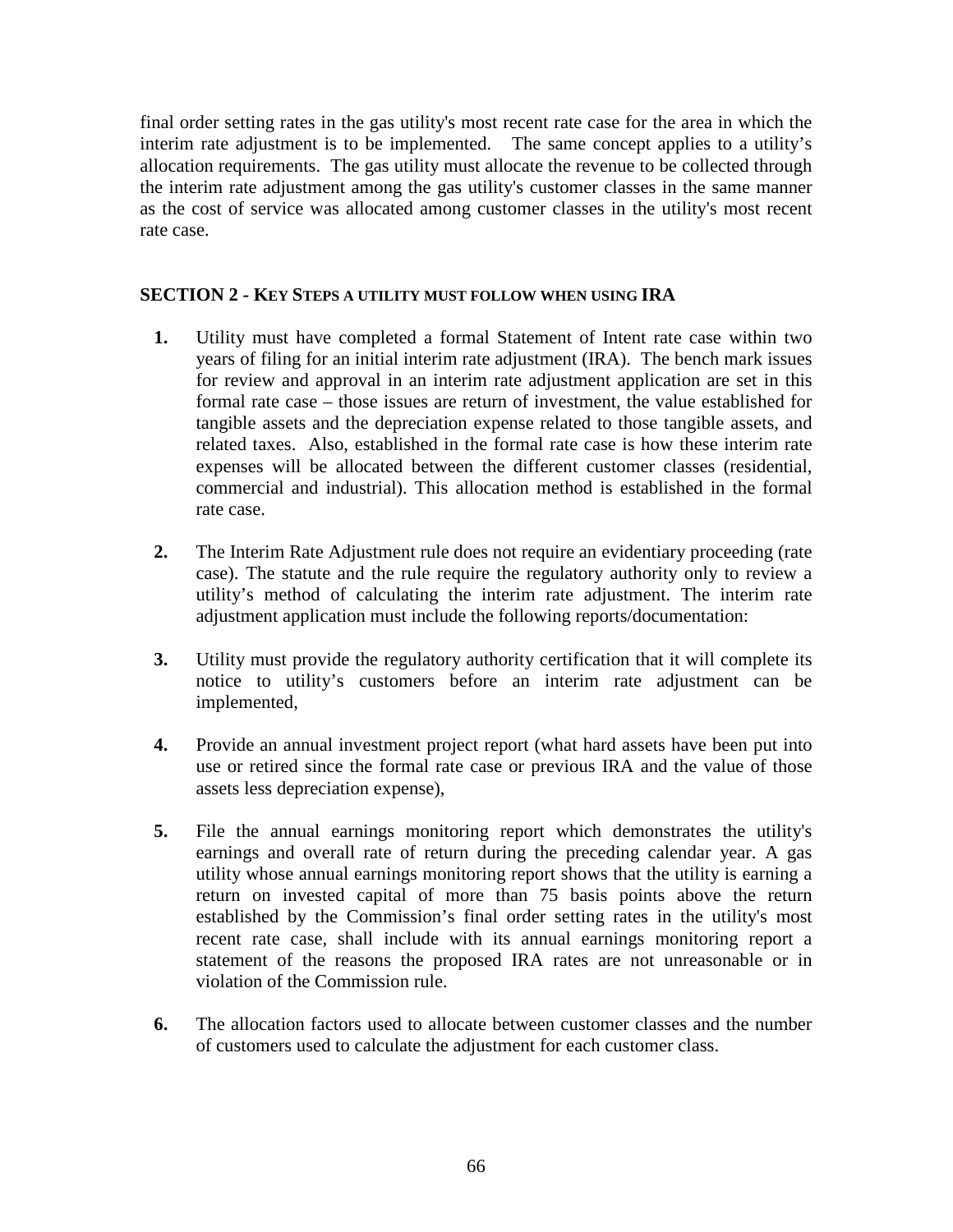final order setting rates in the gas utility's most recent rate case for the area in which the interim rate adjustment is to be implemented. The same concept applies to a utility's allocation requirements. The gas utility must allocate the revenue to be collected through the interim rate adjustment among the gas utility's customer classes in the same manner as the cost of service was allocated among customer classes in the utility's most recent rate case.

## SECTION 2 - KEY STEPS A UTILITY MUST FOLLOW WHEN USING IRA

1. Utility must have completed a formal Statement of Intent rate case within two years of filing for an initial interim rate adjustment (IRA). The bench mark issues for review and approval in an interim rate adjustment application are set in this formal rate case – those issues are return of investment, the value established for tangible assets and the depreciation expense related to those tangible assets, and related taxes. Also, established in the formal rate case is how these interim rate expenses will be allocated between the different customer classes (residential, commercial and industrial). This allocation method is established in the formal rate case.

2. The Interim Rate Adjustment rule does not require an evidentiary proceeding (rate case). The statute and the rule require the regulatory authority only to review a utility's method of calculating the interim rate adjustment. The interim rate adjustment application must include the following reports/documentation:

3. Utility must provide the regulatory authority certification that it will complete its notice to utility's customers before an interim rate adjustment can be implemented,

4. Provide an annual investment project report (what hard assets have been put into use or retired since the formal rate case or previous IRA and the value of those assets less depreciation expense),

5. File the annual earnings monitoring report which demonstrates the utility's earnings and overall rate of return during the preceding calendar year. A gas utility whose annual earnings monitoring report shows that the utility is earning a return on invested capital of more than 75 basis points above the return established by the Commission's final order setting rates in the utility's most recent rate case, shall include with its annual earnings monitoring report a statement of the reasons the proposed IRA rates are not unreasonable or in violation of the Commission rule.

6. The allocation factors used to allocate between customer classes and the number of customers used to calculate the adjustment for each customer class.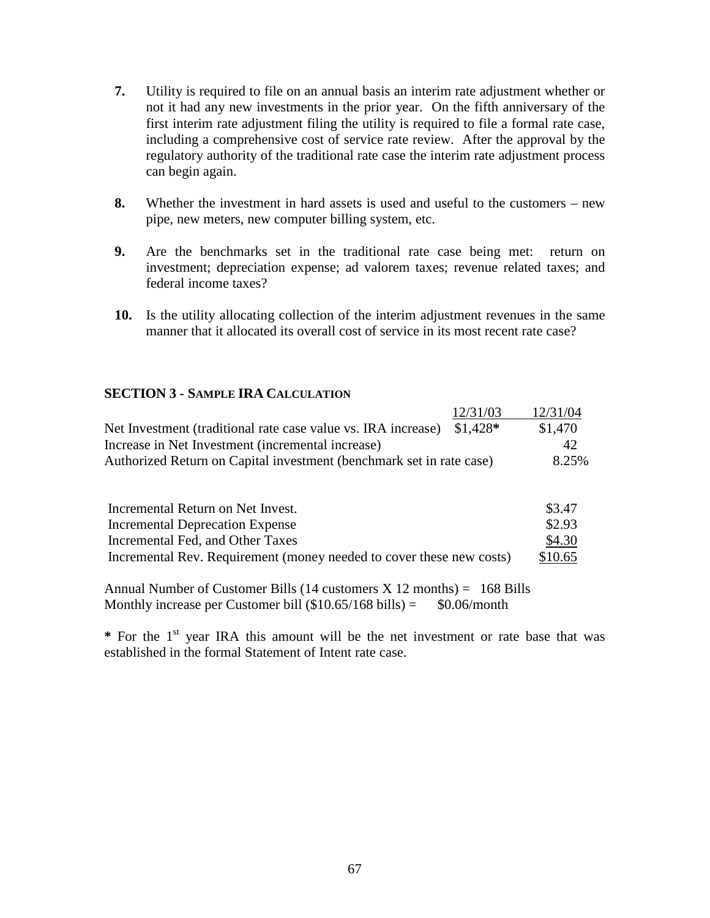**7.** Utility is required to file on an annual basis an interim rate adjustment whether or not it had any new investments in the prior year. On the fifth anniversary of the first interim rate adjustment filing the utility is required to file a formal rate case, including a comprehensive cost of service rate review. After the approval by the regulatory authority of the traditional rate case the interim rate adjustment process can begin again.

**8.** Whether the investment in hard assets is used and useful to the customers – new pipe, new meters, new computer billing system, etc.

**9.** Are the benchmarks set in the traditional rate case being met: return on investment; depreciation expense; ad valorem taxes; revenue related taxes; and federal income taxes?

**10.** Is the utility allocating collection of the interim adjustment revenues in the same manner that it allocated its overall cost of service in its most recent rate case?

### SECTION 3 - SAMPLE IRA CALCULATION

| | 12/31/03 | 12/31/04 |
|---|---|---|
| Net Investment (traditional rate case value vs. IRA increase) | $1,428* | $1,470 |
| Increase in Net Investment (incremental increase) | | 42 |
| Authorized Return on Capital investment (benchmark set in rate case) | | 8.25% |

| | |
|---|---|
| Incremental Return on Net Invest. | $3.47 |
| Incremental Deprecation Expense | $2.93 |
| Incremental Fed, and Other Taxes | $4.30 |
| Incremental Rev. Requirement (money needed to cover these new costs) | $10.65 |

Annual Number of Customer Bills (14 customers X 12 months) = 168 Bills
Monthly increase per Customer bill ($10.65/168 bills) = $0.06/month

**\*** For the 1st year IRA this amount will be the net investment or rate base that was established in the formal Statement of Intent rate case.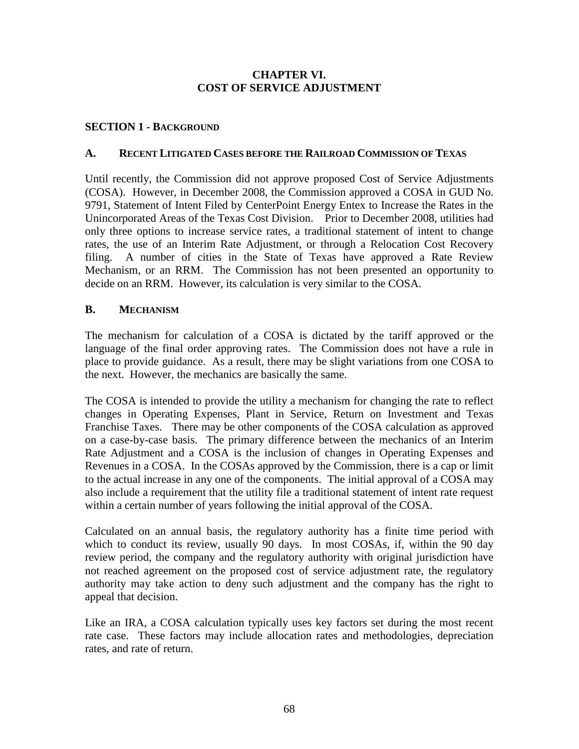# CHAPTER VI.
# COST OF SERVICE ADJUSTMENT

## SECTION 1 - BACKGROUND

### A. RECENT LITIGATED CASES BEFORE THE RAILROAD COMMISSION OF TEXAS

Until recently, the Commission did not approve proposed Cost of Service Adjustments (COSA). However, in December 2008, the Commission approved a COSA in GUD No. 9791, Statement of Intent Filed by CenterPoint Energy Entex to Increase the Rates in the Unincorporated Areas of the Texas Cost Division. Prior to December 2008, utilities had only three options to increase service rates, a traditional statement of intent to change rates, the use of an Interim Rate Adjustment, or through a Relocation Cost Recovery filing. A number of cities in the State of Texas have approved a Rate Review Mechanism, or an RRM. The Commission has not been presented an opportunity to decide on an RRM. However, its calculation is very similar to the COSA.

### B. MECHANISM

The mechanism for calculation of a COSA is dictated by the tariff approved or the language of the final order approving rates. The Commission does not have a rule in place to provide guidance. As a result, there may be slight variations from one COSA to the next. However, the mechanics are basically the same.

The COSA is intended to provide the utility a mechanism for changing the rate to reflect changes in Operating Expenses, Plant in Service, Return on Investment and Texas Franchise Taxes. There may be other components of the COSA calculation as approved on a case-by-case basis. The primary difference between the mechanics of an Interim Rate Adjustment and a COSA is the inclusion of changes in Operating Expenses and Revenues in a COSA. In the COSAs approved by the Commission, there is a cap or limit to the actual increase in any one of the components. The initial approval of a COSA may also include a requirement that the utility file a traditional statement of intent rate request within a certain number of years following the initial approval of the COSA.

Calculated on an annual basis, the regulatory authority has a finite time period with which to conduct its review, usually 90 days. In most COSAs, if, within the 90 day review period, the company and the regulatory authority with original jurisdiction have not reached agreement on the proposed cost of service adjustment rate, the regulatory authority may take action to deny such adjustment and the company has the right to appeal that decision.

Like an IRA, a COSA calculation typically uses key factors set during the most recent rate case. These factors may include allocation rates and methodologies, depreciation rates, and rate of return.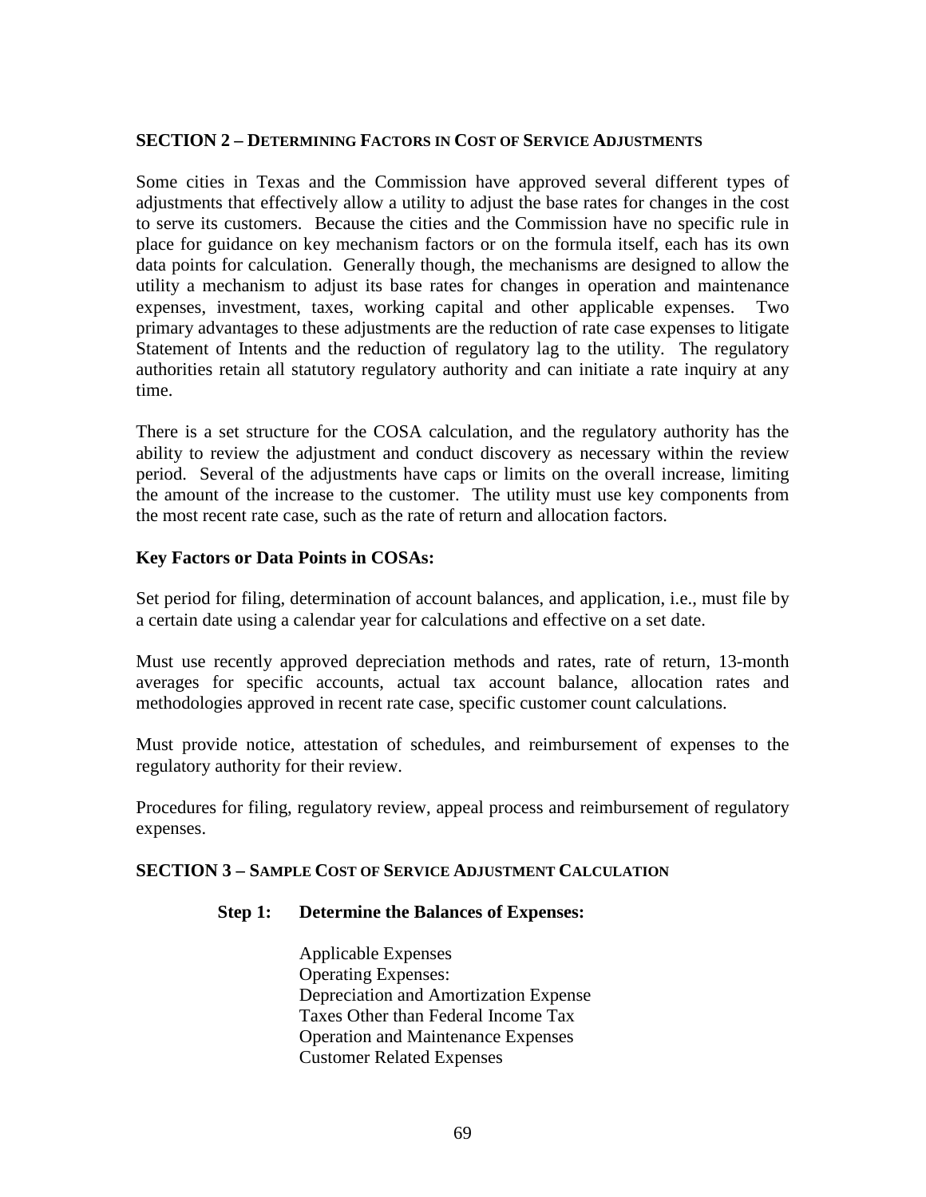## SECTION 2 – DETERMINING FACTORS IN COST OF SERVICE ADJUSTMENTS

Some cities in Texas and the Commission have approved several different types of adjustments that effectively allow a utility to adjust the base rates for changes in the cost to serve its customers. Because the cities and the Commission have no specific rule in place for guidance on key mechanism factors or on the formula itself, each has its own data points for calculation. Generally though, the mechanisms are designed to allow the utility a mechanism to adjust its base rates for changes in operation and maintenance expenses, investment, taxes, working capital and other applicable expenses. Two primary advantages to these adjustments are the reduction of rate case expenses to litigate Statement of Intents and the reduction of regulatory lag to the utility. The regulatory authorities retain all statutory regulatory authority and can initiate a rate inquiry at any time.

There is a set structure for the COSA calculation, and the regulatory authority has the ability to review the adjustment and conduct discovery as necessary within the review period. Several of the adjustments have caps or limits on the overall increase, limiting the amount of the increase to the customer. The utility must use key components from the most recent rate case, such as the rate of return and allocation factors.

**Key Factors or Data Points in COSAs:**

Set period for filing, determination of account balances, and application, i.e., must file by a certain date using a calendar year for calculations and effective on a set date.

Must use recently approved depreciation methods and rates, rate of return, 13-month averages for specific accounts, actual tax account balance, allocation rates and methodologies approved in recent rate case, specific customer count calculations.

Must provide notice, attestation of schedules, and reimbursement of expenses to the regulatory authority for their review.

Procedures for filing, regulatory review, appeal process and reimbursement of regulatory expenses.

## SECTION 3 – SAMPLE COST OF SERVICE ADJUSTMENT CALCULATION

**Step 1: Determine the Balances of Expenses:**

Applicable Expenses
Operating Expenses:
Depreciation and Amortization Expense
Taxes Other than Federal Income Tax
Operation and Maintenance Expenses
Customer Related Expenses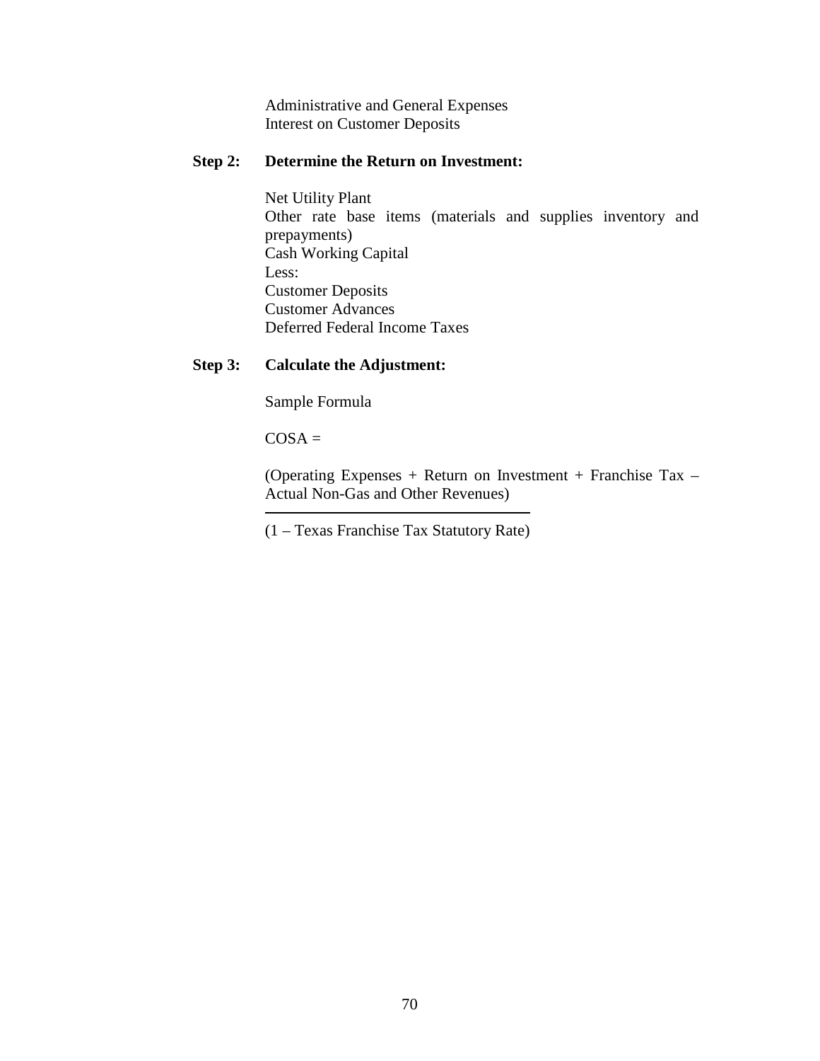Administrative and General Expenses
Interest on Customer Deposits

**Step 2: Determine the Return on Investment:**

Net Utility Plant
Other rate base items (materials and supplies inventory and prepayments)
Cash Working Capital
Less:
Customer Deposits
Customer Advances
Deferred Federal Income Taxes

**Step 3: Calculate the Adjustment:**

Sample Formula

COSA =

$$\frac{\text{(Operating Expenses + Return on Investment + Franchise Tax – Actual Non-Gas and Other Revenues)}}{\text{(1 – Texas Franchise Tax Statutory Rate)}}$$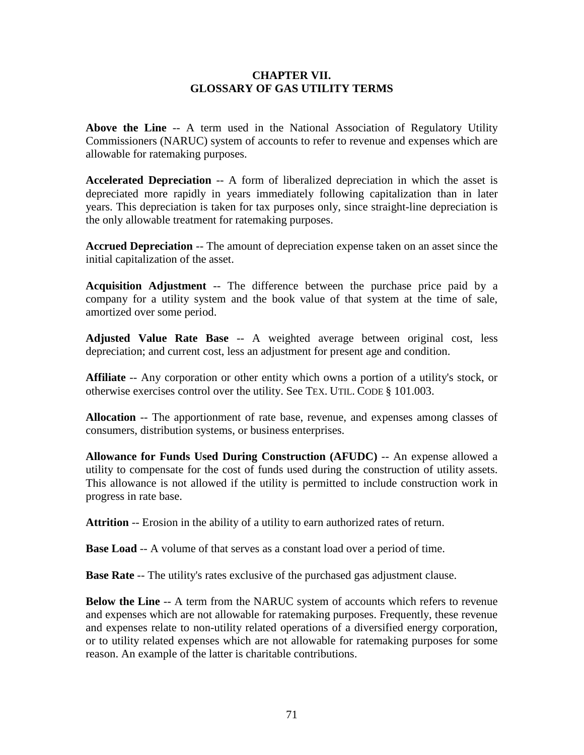# CHAPTER VII.
# GLOSSARY OF GAS UTILITY TERMS

**Above the Line** -- A term used in the National Association of Regulatory Utility Commissioners (NARUC) system of accounts to refer to revenue and expenses which are allowable for ratemaking purposes.

**Accelerated Depreciation** -- A form of liberalized depreciation in which the asset is depreciated more rapidly in years immediately following capitalization than in later years. This depreciation is taken for tax purposes only, since straight-line depreciation is the only allowable treatment for ratemaking purposes.

**Accrued Depreciation** -- The amount of depreciation expense taken on an asset since the initial capitalization of the asset.

**Acquisition Adjustment** -- The difference between the purchase price paid by a company for a utility system and the book value of that system at the time of sale, amortized over some period.

**Adjusted Value Rate Base** -- A weighted average between original cost, less depreciation; and current cost, less an adjustment for present age and condition.

**Affiliate** -- Any corporation or other entity which owns a portion of a utility's stock, or otherwise exercises control over the utility. See TEX. UTIL. CODE § 101.003.

**Allocation** -- The apportionment of rate base, revenue, and expenses among classes of consumers, distribution systems, or business enterprises.

**Allowance for Funds Used During Construction (AFUDC)** -- An expense allowed a utility to compensate for the cost of funds used during the construction of utility assets. This allowance is not allowed if the utility is permitted to include construction work in progress in rate base.

**Attrition** -- Erosion in the ability of a utility to earn authorized rates of return.

**Base Load** -- A volume of that serves as a constant load over a period of time.

**Base Rate** -- The utility's rates exclusive of the purchased gas adjustment clause.

**Below the Line** -- A term from the NARUC system of accounts which refers to revenue and expenses which are not allowable for ratemaking purposes. Frequently, these revenue and expenses relate to non-utility related operations of a diversified energy corporation, or to utility related expenses which are not allowable for ratemaking purposes for some reason. An example of the latter is charitable contributions.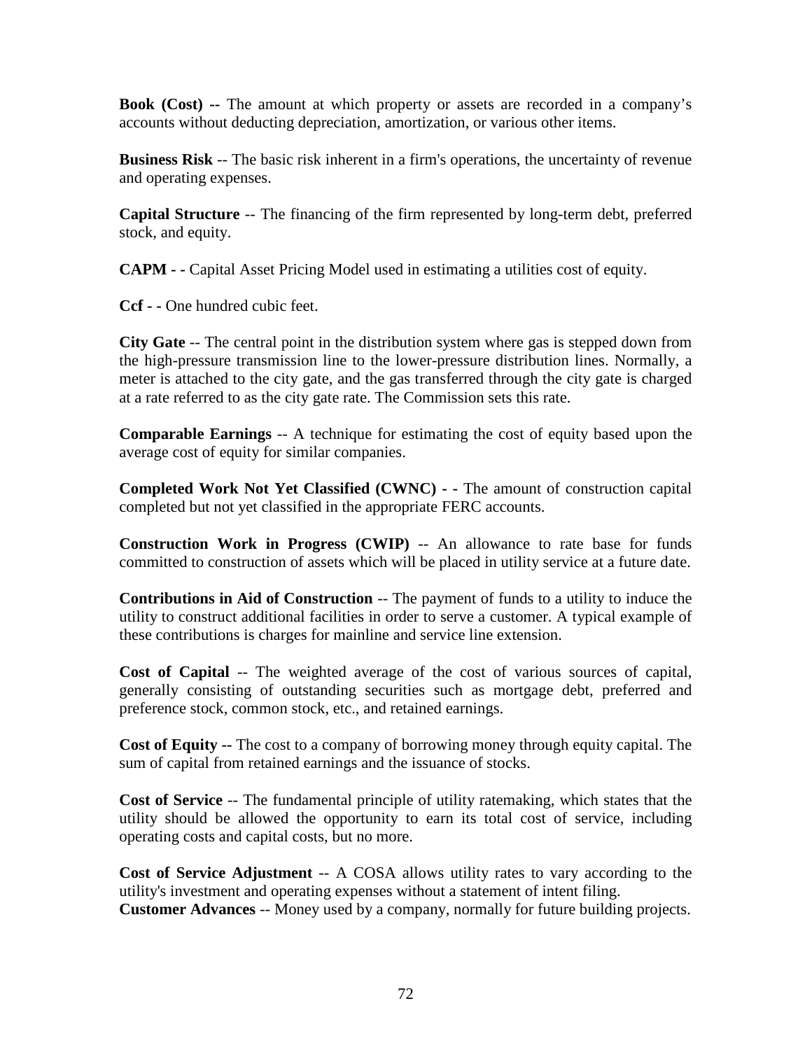**Book (Cost) --** The amount at which property or assets are recorded in a company's accounts without deducting depreciation, amortization, or various other items.

**Business Risk** -- The basic risk inherent in a firm's operations, the uncertainty of revenue and operating expenses.

**Capital Structure** -- The financing of the firm represented by long-term debt, preferred stock, and equity.

**CAPM - -** Capital Asset Pricing Model used in estimating a utilities cost of equity.

**Ccf - -** One hundred cubic feet.

**City Gate** -- The central point in the distribution system where gas is stepped down from the high-pressure transmission line to the lower-pressure distribution lines. Normally, a meter is attached to the city gate, and the gas transferred through the city gate is charged at a rate referred to as the city gate rate. The Commission sets this rate.

**Comparable Earnings** -- A technique for estimating the cost of equity based upon the average cost of equity for similar companies.

**Completed Work Not Yet Classified (CWNC) - -** The amount of construction capital completed but not yet classified in the appropriate FERC accounts.

**Construction Work in Progress (CWIP)** -- An allowance to rate base for funds committed to construction of assets which will be placed in utility service at a future date.

**Contributions in Aid of Construction** -- The payment of funds to a utility to induce the utility to construct additional facilities in order to serve a customer. A typical example of these contributions is charges for mainline and service line extension.

**Cost of Capital** -- The weighted average of the cost of various sources of capital, generally consisting of outstanding securities such as mortgage debt, preferred and preference stock, common stock, etc., and retained earnings.

**Cost of Equity --** The cost to a company of borrowing money through equity capital. The sum of capital from retained earnings and the issuance of stocks.

**Cost of Service** -- The fundamental principle of utility ratemaking, which states that the utility should be allowed the opportunity to earn its total cost of service, including operating costs and capital costs, but no more.

**Cost of Service Adjustment** -- A COSA allows utility rates to vary according to the utility's investment and operating expenses without a statement of intent filing.

**Customer Advances** -- Money used by a company, normally for future building projects.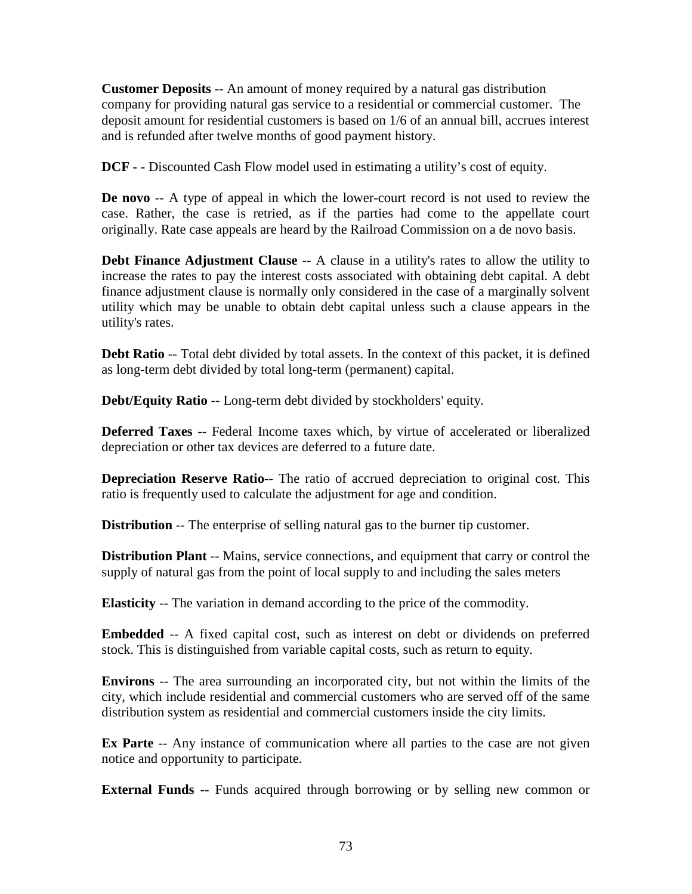**Customer Deposits** -- An amount of money required by a natural gas distribution company for providing natural gas service to a residential or commercial customer. The deposit amount for residential customers is based on 1/6 of an annual bill, accrues interest and is refunded after twelve months of good payment history.

**DCF - -** Discounted Cash Flow model used in estimating a utility's cost of equity.

**De novo** -- A type of appeal in which the lower-court record is not used to review the case. Rather, the case is retried, as if the parties had come to the appellate court originally. Rate case appeals are heard by the Railroad Commission on a de novo basis.

**Debt Finance Adjustment Clause** -- A clause in a utility's rates to allow the utility to increase the rates to pay the interest costs associated with obtaining debt capital. A debt finance adjustment clause is normally only considered in the case of a marginally solvent utility which may be unable to obtain debt capital unless such a clause appears in the utility's rates.

**Debt Ratio** -- Total debt divided by total assets. In the context of this packet, it is defined as long-term debt divided by total long-term (permanent) capital.

**Debt/Equity Ratio** -- Long-term debt divided by stockholders' equity.

**Deferred Taxes** -- Federal Income taxes which, by virtue of accelerated or liberalized depreciation or other tax devices are deferred to a future date.

**Depreciation Reserve Ratio**-- The ratio of accrued depreciation to original cost. This ratio is frequently used to calculate the adjustment for age and condition.

**Distribution** -- The enterprise of selling natural gas to the burner tip customer.

**Distribution Plant** -- Mains, service connections, and equipment that carry or control the supply of natural gas from the point of local supply to and including the sales meters

**Elasticity** -- The variation in demand according to the price of the commodity.

**Embedded** -- A fixed capital cost, such as interest on debt or dividends on preferred stock. This is distinguished from variable capital costs, such as return to equity.

**Environs** -- The area surrounding an incorporated city, but not within the limits of the city, which include residential and commercial customers who are served off of the same distribution system as residential and commercial customers inside the city limits.

**Ex Parte** -- Any instance of communication where all parties to the case are not given notice and opportunity to participate.

**External Funds** -- Funds acquired through borrowing or by selling new common or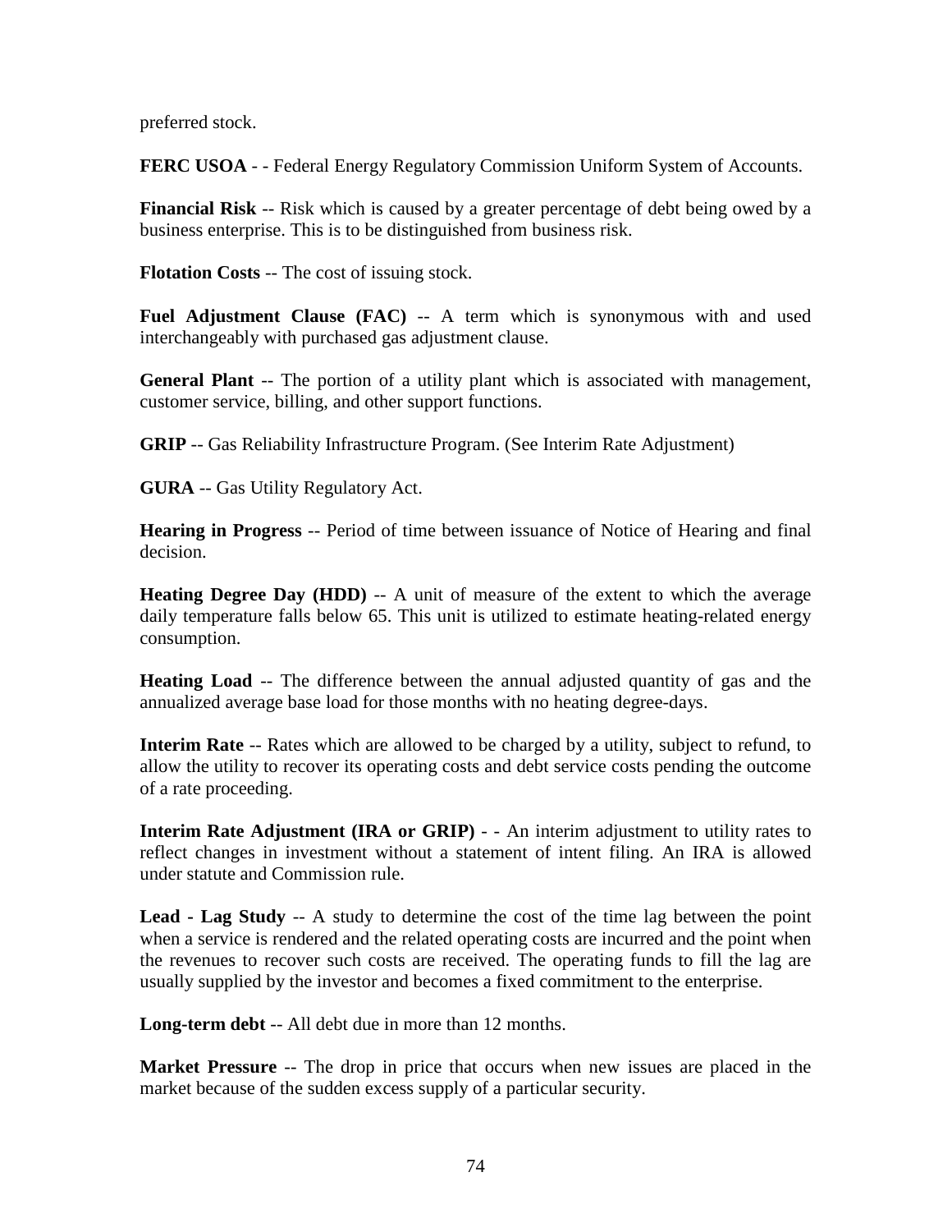preferred stock.

**FERC USOA** - - Federal Energy Regulatory Commission Uniform System of Accounts.

**Financial Risk** -- Risk which is caused by a greater percentage of debt being owed by a business enterprise. This is to be distinguished from business risk.

**Flotation Costs** -- The cost of issuing stock.

**Fuel Adjustment Clause (FAC)** -- A term which is synonymous with and used interchangeably with purchased gas adjustment clause.

**General Plant** -- The portion of a utility plant which is associated with management, customer service, billing, and other support functions.

**GRIP** -- Gas Reliability Infrastructure Program. (See Interim Rate Adjustment)

**GURA** -- Gas Utility Regulatory Act.

**Hearing in Progress** -- Period of time between issuance of Notice of Hearing and final decision.

**Heating Degree Day (HDD)** -- A unit of measure of the extent to which the average daily temperature falls below 65. This unit is utilized to estimate heating-related energy consumption.

**Heating Load** -- The difference between the annual adjusted quantity of gas and the annualized average base load for those months with no heating degree-days.

**Interim Rate** -- Rates which are allowed to be charged by a utility, subject to refund, to allow the utility to recover its operating costs and debt service costs pending the outcome of a rate proceeding.

**Interim Rate Adjustment (IRA or GRIP)** - - An interim adjustment to utility rates to reflect changes in investment without a statement of intent filing. An IRA is allowed under statute and Commission rule.

**Lead - Lag Study** -- A study to determine the cost of the time lag between the point when a service is rendered and the related operating costs are incurred and the point when the revenues to recover such costs are received. The operating funds to fill the lag are usually supplied by the investor and becomes a fixed commitment to the enterprise.

**Long-term debt** -- All debt due in more than 12 months.

**Market Pressure** -- The drop in price that occurs when new issues are placed in the market because of the sudden excess supply of a particular security.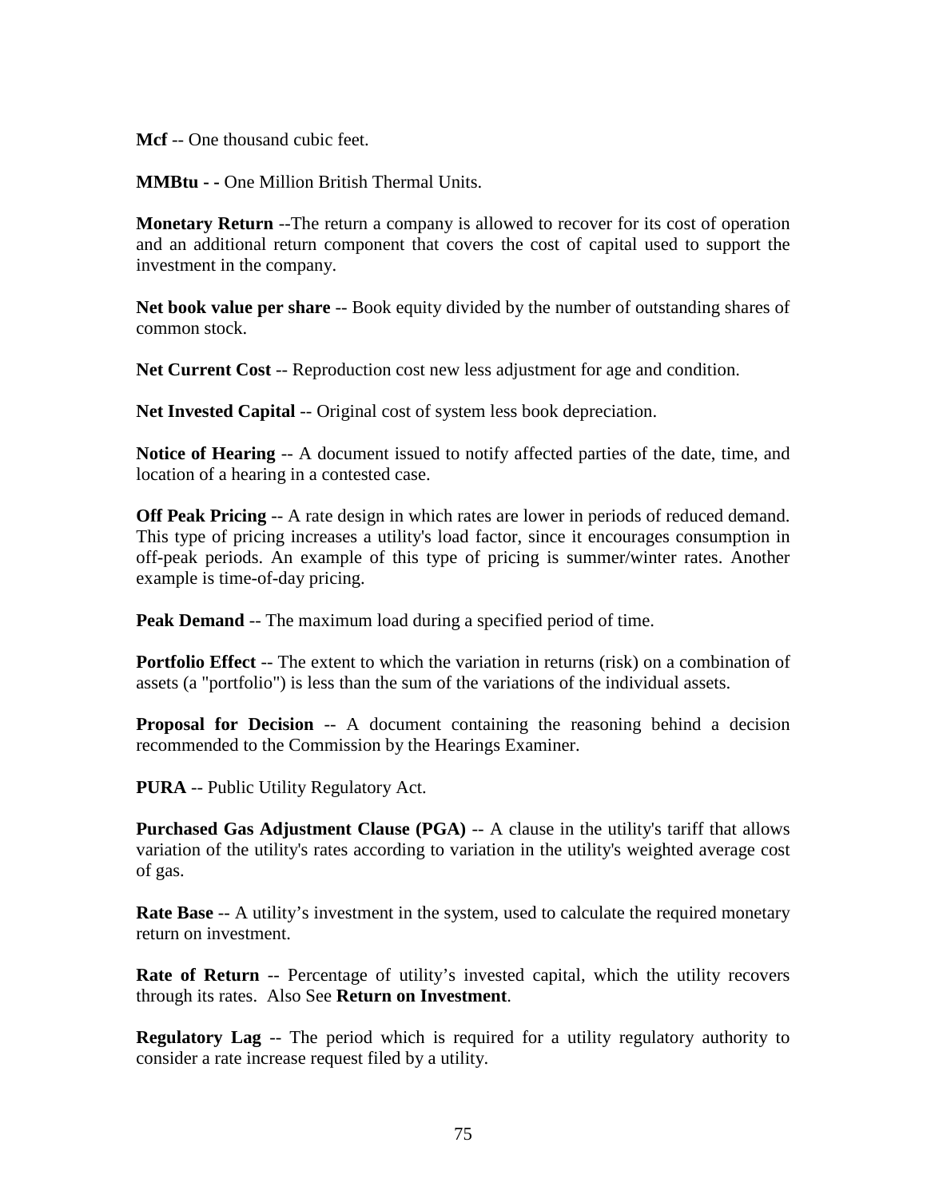**Mcf** -- One thousand cubic feet.

**MMBtu - -** One Million British Thermal Units.

**Monetary Return** --The return a company is allowed to recover for its cost of operation and an additional return component that covers the cost of capital used to support the investment in the company.

**Net book value per share** -- Book equity divided by the number of outstanding shares of common stock.

**Net Current Cost** -- Reproduction cost new less adjustment for age and condition.

**Net Invested Capital** -- Original cost of system less book depreciation.

**Notice of Hearing** -- A document issued to notify affected parties of the date, time, and location of a hearing in a contested case.

**Off Peak Pricing** -- A rate design in which rates are lower in periods of reduced demand. This type of pricing increases a utility's load factor, since it encourages consumption in off-peak periods. An example of this type of pricing is summer/winter rates. Another example is time-of-day pricing.

**Peak Demand** -- The maximum load during a specified period of time.

**Portfolio Effect** -- The extent to which the variation in returns (risk) on a combination of assets (a "portfolio") is less than the sum of the variations of the individual assets.

**Proposal for Decision** -- A document containing the reasoning behind a decision recommended to the Commission by the Hearings Examiner.

**PURA** -- Public Utility Regulatory Act.

**Purchased Gas Adjustment Clause (PGA)** -- A clause in the utility's tariff that allows variation of the utility's rates according to variation in the utility's weighted average cost of gas.

**Rate Base** -- A utility's investment in the system, used to calculate the required monetary return on investment.

**Rate of Return** -- Percentage of utility's invested capital, which the utility recovers through its rates. Also See **Return on Investment**.

**Regulatory Lag** -- The period which is required for a utility regulatory authority to consider a rate increase request filed by a utility.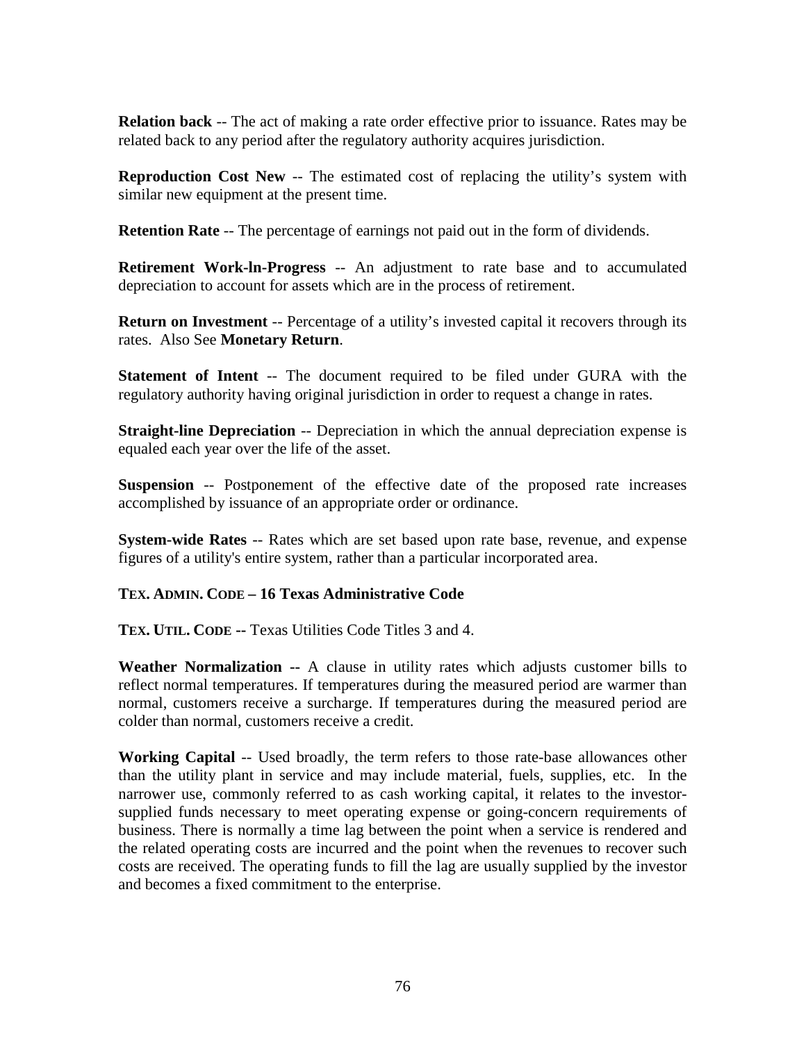**Relation back** -- The act of making a rate order effective prior to issuance. Rates may be related back to any period after the regulatory authority acquires jurisdiction.

**Reproduction Cost New** -- The estimated cost of replacing the utility's system with similar new equipment at the present time.

**Retention Rate** -- The percentage of earnings not paid out in the form of dividends.

**Retirement Work-ln-Progress** -- An adjustment to rate base and to accumulated depreciation to account for assets which are in the process of retirement.

**Return on Investment** -- Percentage of a utility's invested capital it recovers through its rates. Also See **Monetary Return**.

**Statement of Intent** -- The document required to be filed under GURA with the regulatory authority having original jurisdiction in order to request a change in rates.

**Straight-line Depreciation** -- Depreciation in which the annual depreciation expense is equaled each year over the life of the asset.

**Suspension** -- Postponement of the effective date of the proposed rate increases accomplished by issuance of an appropriate order or ordinance.

**System-wide Rates** -- Rates which are set based upon rate base, revenue, and expense figures of a utility's entire system, rather than a particular incorporated area.

**TEX. ADMIN. CODE – 16 Texas Administrative Code**

**TEX. UTIL. CODE --** Texas Utilities Code Titles 3 and 4.

**Weather Normalization --** A clause in utility rates which adjusts customer bills to reflect normal temperatures. If temperatures during the measured period are warmer than normal, customers receive a surcharge. If temperatures during the measured period are colder than normal, customers receive a credit.

**Working Capital** -- Used broadly, the term refers to those rate-base allowances other than the utility plant in service and may include material, fuels, supplies, etc. In the narrower use, commonly referred to as cash working capital, it relates to the investor-supplied funds necessary to meet operating expense or going-concern requirements of business. There is normally a time lag between the point when a service is rendered and the related operating costs are incurred and the point when the revenues to recover such costs are received. The operating funds to fill the lag are usually supplied by the investor and becomes a fixed commitment to the enterprise.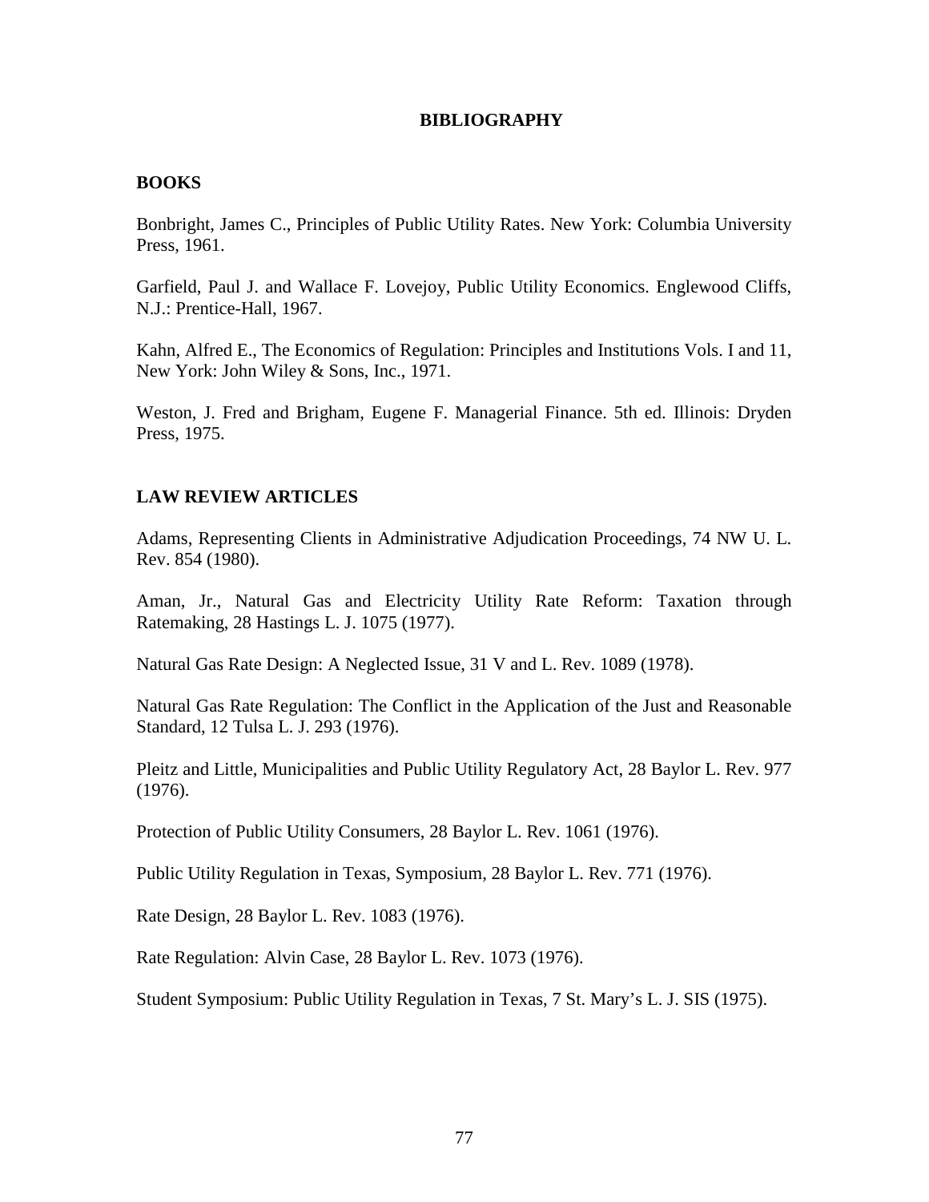# BIBLIOGRAPHY

## BOOKS

Bonbright, James C., Principles of Public Utility Rates. New York: Columbia University Press, 1961.

Garfield, Paul J. and Wallace F. Lovejoy, Public Utility Economics. Englewood Cliffs, N.J.: Prentice-Hall, 1967.

Kahn, Alfred E., The Economics of Regulation: Principles and Institutions Vols. I and 11, New York: John Wiley & Sons, Inc., 1971.

Weston, J. Fred and Brigham, Eugene F. Managerial Finance. 5th ed. Illinois: Dryden Press, 1975.

## LAW REVIEW ARTICLES

Adams, Representing Clients in Administrative Adjudication Proceedings, 74 NW U. L. Rev. 854 (1980).

Aman, Jr., Natural Gas and Electricity Utility Rate Reform: Taxation through Ratemaking, 28 Hastings L. J. 1075 (1977).

Natural Gas Rate Design: A Neglected Issue, 31 V and L. Rev. 1089 (1978).

Natural Gas Rate Regulation: The Conflict in the Application of the Just and Reasonable Standard, 12 Tulsa L. J. 293 (1976).

Pleitz and Little, Municipalities and Public Utility Regulatory Act, 28 Baylor L. Rev. 977 (1976).

Protection of Public Utility Consumers, 28 Baylor L. Rev. 1061 (1976).

Public Utility Regulation in Texas, Symposium, 28 Baylor L. Rev. 771 (1976).

Rate Design, 28 Baylor L. Rev. 1083 (1976).

Rate Regulation: Alvin Case, 28 Baylor L. Rev. 1073 (1976).

Student Symposium: Public Utility Regulation in Texas, 7 St. Mary's L. J. SIS (1975).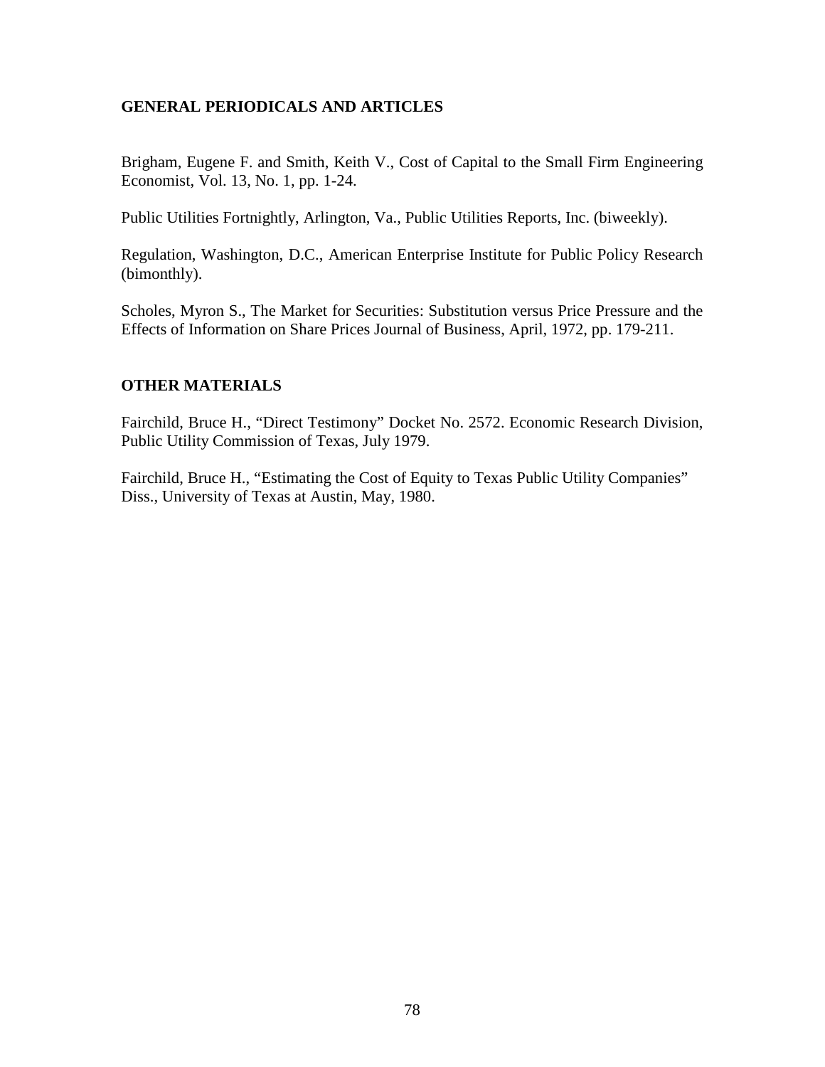## GENERAL PERIODICALS AND ARTICLES

Brigham, Eugene F. and Smith, Keith V., Cost of Capital to the Small Firm Engineering Economist, Vol. 13, No. 1, pp. 1-24.

Public Utilities Fortnightly, Arlington, Va., Public Utilities Reports, Inc. (biweekly).

Regulation, Washington, D.C., American Enterprise Institute for Public Policy Research (bimonthly).

Scholes, Myron S., The Market for Securities: Substitution versus Price Pressure and the Effects of Information on Share Prices Journal of Business, April, 1972, pp. 179-211.

## OTHER MATERIALS

Fairchild, Bruce H., "Direct Testimony" Docket No. 2572. Economic Research Division, Public Utility Commission of Texas, July 1979.

Fairchild, Bruce H., "Estimating the Cost of Equity to Texas Public Utility Companies" Diss., University of Texas at Austin, May, 1980.